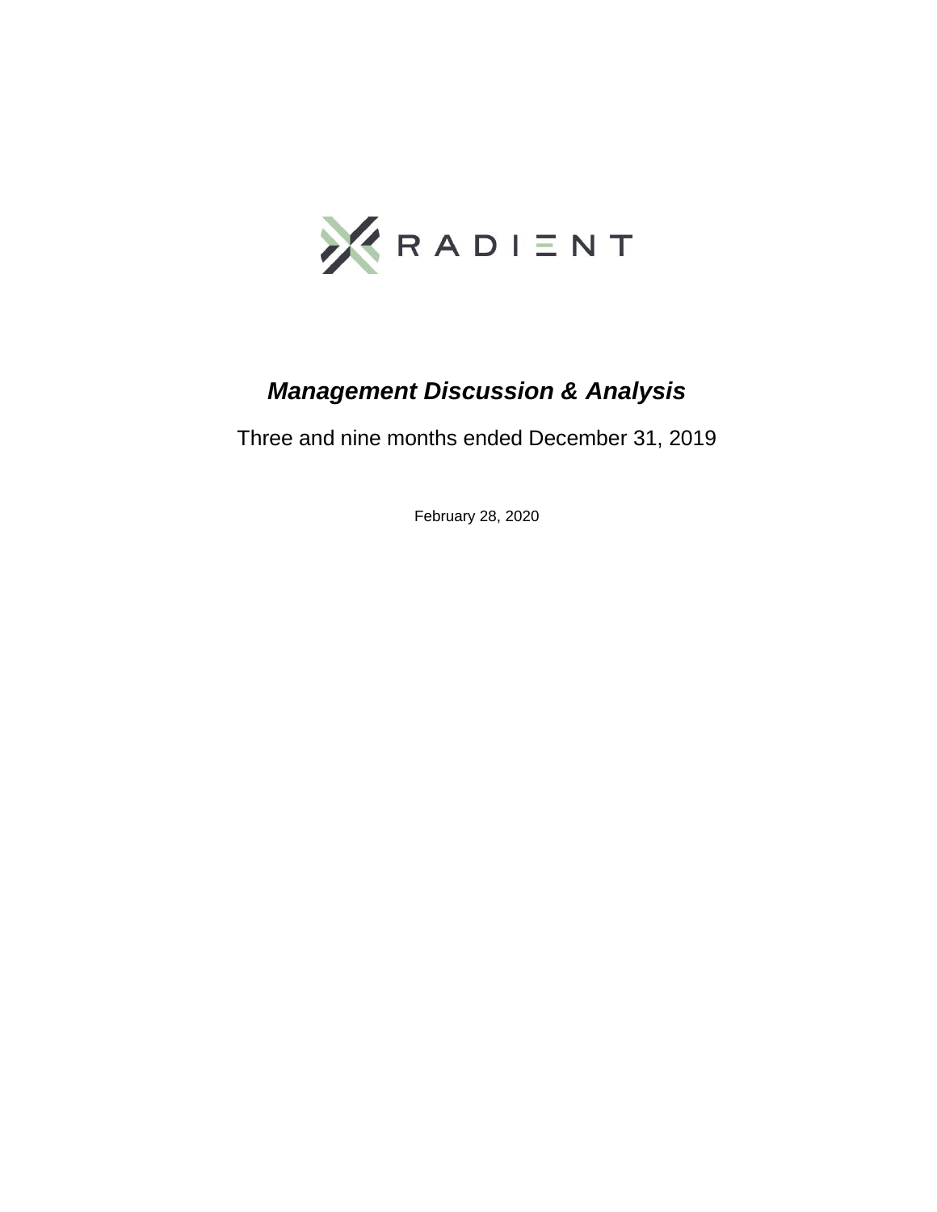RADIENT

# *Management Discussion & Analysis*

Three and nine months ended December 31, 2019

February 28, 2020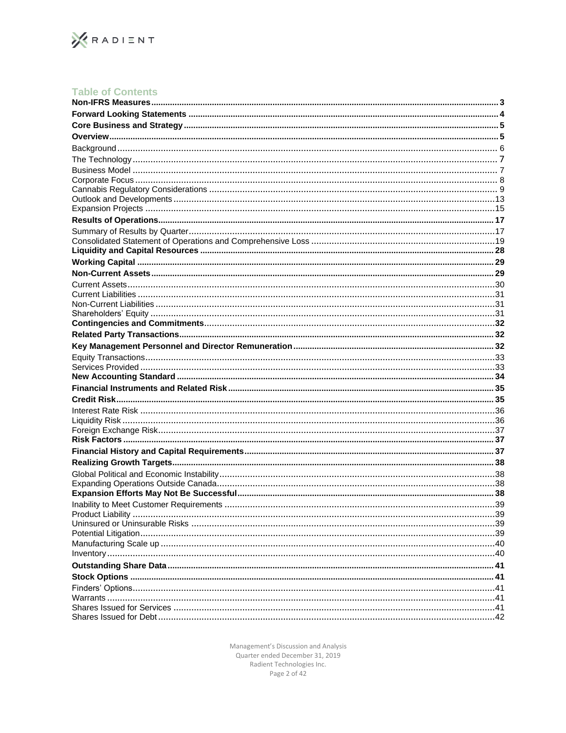## Table of Contents

| | |
|---|---|
| **Non-IFRS Measures** | **3** |
| **Forward Looking Statements** | **4** |
| **Core Business and Strategy** | **5** |
| **Overview** | **5** |
| Background | 6 |
| The Technology | 7 |
| Business Model | 7 |
| Corporate Focus | 8 |
| Cannabis Regulatory Considerations | 9 |
| Outlook and Developments | 13 |
| Expansion Projects | 15 |
| **Results of Operations** | **17** |
| Summary of Results by Quarter | 17 |
| Consolidated Statement of Operations and Comprehensive Loss | 19 |
| **Liquidity and Capital Resources** | **28** |
| **Working Capital** | **29** |
| **Non-Current Assets** | **29** |
| Current Assets | 30 |
| Current Liabilities | 31 |
| Non-Current Liabilities | 31 |
| Shareholders' Equity | 31 |
| **Contingencies and Commitments** | **32** |
| **Related Party Transactions** | **32** |
| **Key Management Personnel and Director Remuneration** | **32** |
| Equity Transactions | 33 |
| Services Provided | 33 |
| **New Accounting Standard** | **34** |
| **Financial Instruments and Related Risk** | **35** |
| **Credit Risk** | **35** |
| Interest Rate Risk | 36 |
| Liquidity Risk | 36 |
| Foreign Exchange Risk | 37 |
| **Risk Factors** | **37** |
| **Financial History and Capital Requirements** | **37** |
| **Realizing Growth Targets** | **38** |
| Global Political and Economic Instability | 38 |
| Expanding Operations Outside Canada | 38 |
| **Expansion Efforts May Not Be Successful** | **38** |
| Inability to Meet Customer Requirements | 39 |
| Product Liability | 39 |
| Uninsured or Uninsurable Risks | 39 |
| Potential Litigation | 39 |
| Manufacturing Scale up | 40 |
| Inventory | 40 |
| **Outstanding Share Data** | **41** |
| **Stock Options** | **41** |
| Finders' Options | 41 |
| Warrants | 41 |
| Shares Issued for Services | 41 |
| Shares Issued for Debt | 42 |

Management's Discussion and Analysis
Quarter ended December 31, 2019
Radient Technologies Inc.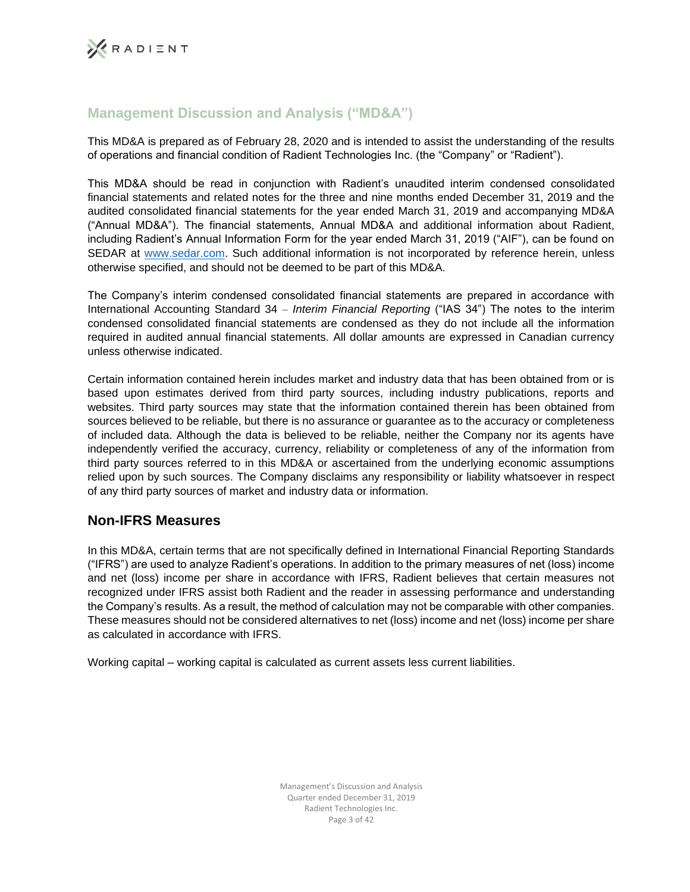## Management Discussion and Analysis ("MD&A")

This MD&A is prepared as of February 28, 2020 and is intended to assist the understanding of the results of operations and financial condition of Radient Technologies Inc. (the "Company" or "Radient").

This MD&A should be read in conjunction with Radient's unaudited interim condensed consolidated financial statements and related notes for the three and nine months ended December 31, 2019 and the audited consolidated financial statements for the year ended March 31, 2019 and accompanying MD&A ("Annual MD&A"). The financial statements, Annual MD&A and additional information about Radient, including Radient's Annual Information Form for the year ended March 31, 2019 ("AIF"), can be found on SEDAR at www.sedar.com. Such additional information is not incorporated by reference herein, unless otherwise specified, and should not be deemed to be part of this MD&A.

The Company's interim condensed consolidated financial statements are prepared in accordance with International Accounting Standard 34 – *Interim Financial Reporting* ("IAS 34") The notes to the interim condensed consolidated financial statements are condensed as they do not include all the information required in audited annual financial statements. All dollar amounts are expressed in Canadian currency unless otherwise indicated.

Certain information contained herein includes market and industry data that has been obtained from or is based upon estimates derived from third party sources, including industry publications, reports and websites. Third party sources may state that the information contained therein has been obtained from sources believed to be reliable, but there is no assurance or guarantee as to the accuracy or completeness of included data. Although the data is believed to be reliable, neither the Company nor its agents have independently verified the accuracy, currency, reliability or completeness of any of the information from third party sources referred to in this MD&A or ascertained from the underlying economic assumptions relied upon by such sources. The Company disclaims any responsibility or liability whatsoever in respect of any third party sources of market and industry data or information.

## Non-IFRS Measures

In this MD&A, certain terms that are not specifically defined in International Financial Reporting Standards ("IFRS") are used to analyze Radient's operations. In addition to the primary measures of net (loss) income and net (loss) income per share in accordance with IFRS, Radient believes that certain measures not recognized under IFRS assist both Radient and the reader in assessing performance and understanding the Company's results. As a result, the method of calculation may not be comparable with other companies. These measures should not be considered alternatives to net (loss) income and net (loss) income per share as calculated in accordance with IFRS.

Working capital – working capital is calculated as current assets less current liabilities.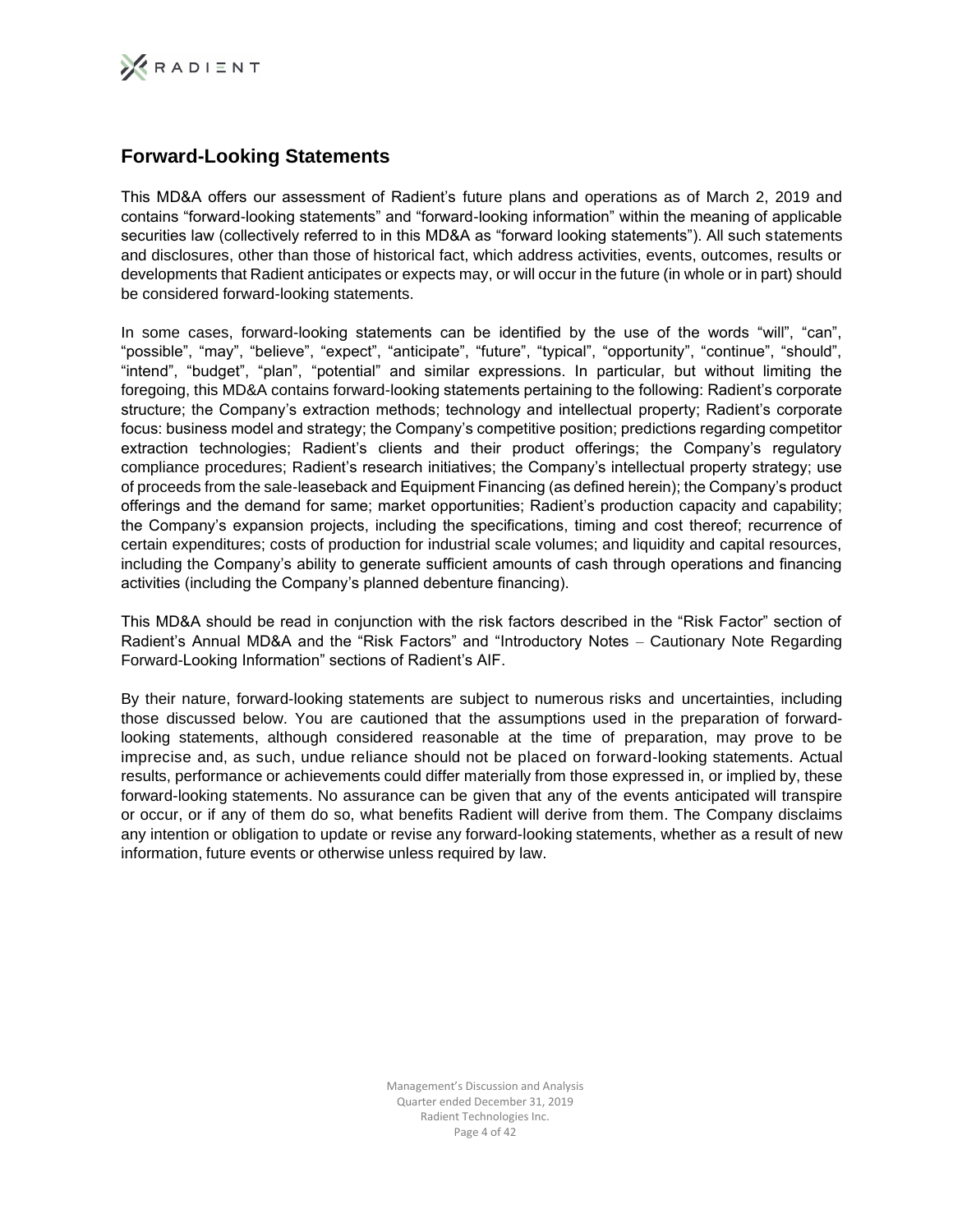## Forward-Looking Statements

This MD&A offers our assessment of Radient's future plans and operations as of March 2, 2019 and contains "forward-looking statements" and "forward-looking information" within the meaning of applicable securities law (collectively referred to in this MD&A as "forward looking statements"). All such statements and disclosures, other than those of historical fact, which address activities, events, outcomes, results or developments that Radient anticipates or expects may, or will occur in the future (in whole or in part) should be considered forward-looking statements.

In some cases, forward-looking statements can be identified by the use of the words "will", "can", "possible", "may", "believe", "expect", "anticipate", "future", "typical", "opportunity", "continue", "should", "intend", "budget", "plan", "potential" and similar expressions. In particular, but without limiting the foregoing, this MD&A contains forward-looking statements pertaining to the following: Radient's corporate structure; the Company's extraction methods; technology and intellectual property; Radient's corporate focus: business model and strategy; the Company's competitive position; predictions regarding competitor extraction technologies; Radient's clients and their product offerings; the Company's regulatory compliance procedures; Radient's research initiatives; the Company's intellectual property strategy; use of proceeds from the sale-leaseback and Equipment Financing (as defined herein); the Company's product offerings and the demand for same; market opportunities; Radient's production capacity and capability; the Company's expansion projects, including the specifications, timing and cost thereof; recurrence of certain expenditures; costs of production for industrial scale volumes; and liquidity and capital resources, including the Company's ability to generate sufficient amounts of cash through operations and financing activities (including the Company's planned debenture financing).

This MD&A should be read in conjunction with the risk factors described in the "Risk Factor" section of Radient's Annual MD&A and the "Risk Factors" and "Introductory Notes – Cautionary Note Regarding Forward-Looking Information" sections of Radient's AIF.

By their nature, forward-looking statements are subject to numerous risks and uncertainties, including those discussed below. You are cautioned that the assumptions used in the preparation of forward-looking statements, although considered reasonable at the time of preparation, may prove to be imprecise and, as such, undue reliance should not be placed on forward-looking statements. Actual results, performance or achievements could differ materially from those expressed in, or implied by, these forward-looking statements. No assurance can be given that any of the events anticipated will transpire or occur, or if any of them do so, what benefits Radient will derive from them. The Company disclaims any intention or obligation to update or revise any forward-looking statements, whether as a result of new information, future events or otherwise unless required by law.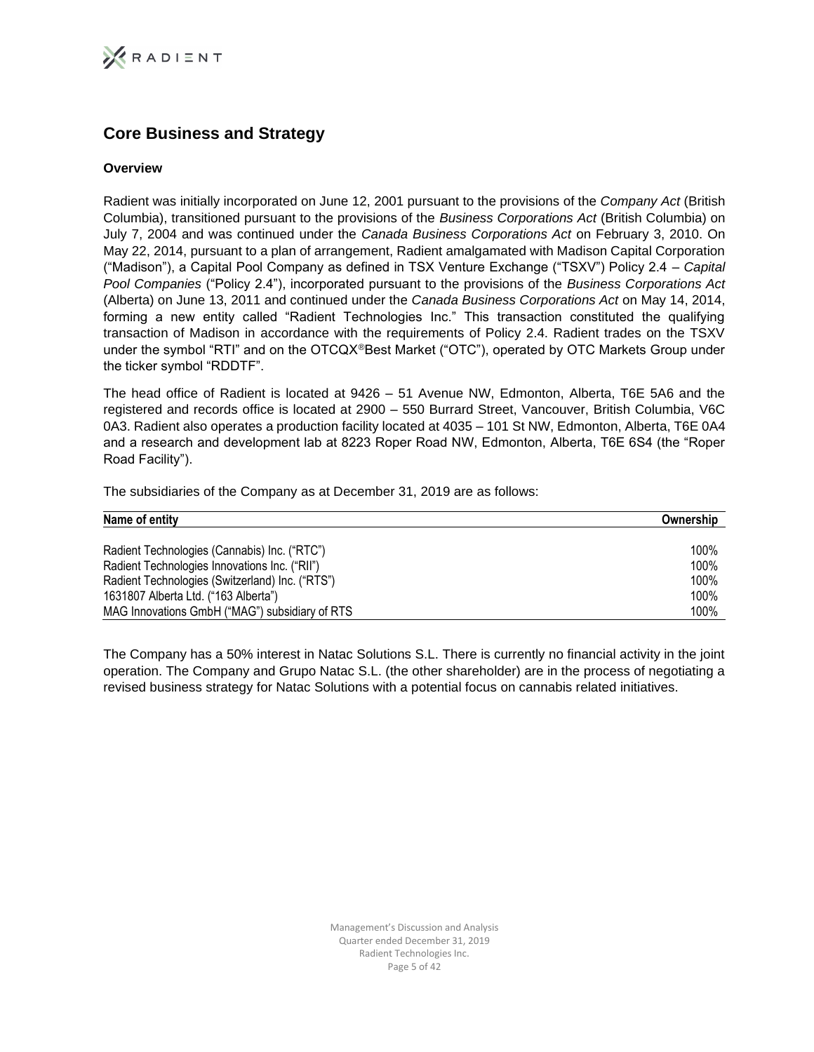## Core Business and Strategy

### Overview

Radient was initially incorporated on June 12, 2001 pursuant to the provisions of the *Company Act* (British Columbia), transitioned pursuant to the provisions of the *Business Corporations Act* (British Columbia) on July 7, 2004 and was continued under the *Canada Business Corporations Act* on February 3, 2010. On May 22, 2014, pursuant to a plan of arrangement, Radient amalgamated with Madison Capital Corporation ("Madison"), a Capital Pool Company as defined in TSX Venture Exchange ("TSXV") Policy 2.4 – *Capital Pool Companies* ("Policy 2.4"), incorporated pursuant to the provisions of the *Business Corporations Act* (Alberta) on June 13, 2011 and continued under the *Canada Business Corporations Act* on May 14, 2014, forming a new entity called "Radient Technologies Inc." This transaction constituted the qualifying transaction of Madison in accordance with the requirements of Policy 2.4. Radient trades on the TSXV under the symbol "RTI" and on the OTCQX®Best Market ("OTC"), operated by OTC Markets Group under the ticker symbol "RDDTF".

The head office of Radient is located at 9426 – 51 Avenue NW, Edmonton, Alberta, T6E 5A6 and the registered and records office is located at 2900 – 550 Burrard Street, Vancouver, British Columbia, V6C 0A3. Radient also operates a production facility located at 4035 – 101 St NW, Edmonton, Alberta, T6E 0A4 and a research and development lab at 8223 Roper Road NW, Edmonton, Alberta, T6E 6S4 (the "Roper Road Facility").

The subsidiaries of the Company as at December 31, 2019 are as follows:

| Name of entity | Ownership |
|---|---|
| Radient Technologies (Cannabis) Inc. ("RTC") | 100% |
| Radient Technologies Innovations Inc. ("RII") | 100% |
| Radient Technologies (Switzerland) Inc. ("RTS") | 100% |
| 1631807 Alberta Ltd. ("163 Alberta") | 100% |
| MAG Innovations GmbH ("MAG") subsidiary of RTS | 100% |

The Company has a 50% interest in Natac Solutions S.L. There is currently no financial activity in the joint operation. The Company and Grupo Natac S.L. (the other shareholder) are in the process of negotiating a revised business strategy for Natac Solutions with a potential focus on cannabis related initiatives.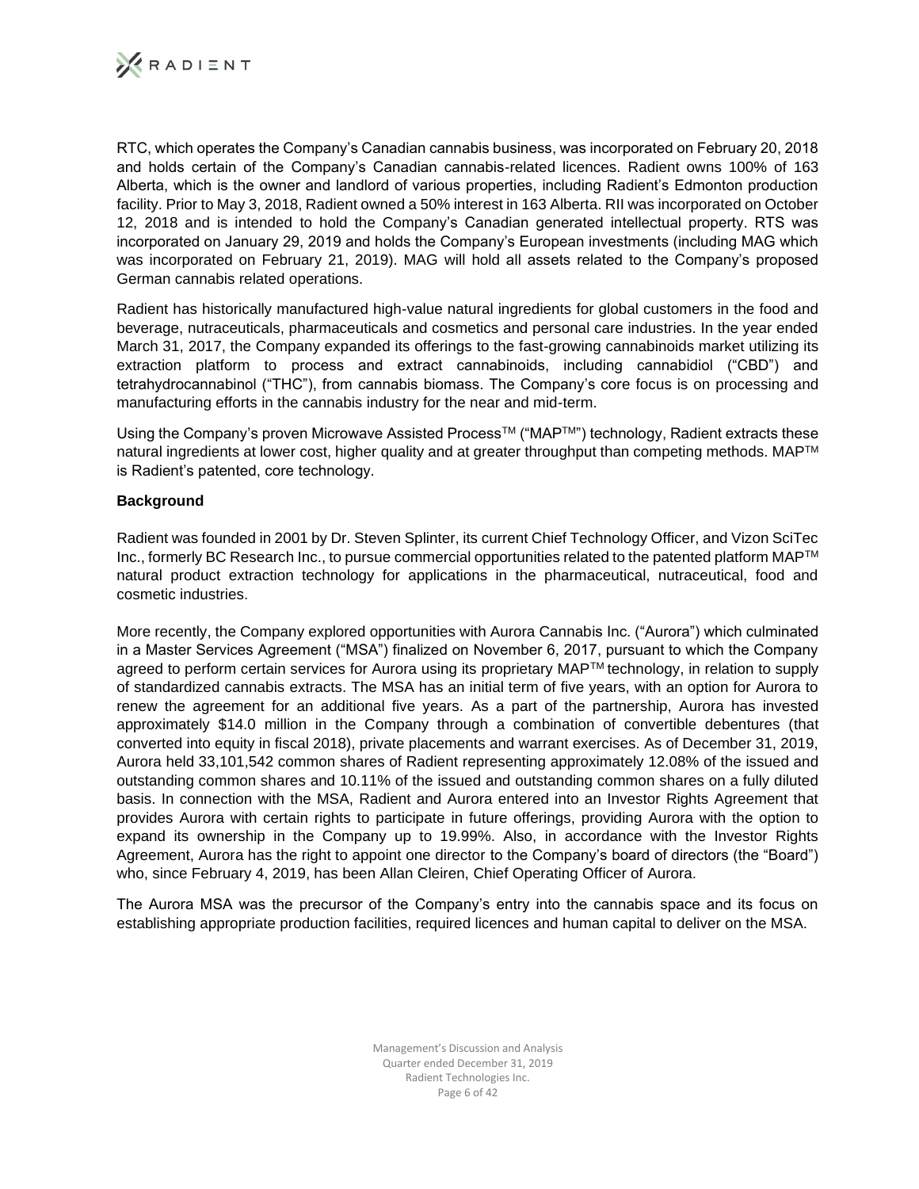RTC, which operates the Company's Canadian cannabis business, was incorporated on February 20, 2018 and holds certain of the Company's Canadian cannabis-related licences. Radient owns 100% of 163 Alberta, which is the owner and landlord of various properties, including Radient's Edmonton production facility. Prior to May 3, 2018, Radient owned a 50% interest in 163 Alberta. RII was incorporated on October 12, 2018 and is intended to hold the Company's Canadian generated intellectual property. RTS was incorporated on January 29, 2019 and holds the Company's European investments (including MAG which was incorporated on February 21, 2019). MAG will hold all assets related to the Company's proposed German cannabis related operations.

Radient has historically manufactured high-value natural ingredients for global customers in the food and beverage, nutraceuticals, pharmaceuticals and cosmetics and personal care industries. In the year ended March 31, 2017, the Company expanded its offerings to the fast-growing cannabinoids market utilizing its extraction platform to process and extract cannabinoids, including cannabidiol ("CBD") and tetrahydrocannabinol ("THC"), from cannabis biomass. The Company's core focus is on processing and manufacturing efforts in the cannabis industry for the near and mid-term.

Using the Company's proven Microwave Assisted Process™ ("MAP™") technology, Radient extracts these natural ingredients at lower cost, higher quality and at greater throughput than competing methods. MAP™ is Radient's patented, core technology.

**Background**

Radient was founded in 2001 by Dr. Steven Splinter, its current Chief Technology Officer, and Vizon SciTec Inc., formerly BC Research Inc., to pursue commercial opportunities related to the patented platform MAP™ natural product extraction technology for applications in the pharmaceutical, nutraceutical, food and cosmetic industries.

More recently, the Company explored opportunities with Aurora Cannabis Inc. ("Aurora") which culminated in a Master Services Agreement ("MSA") finalized on November 6, 2017, pursuant to which the Company agreed to perform certain services for Aurora using its proprietary MAP™ technology, in relation to supply of standardized cannabis extracts. The MSA has an initial term of five years, with an option for Aurora to renew the agreement for an additional five years. As a part of the partnership, Aurora has invested approximately $14.0 million in the Company through a combination of convertible debentures (that converted into equity in fiscal 2018), private placements and warrant exercises. As of December 31, 2019, Aurora held 33,101,542 common shares of Radient representing approximately 12.08% of the issued and outstanding common shares and 10.11% of the issued and outstanding common shares on a fully diluted basis. In connection with the MSA, Radient and Aurora entered into an Investor Rights Agreement that provides Aurora with certain rights to participate in future offerings, providing Aurora with the option to expand its ownership in the Company up to 19.99%. Also, in accordance with the Investor Rights Agreement, Aurora has the right to appoint one director to the Company's board of directors (the "Board") who, since February 4, 2019, has been Allan Cleiren, Chief Operating Officer of Aurora.

The Aurora MSA was the precursor of the Company's entry into the cannabis space and its focus on establishing appropriate production facilities, required licences and human capital to deliver on the MSA.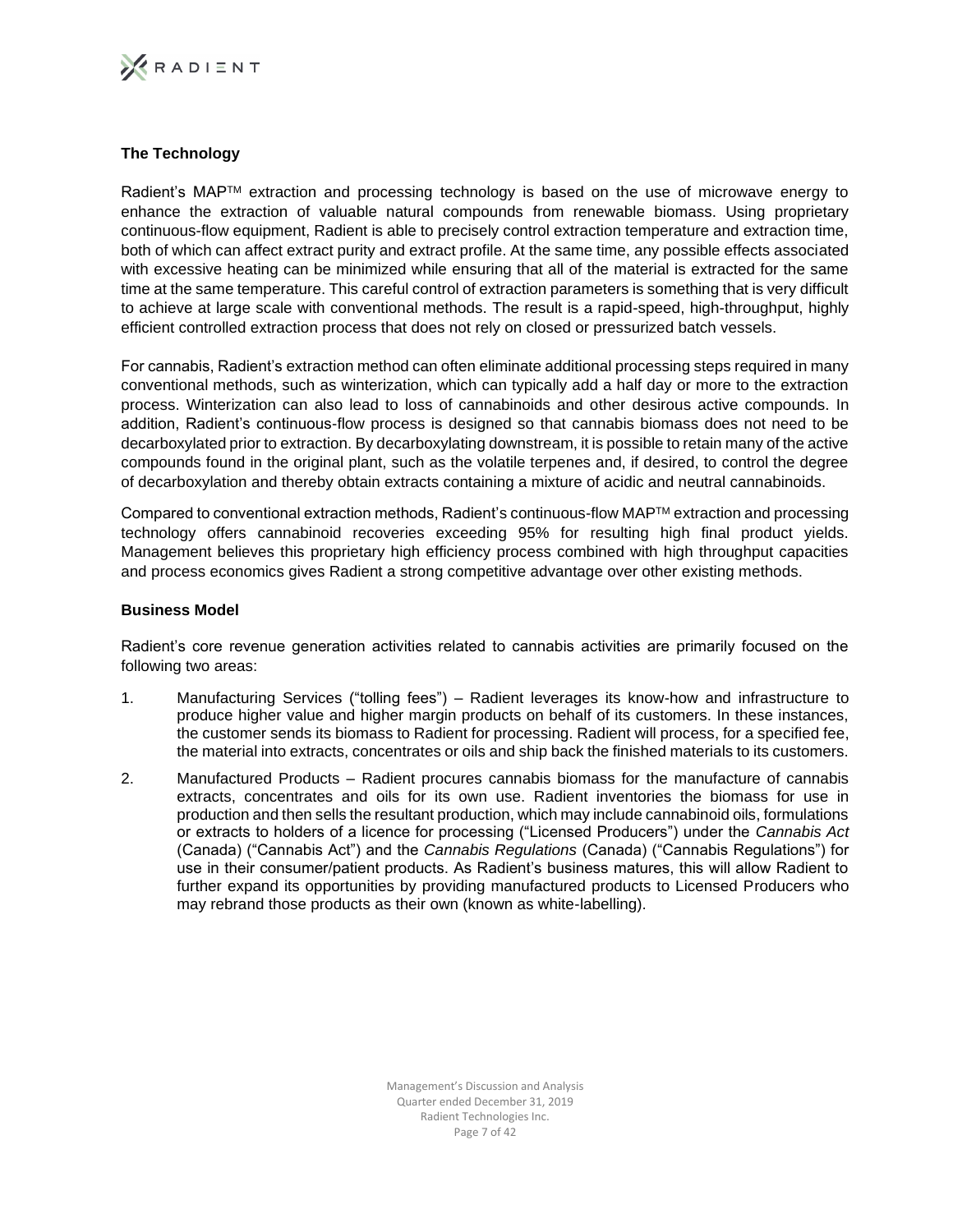### The Technology

Radient's MAP™ extraction and processing technology is based on the use of microwave energy to enhance the extraction of valuable natural compounds from renewable biomass. Using proprietary continuous-flow equipment, Radient is able to precisely control extraction temperature and extraction time, both of which can affect extract purity and extract profile. At the same time, any possible effects associated with excessive heating can be minimized while ensuring that all of the material is extracted for the same time at the same temperature. This careful control of extraction parameters is something that is very difficult to achieve at large scale with conventional methods. The result is a rapid-speed, high-throughput, highly efficient controlled extraction process that does not rely on closed or pressurized batch vessels.

For cannabis, Radient's extraction method can often eliminate additional processing steps required in many conventional methods, such as winterization, which can typically add a half day or more to the extraction process. Winterization can also lead to loss of cannabinoids and other desirous active compounds. In addition, Radient's continuous-flow process is designed so that cannabis biomass does not need to be decarboxylated prior to extraction. By decarboxylating downstream, it is possible to retain many of the active compounds found in the original plant, such as the volatile terpenes and, if desired, to control the degree of decarboxylation and thereby obtain extracts containing a mixture of acidic and neutral cannabinoids.

Compared to conventional extraction methods, Radient's continuous-flow MAP™ extraction and processing technology offers cannabinoid recoveries exceeding 95% for resulting high final product yields. Management believes this proprietary high efficiency process combined with high throughput capacities and process economics gives Radient a strong competitive advantage over other existing methods.

### Business Model

Radient's core revenue generation activities related to cannabis activities are primarily focused on the following two areas:

1. Manufacturing Services ("tolling fees") – Radient leverages its know-how and infrastructure to produce higher value and higher margin products on behalf of its customers. In these instances, the customer sends its biomass to Radient for processing. Radient will process, for a specified fee, the material into extracts, concentrates or oils and ship back the finished materials to its customers.
2. Manufactured Products – Radient procures cannabis biomass for the manufacture of cannabis extracts, concentrates and oils for its own use. Radient inventories the biomass for use in production and then sells the resultant production, which may include cannabinoid oils, formulations or extracts to holders of a licence for processing ("Licensed Producers") under the *Cannabis Act* (Canada) ("Cannabis Act") and the *Cannabis Regulations* (Canada) ("Cannabis Regulations") for use in their consumer/patient products. As Radient's business matures, this will allow Radient to further expand its opportunities by providing manufactured products to Licensed Producers who may rebrand those products as their own (known as white-labelling).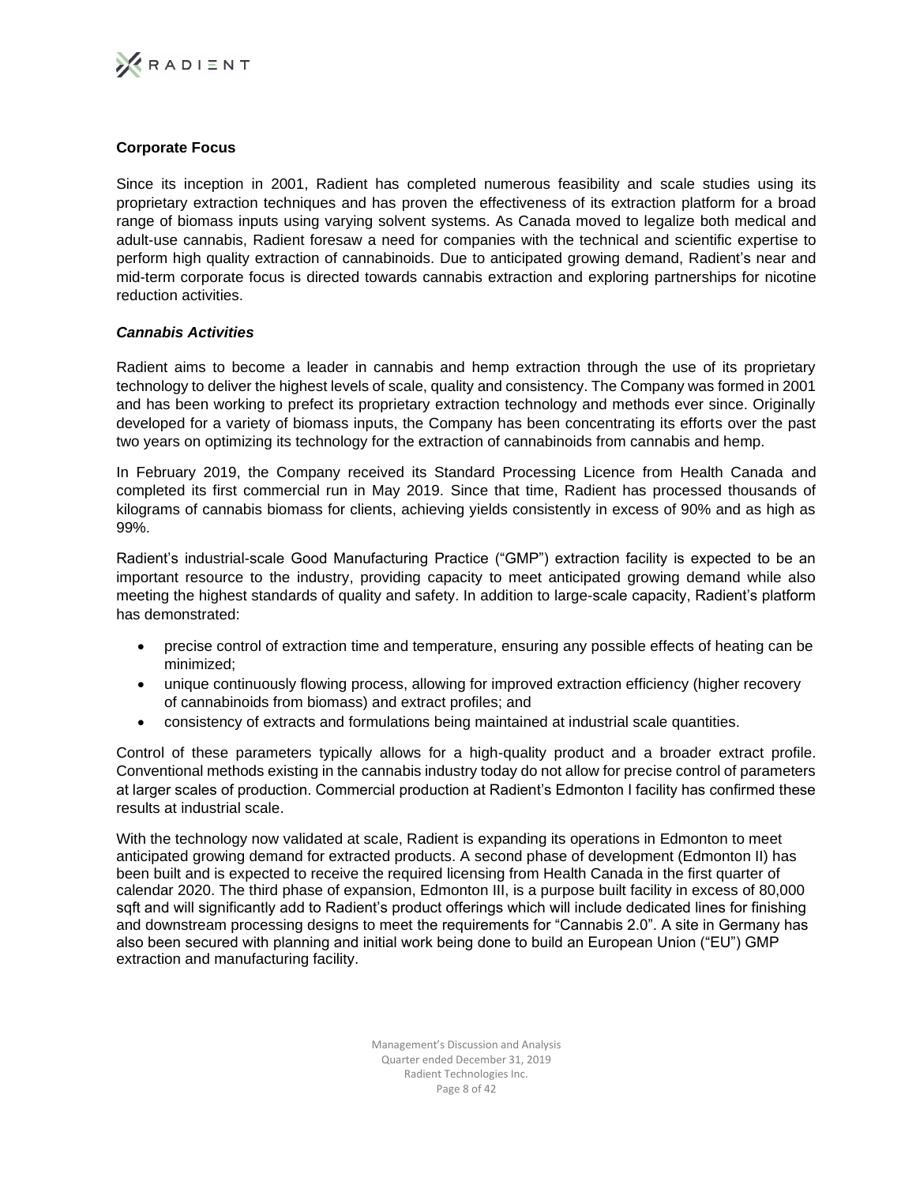### Corporate Focus

Since its inception in 2001, Radient has completed numerous feasibility and scale studies using its proprietary extraction techniques and has proven the effectiveness of its extraction platform for a broad range of biomass inputs using varying solvent systems. As Canada moved to legalize both medical and adult-use cannabis, Radient foresaw a need for companies with the technical and scientific expertise to perform high quality extraction of cannabinoids. Due to anticipated growing demand, Radient's near and mid-term corporate focus is directed towards cannabis extraction and exploring partnerships for nicotine reduction activities.

#### *Cannabis Activities*

Radient aims to become a leader in cannabis and hemp extraction through the use of its proprietary technology to deliver the highest levels of scale, quality and consistency. The Company was formed in 2001 and has been working to prefect its proprietary extraction technology and methods ever since. Originally developed for a variety of biomass inputs, the Company has been concentrating its efforts over the past two years on optimizing its technology for the extraction of cannabinoids from cannabis and hemp.

In February 2019, the Company received its Standard Processing Licence from Health Canada and completed its first commercial run in May 2019. Since that time, Radient has processed thousands of kilograms of cannabis biomass for clients, achieving yields consistently in excess of 90% and as high as 99%.

Radient's industrial-scale Good Manufacturing Practice ("GMP") extraction facility is expected to be an important resource to the industry, providing capacity to meet anticipated growing demand while also meeting the highest standards of quality and safety. In addition to large-scale capacity, Radient's platform has demonstrated:

- precise control of extraction time and temperature, ensuring any possible effects of heating can be minimized;
- unique continuously flowing process, allowing for improved extraction efficiency (higher recovery of cannabinoids from biomass) and extract profiles; and
- consistency of extracts and formulations being maintained at industrial scale quantities.

Control of these parameters typically allows for a high-quality product and a broader extract profile. Conventional methods existing in the cannabis industry today do not allow for precise control of parameters at larger scales of production. Commercial production at Radient's Edmonton I facility has confirmed these results at industrial scale.

With the technology now validated at scale, Radient is expanding its operations in Edmonton to meet anticipated growing demand for extracted products. A second phase of development (Edmonton II) has been built and is expected to receive the required licensing from Health Canada in the first quarter of calendar 2020. The third phase of expansion, Edmonton III, is a purpose built facility in excess of 80,000 sqft and will significantly add to Radient's product offerings which will include dedicated lines for finishing and downstream processing designs to meet the requirements for "Cannabis 2.0". A site in Germany has also been secured with planning and initial work being done to build an European Union ("EU") GMP extraction and manufacturing facility.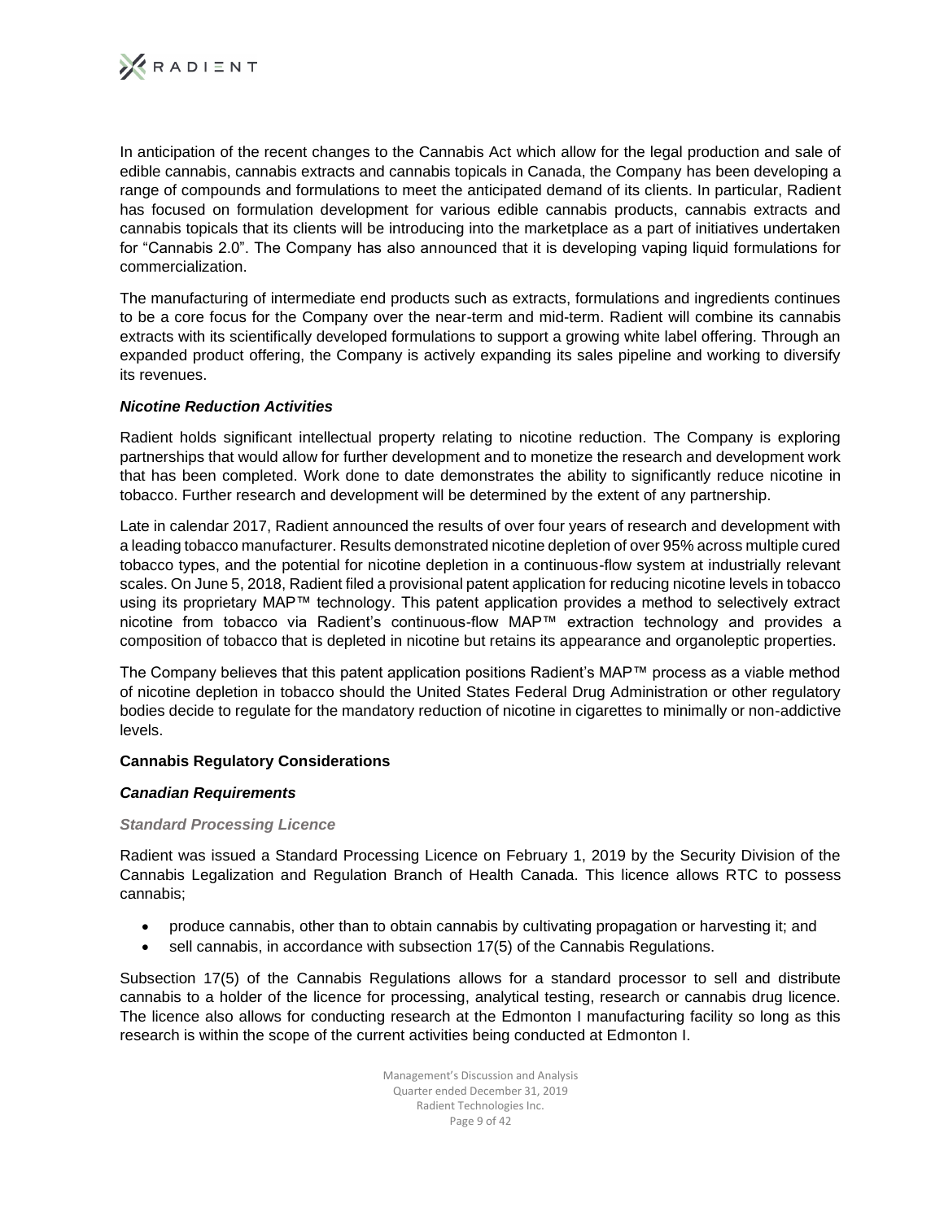In anticipation of the recent changes to the Cannabis Act which allow for the legal production and sale of edible cannabis, cannabis extracts and cannabis topicals in Canada, the Company has been developing a range of compounds and formulations to meet the anticipated demand of its clients. In particular, Radient has focused on formulation development for various edible cannabis products, cannabis extracts and cannabis topicals that its clients will be introducing into the marketplace as a part of initiatives undertaken for "Cannabis 2.0". The Company has also announced that it is developing vaping liquid formulations for commercialization.

The manufacturing of intermediate end products such as extracts, formulations and ingredients continues to be a core focus for the Company over the near-term and mid-term. Radient will combine its cannabis extracts with its scientifically developed formulations to support a growing white label offering. Through an expanded product offering, the Company is actively expanding its sales pipeline and working to diversify its revenues.

***Nicotine Reduction Activities***

Radient holds significant intellectual property relating to nicotine reduction. The Company is exploring partnerships that would allow for further development and to monetize the research and development work that has been completed. Work done to date demonstrates the ability to significantly reduce nicotine in tobacco. Further research and development will be determined by the extent of any partnership.

Late in calendar 2017, Radient announced the results of over four years of research and development with a leading tobacco manufacturer. Results demonstrated nicotine depletion of over 95% across multiple cured tobacco types, and the potential for nicotine depletion in a continuous-flow system at industrially relevant scales. On June 5, 2018, Radient filed a provisional patent application for reducing nicotine levels in tobacco using its proprietary MAP™ technology. This patent application provides a method to selectively extract nicotine from tobacco via Radient's continuous-flow MAP™ extraction technology and provides a composition of tobacco that is depleted in nicotine but retains its appearance and organoleptic properties.

The Company believes that this patent application positions Radient's MAP™ process as a viable method of nicotine depletion in tobacco should the United States Federal Drug Administration or other regulatory bodies decide to regulate for the mandatory reduction of nicotine in cigarettes to minimally or non-addictive levels.

## Cannabis Regulatory Considerations

### *Canadian Requirements*

#### *Standard Processing Licence*

Radient was issued a Standard Processing Licence on February 1, 2019 by the Security Division of the Cannabis Legalization and Regulation Branch of Health Canada. This licence allows RTC to possess cannabis;

- produce cannabis, other than to obtain cannabis by cultivating propagation or harvesting it; and
- sell cannabis, in accordance with subsection 17(5) of the Cannabis Regulations.

Subsection 17(5) of the Cannabis Regulations allows for a standard processor to sell and distribute cannabis to a holder of the licence for processing, analytical testing, research or cannabis drug licence. The licence also allows for conducting research at the Edmonton I manufacturing facility so long as this research is within the scope of the current activities being conducted at Edmonton I.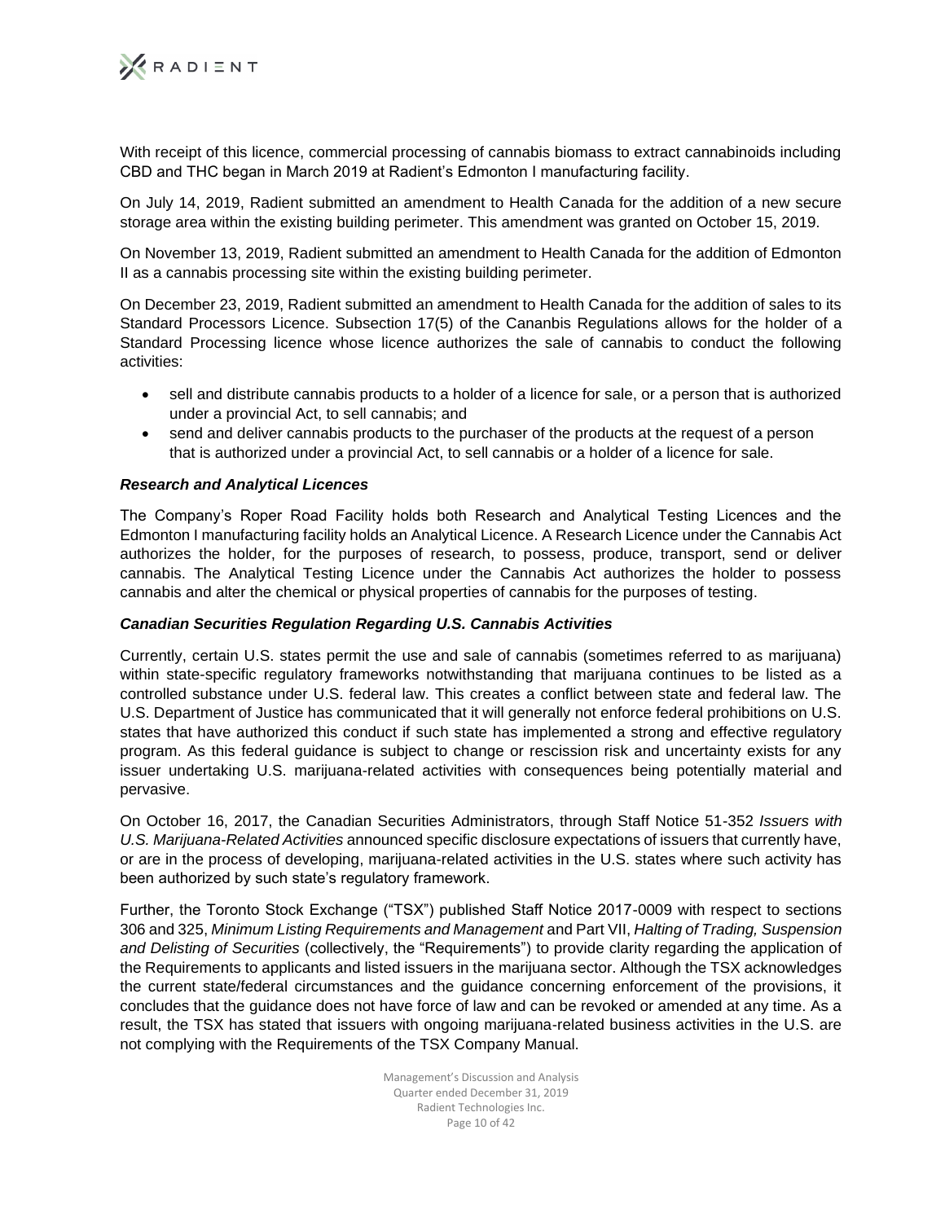With receipt of this licence, commercial processing of cannabis biomass to extract cannabinoids including CBD and THC began in March 2019 at Radient's Edmonton I manufacturing facility.

On July 14, 2019, Radient submitted an amendment to Health Canada for the addition of a new secure storage area within the existing building perimeter. This amendment was granted on October 15, 2019.

On November 13, 2019, Radient submitted an amendment to Health Canada for the addition of Edmonton II as a cannabis processing site within the existing building perimeter.

On December 23, 2019, Radient submitted an amendment to Health Canada for the addition of sales to its Standard Processors Licence. Subsection 17(5) of the Cananbis Regulations allows for the holder of a Standard Processing licence whose licence authorizes the sale of cannabis to conduct the following activities:

- sell and distribute cannabis products to a holder of a licence for sale, or a person that is authorized under a provincial Act, to sell cannabis; and
- send and deliver cannabis products to the purchaser of the products at the request of a person that is authorized under a provincial Act, to sell cannabis or a holder of a licence for sale.

***Research and Analytical Licences***

The Company's Roper Road Facility holds both Research and Analytical Testing Licences and the Edmonton I manufacturing facility holds an Analytical Licence. A Research Licence under the Cannabis Act authorizes the holder, for the purposes of research, to possess, produce, transport, send or deliver cannabis. The Analytical Testing Licence under the Cannabis Act authorizes the holder to possess cannabis and alter the chemical or physical properties of cannabis for the purposes of testing.

***Canadian Securities Regulation Regarding U.S. Cannabis Activities***

Currently, certain U.S. states permit the use and sale of cannabis (sometimes referred to as marijuana) within state-specific regulatory frameworks notwithstanding that marijuana continues to be listed as a controlled substance under U.S. federal law. This creates a conflict between state and federal law. The U.S. Department of Justice has communicated that it will generally not enforce federal prohibitions on U.S. states that have authorized this conduct if such state has implemented a strong and effective regulatory program. As this federal guidance is subject to change or rescission risk and uncertainty exists for any issuer undertaking U.S. marijuana-related activities with consequences being potentially material and pervasive.

On October 16, 2017, the Canadian Securities Administrators, through Staff Notice 51-352 *Issuers with U.S. Marijuana-Related Activities* announced specific disclosure expectations of issuers that currently have, or are in the process of developing, marijuana-related activities in the U.S. states where such activity has been authorized by such state's regulatory framework.

Further, the Toronto Stock Exchange ("TSX") published Staff Notice 2017-0009 with respect to sections 306 and 325, *Minimum Listing Requirements and Management* and Part VII, *Halting of Trading, Suspension and Delisting of Securities* (collectively, the "Requirements") to provide clarity regarding the application of the Requirements to applicants and listed issuers in the marijuana sector. Although the TSX acknowledges the current state/federal circumstances and the guidance concerning enforcement of the provisions, it concludes that the guidance does not have force of law and can be revoked or amended at any time. As a result, the TSX has stated that issuers with ongoing marijuana-related business activities in the U.S. are not complying with the Requirements of the TSX Company Manual.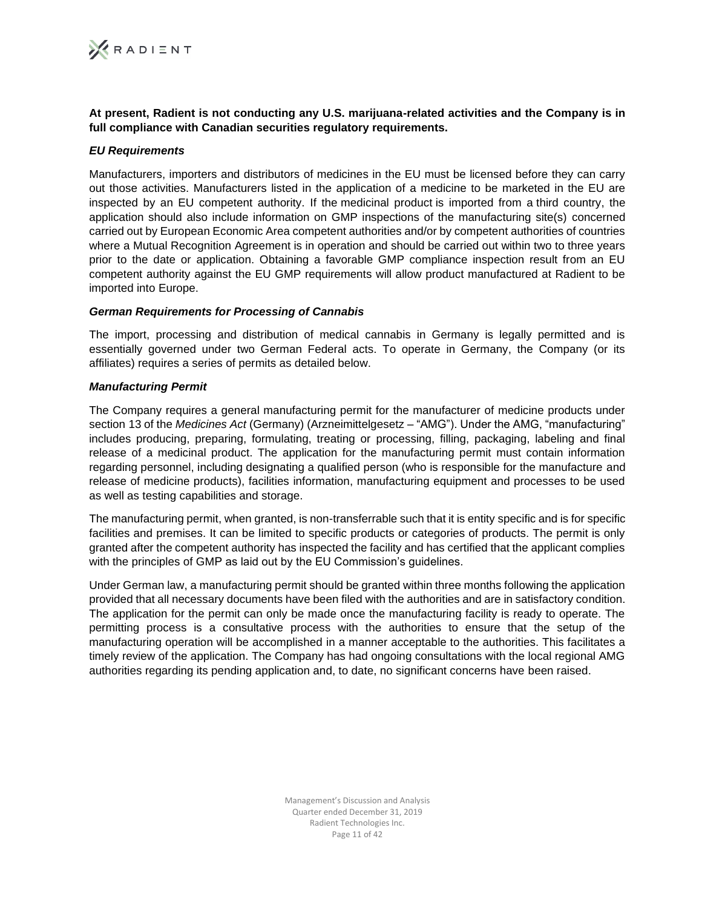**At present, Radient is not conducting any U.S. marijuana-related activities and the Company is in full compliance with Canadian securities regulatory requirements.**

***EU Requirements***

Manufacturers, importers and distributors of medicines in the EU must be licensed before they can carry out those activities. Manufacturers listed in the application of a medicine to be marketed in the EU are inspected by an EU competent authority. If the medicinal product is imported from a third country, the application should also include information on GMP inspections of the manufacturing site(s) concerned carried out by European Economic Area competent authorities and/or by competent authorities of countries where a Mutual Recognition Agreement is in operation and should be carried out within two to three years prior to the date or application. Obtaining a favorable GMP compliance inspection result from an EU competent authority against the EU GMP requirements will allow product manufactured at Radient to be imported into Europe.

***German Requirements for Processing of Cannabis***

The import, processing and distribution of medical cannabis in Germany is legally permitted and is essentially governed under two German Federal acts. To operate in Germany, the Company (or its affiliates) requires a series of permits as detailed below.

***Manufacturing Permit***

The Company requires a general manufacturing permit for the manufacturer of medicine products under section 13 of the *Medicines Act* (Germany) (Arzneimittelgesetz – "AMG"). Under the AMG, "manufacturing" includes producing, preparing, formulating, treating or processing, filling, packaging, labeling and final release of a medicinal product. The application for the manufacturing permit must contain information regarding personnel, including designating a qualified person (who is responsible for the manufacture and release of medicine products), facilities information, manufacturing equipment and processes to be used as well as testing capabilities and storage.

The manufacturing permit, when granted, is non-transferrable such that it is entity specific and is for specific facilities and premises. It can be limited to specific products or categories of products. The permit is only granted after the competent authority has inspected the facility and has certified that the applicant complies with the principles of GMP as laid out by the EU Commission's guidelines.

Under German law, a manufacturing permit should be granted within three months following the application provided that all necessary documents have been filed with the authorities and are in satisfactory condition. The application for the permit can only be made once the manufacturing facility is ready to operate. The permitting process is a consultative process with the authorities to ensure that the setup of the manufacturing operation will be accomplished in a manner acceptable to the authorities. This facilitates a timely review of the application. The Company has had ongoing consultations with the local regional AMG authorities regarding its pending application and, to date, no significant concerns have been raised.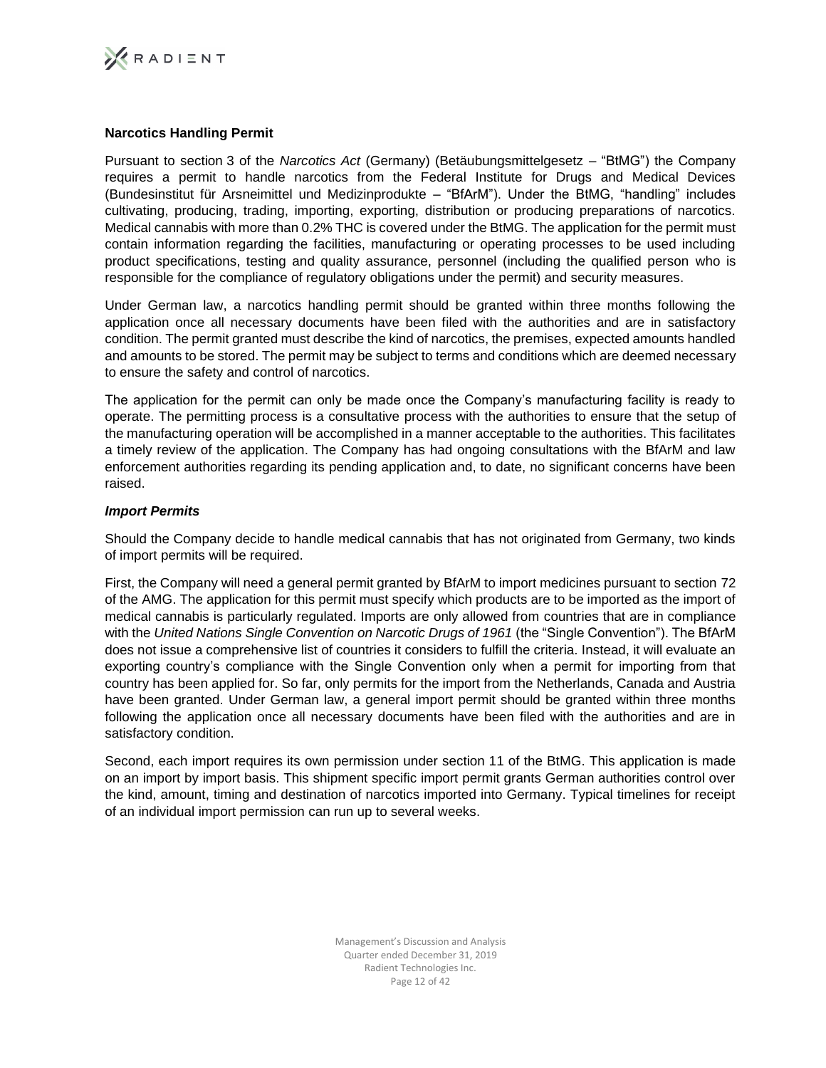### Narcotics Handling Permit

Pursuant to section 3 of the *Narcotics Act* (Germany) (Betäubungsmittelgesetz – "BtMG") the Company requires a permit to handle narcotics from the Federal Institute for Drugs and Medical Devices (Bundesinstitut für Arsneimittel und Medizinprodukte – "BfArM"). Under the BtMG, "handling" includes cultivating, producing, trading, importing, exporting, distribution or producing preparations of narcotics. Medical cannabis with more than 0.2% THC is covered under the BtMG. The application for the permit must contain information regarding the facilities, manufacturing or operating processes to be used including product specifications, testing and quality assurance, personnel (including the qualified person who is responsible for the compliance of regulatory obligations under the permit) and security measures.

Under German law, a narcotics handling permit should be granted within three months following the application once all necessary documents have been filed with the authorities and are in satisfactory condition. The permit granted must describe the kind of narcotics, the premises, expected amounts handled and amounts to be stored. The permit may be subject to terms and conditions which are deemed necessary to ensure the safety and control of narcotics.

The application for the permit can only be made once the Company's manufacturing facility is ready to operate. The permitting process is a consultative process with the authorities to ensure that the setup of the manufacturing operation will be accomplished in a manner acceptable to the authorities. This facilitates a timely review of the application. The Company has had ongoing consultations with the BfArM and law enforcement authorities regarding its pending application and, to date, no significant concerns have been raised.

#### *Import Permits*

Should the Company decide to handle medical cannabis that has not originated from Germany, two kinds of import permits will be required.

First, the Company will need a general permit granted by BfArM to import medicines pursuant to section 72 of the AMG. The application for this permit must specify which products are to be imported as the import of medical cannabis is particularly regulated. Imports are only allowed from countries that are in compliance with the *United Nations Single Convention on Narcotic Drugs of 1961* (the "Single Convention"). The BfArM does not issue a comprehensive list of countries it considers to fulfill the criteria. Instead, it will evaluate an exporting country's compliance with the Single Convention only when a permit for importing from that country has been applied for. So far, only permits for the import from the Netherlands, Canada and Austria have been granted. Under German law, a general import permit should be granted within three months following the application once all necessary documents have been filed with the authorities and are in satisfactory condition.

Second, each import requires its own permission under section 11 of the BtMG. This application is made on an import by import basis. This shipment specific import permit grants German authorities control over the kind, amount, timing and destination of narcotics imported into Germany. Typical timelines for receipt of an individual import permission can run up to several weeks.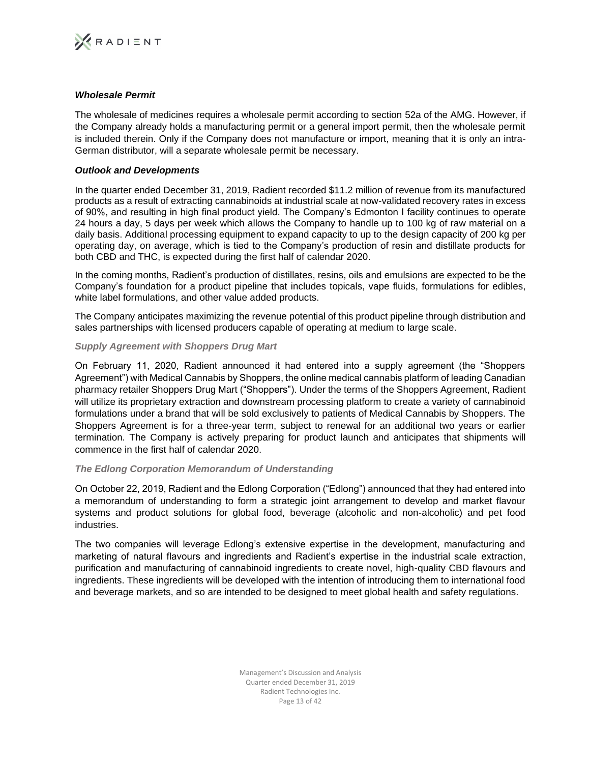### *Wholesale Permit*

The wholesale of medicines requires a wholesale permit according to section 52a of the AMG. However, if the Company already holds a manufacturing permit or a general import permit, then the wholesale permit is included therein. Only if the Company does not manufacture or import, meaning that it is only an intra-German distributor, will a separate wholesale permit be necessary.

### *Outlook and Developments*

In the quarter ended December 31, 2019, Radient recorded $11.2 million of revenue from its manufactured products as a result of extracting cannabinoids at industrial scale at now-validated recovery rates in excess of 90%, and resulting in high final product yield. The Company's Edmonton I facility continues to operate 24 hours a day, 5 days per week which allows the Company to handle up to 100 kg of raw material on a daily basis. Additional processing equipment to expand capacity to up to the design capacity of 200 kg per operating day, on average, which is tied to the Company's production of resin and distillate products for both CBD and THC, is expected during the first half of calendar 2020.

In the coming months, Radient's production of distillates, resins, oils and emulsions are expected to be the Company's foundation for a product pipeline that includes topicals, vape fluids, formulations for edibles, white label formulations, and other value added products.

The Company anticipates maximizing the revenue potential of this product pipeline through distribution and sales partnerships with licensed producers capable of operating at medium to large scale.

#### *Supply Agreement with Shoppers Drug Mart*

On February 11, 2020, Radient announced it had entered into a supply agreement (the "Shoppers Agreement") with Medical Cannabis by Shoppers, the online medical cannabis platform of leading Canadian pharmacy retailer Shoppers Drug Mart ("Shoppers"). Under the terms of the Shoppers Agreement, Radient will utilize its proprietary extraction and downstream processing platform to create a variety of cannabinoid formulations under a brand that will be sold exclusively to patients of Medical Cannabis by Shoppers. The Shoppers Agreement is for a three-year term, subject to renewal for an additional two years or earlier termination. The Company is actively preparing for product launch and anticipates that shipments will commence in the first half of calendar 2020.

#### *The Edlong Corporation Memorandum of Understanding*

On October 22, 2019, Radient and the Edlong Corporation ("Edlong") announced that they had entered into a memorandum of understanding to form a strategic joint arrangement to develop and market flavour systems and product solutions for global food, beverage (alcoholic and non-alcoholic) and pet food industries.

The two companies will leverage Edlong's extensive expertise in the development, manufacturing and marketing of natural flavours and ingredients and Radient's expertise in the industrial scale extraction, purification and manufacturing of cannabinoid ingredients to create novel, high-quality CBD flavours and ingredients. These ingredients will be developed with the intention of introducing them to international food and beverage markets, and so are intended to be designed to meet global health and safety regulations.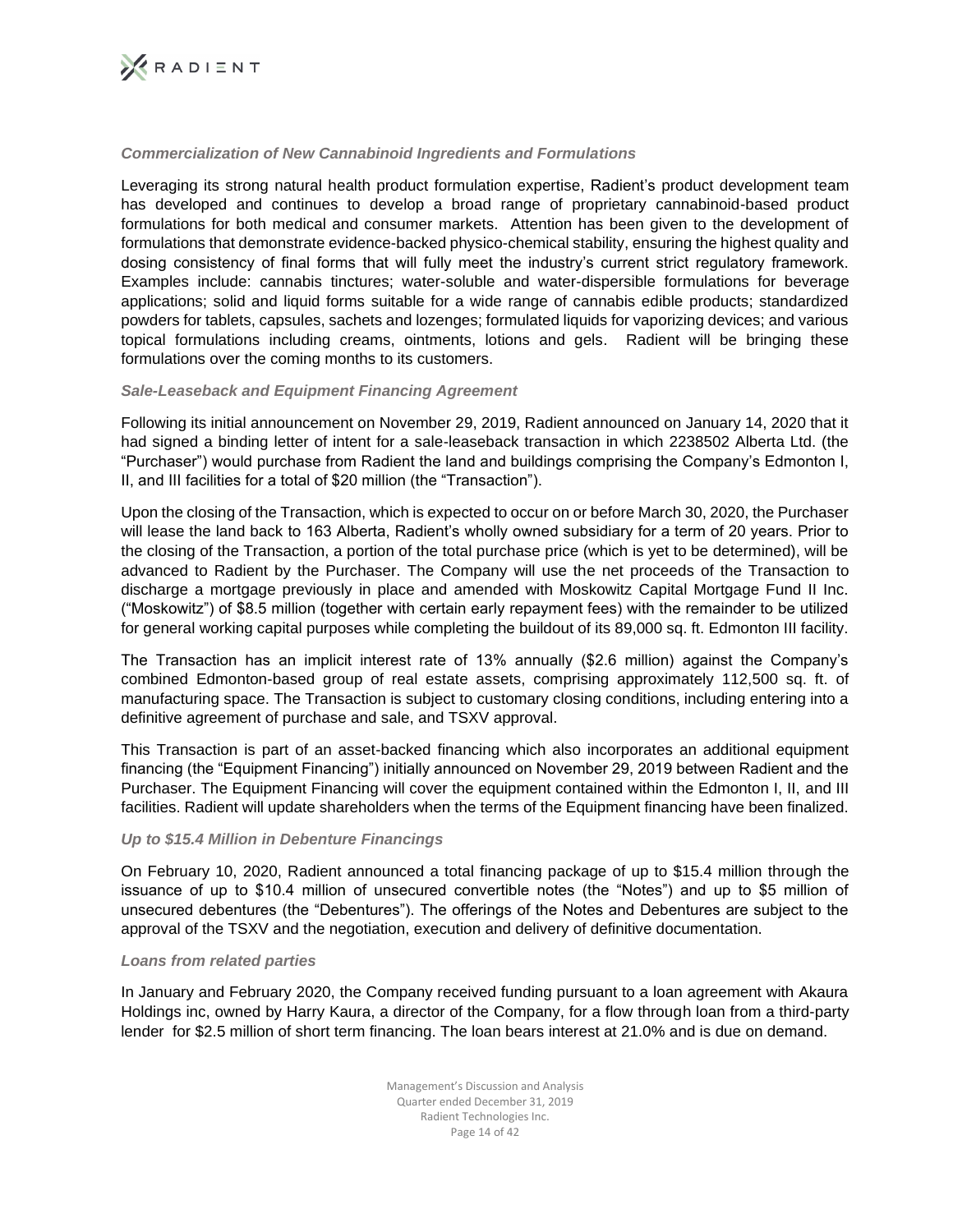### *Commercialization of New Cannabinoid Ingredients and Formulations*

Leveraging its strong natural health product formulation expertise, Radient's product development team has developed and continues to develop a broad range of proprietary cannabinoid-based product formulations for both medical and consumer markets. Attention has been given to the development of formulations that demonstrate evidence-backed physico-chemical stability, ensuring the highest quality and dosing consistency of final forms that will fully meet the industry's current strict regulatory framework. Examples include: cannabis tinctures; water-soluble and water-dispersible formulations for beverage applications; solid and liquid forms suitable for a wide range of cannabis edible products; standardized powders for tablets, capsules, sachets and lozenges; formulated liquids for vaporizing devices; and various topical formulations including creams, ointments, lotions and gels. Radient will be bringing these formulations over the coming months to its customers.

### *Sale-Leaseback and Equipment Financing Agreement*

Following its initial announcement on November 29, 2019, Radient announced on January 14, 2020 that it had signed a binding letter of intent for a sale-leaseback transaction in which 2238502 Alberta Ltd. (the "Purchaser") would purchase from Radient the land and buildings comprising the Company's Edmonton I, II, and III facilities for a total of $20 million (the "Transaction").

Upon the closing of the Transaction, which is expected to occur on or before March 30, 2020, the Purchaser will lease the land back to 163 Alberta, Radient's wholly owned subsidiary for a term of 20 years. Prior to the closing of the Transaction, a portion of the total purchase price (which is yet to be determined), will be advanced to Radient by the Purchaser. The Company will use the net proceeds of the Transaction to discharge a mortgage previously in place and amended with Moskowitz Capital Mortgage Fund II Inc. ("Moskowitz") of $8.5 million (together with certain early repayment fees) with the remainder to be utilized for general working capital purposes while completing the buildout of its 89,000 sq. ft. Edmonton III facility.

The Transaction has an implicit interest rate of 13% annually ($2.6 million) against the Company's combined Edmonton-based group of real estate assets, comprising approximately 112,500 sq. ft. of manufacturing space. The Transaction is subject to customary closing conditions, including entering into a definitive agreement of purchase and sale, and TSXV approval.

This Transaction is part of an asset-backed financing which also incorporates an additional equipment financing (the "Equipment Financing") initially announced on November 29, 2019 between Radient and the Purchaser. The Equipment Financing will cover the equipment contained within the Edmonton I, II, and III facilities. Radient will update shareholders when the terms of the Equipment financing have been finalized.

### *Up to $15.4 Million in Debenture Financings*

On February 10, 2020, Radient announced a total financing package of up to $15.4 million through the issuance of up to $10.4 million of unsecured convertible notes (the "Notes") and up to $5 million of unsecured debentures (the "Debentures"). The offerings of the Notes and Debentures are subject to the approval of the TSXV and the negotiation, execution and delivery of definitive documentation.

### *Loans from related parties*

In January and February 2020, the Company received funding pursuant to a loan agreement with Akaura Holdings inc, owned by Harry Kaura, a director of the Company, for a flow through loan from a third-party lender for $2.5 million of short term financing. The loan bears interest at 21.0% and is due on demand.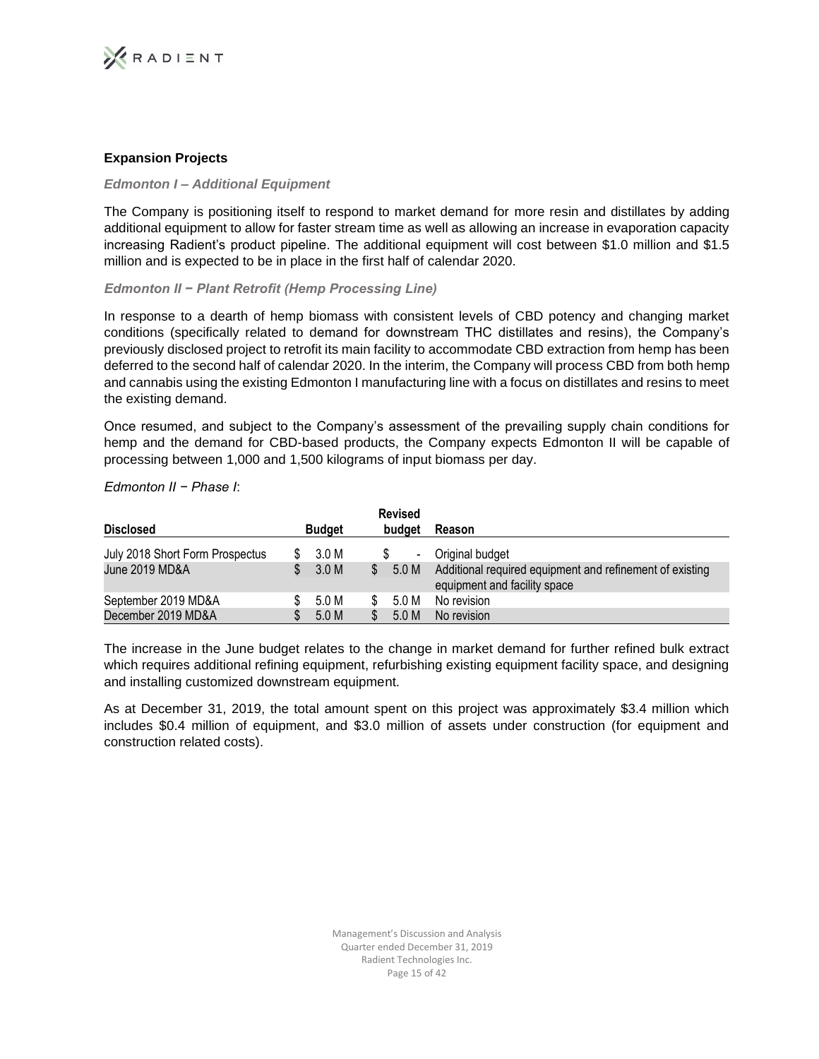### Expansion Projects

***Edmonton I – Additional Equipment***

The Company is positioning itself to respond to market demand for more resin and distillates by adding additional equipment to allow for faster stream time as well as allowing an increase in evaporation capacity increasing Radient's product pipeline. The additional equipment will cost between $1.0 million and $1.5 million and is expected to be in place in the first half of calendar 2020.

***Edmonton II − Plant Retrofit (Hemp Processing Line)***

In response to a dearth of hemp biomass with consistent levels of CBD potency and changing market conditions (specifically related to demand for downstream THC distillates and resins), the Company's previously disclosed project to retrofit its main facility to accommodate CBD extraction from hemp has been deferred to the second half of calendar 2020. In the interim, the Company will process CBD from both hemp and cannabis using the existing Edmonton I manufacturing line with a focus on distillates and resins to meet the existing demand.

Once resumed, and subject to the Company's assessment of the prevailing supply chain conditions for hemp and the demand for CBD-based products, the Company expects Edmonton II will be capable of processing between 1,000 and 1,500 kilograms of input biomass per day.

*Edmonton II − Phase I*:

| Disclosed | Budget | Revised budget | Reason |
|---|---|---|---|
| July 2018 Short Form Prospectus | $ 3.0 M | $ - | Original budget |
| June 2019 MD&A | $ 3.0 M | $ 5.0 M | Additional required equipment and refinement of existing equipment and facility space |
| September 2019 MD&A | $ 5.0 M | $ 5.0 M | No revision |
| December 2019 MD&A | $ 5.0 M | $ 5.0 M | No revision |

The increase in the June budget relates to the change in market demand for further refined bulk extract which requires additional refining equipment, refurbishing existing equipment facility space, and designing and installing customized downstream equipment.

As at December 31, 2019, the total amount spent on this project was approximately $3.4 million which includes $0.4 million of equipment, and $3.0 million of assets under construction (for equipment and construction related costs).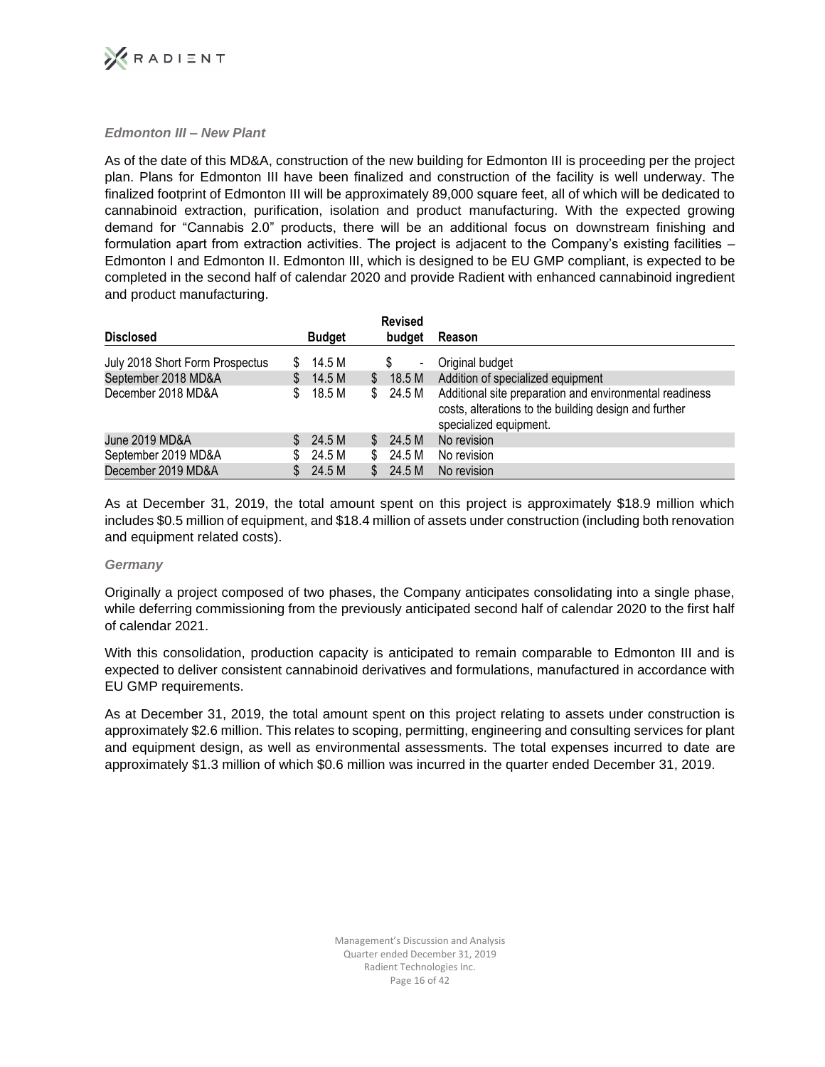### *Edmonton III – New Plant*

As of the date of this MD&A, construction of the new building for Edmonton III is proceeding per the project plan. Plans for Edmonton III have been finalized and construction of the facility is well underway. The finalized footprint of Edmonton III will be approximately 89,000 square feet, all of which will be dedicated to cannabinoid extraction, purification, isolation and product manufacturing. With the expected growing demand for "Cannabis 2.0" products, there will be an additional focus on downstream finishing and formulation apart from extraction activities. The project is adjacent to the Company's existing facilities – Edmonton I and Edmonton II. Edmonton III, which is designed to be EU GMP compliant, is expected to be completed in the second half of calendar 2020 and provide Radient with enhanced cannabinoid ingredient and product manufacturing.

| Disclosed | Budget | Revised budget | Reason |
|---|---|---|---|
| July 2018 Short Form Prospectus | $ 14.5 M | $ - | Original budget |
| September 2018 MD&A | $ 14.5 M | $ 18.5 M | Addition of specialized equipment |
| December 2018 MD&A | $ 18.5 M | $ 24.5 M | Additional site preparation and environmental readiness costs, alterations to the building design and further specialized equipment. |
| June 2019 MD&A | $ 24.5 M | $ 24.5 M | No revision |
| September 2019 MD&A | $ 24.5 M | $ 24.5 M | No revision |
| December 2019 MD&A | $ 24.5 M | $ 24.5 M | No revision |

As at December 31, 2019, the total amount spent on this project is approximately $18.9 million which includes $0.5 million of equipment, and $18.4 million of assets under construction (including both renovation and equipment related costs).

### *Germany*

Originally a project composed of two phases, the Company anticipates consolidating into a single phase, while deferring commissioning from the previously anticipated second half of calendar 2020 to the first half of calendar 2021.

With this consolidation, production capacity is anticipated to remain comparable to Edmonton III and is expected to deliver consistent cannabinoid derivatives and formulations, manufactured in accordance with EU GMP requirements.

As at December 31, 2019, the total amount spent on this project relating to assets under construction is approximately $2.6 million. This relates to scoping, permitting, engineering and consulting services for plant and equipment design, as well as environmental assessments. The total expenses incurred to date are approximately $1.3 million of which $0.6 million was incurred in the quarter ended December 31, 2019.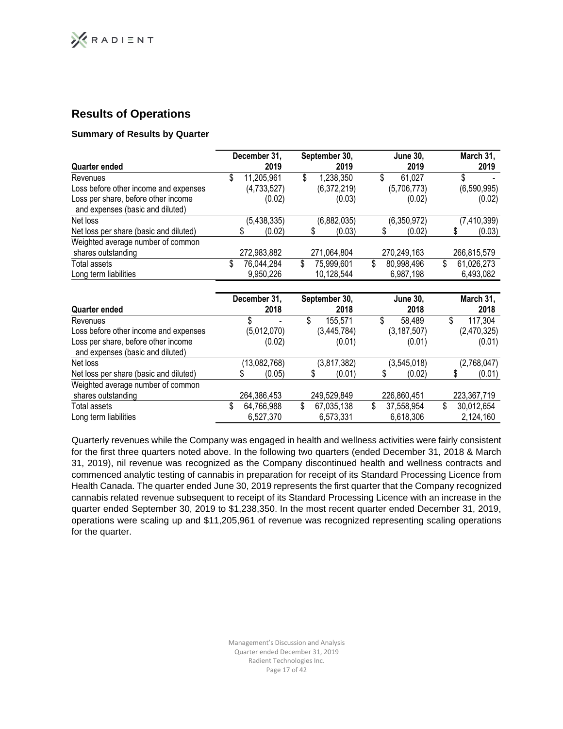## Results of Operations

### Summary of Results by Quarter

| Quarter ended | December 31, 2019 | September 30, 2019 | June 30, 2019 | March 31, 2019 |
|---|---|---|---|---|
| Revenues | $ 11,205,961 | $ 1,238,350 | $ 61,027 | $ - |
| Loss before other income and expenses | (4,733,527) | (6,372,219) | (5,706,773) | (6,590,995) |
| Loss per share, before other income and expenses (basic and diluted) | (0.02) | (0.03) | (0.02) | (0.02) |
| Net loss | (5,438,335) | (6,882,035) | (6,350,972) | (7,410,399) |
| Net loss per share (basic and diluted) | $ (0.02) | $ (0.03) | $ (0.02) | $ (0.03) |
| Weighted average number of common shares outstanding | 272,983,882 | 271,064,804 | 270,249,163 | 266,815,579 |
| Total assets | $ 76,044,284 | $ 75,999,601 | $ 80,998,496 | $ 61,026,273 |
| Long term liabilities | 9,950,226 | 10,128,544 | 6,987,198 | 6,493,082 |

| Quarter ended | December 31, 2018 | September 30, 2018 | June 30, 2018 | March 31, 2018 |
|---|---|---|---|---|
| Revenues | $ - | $ 155,571 | $ 58,489 | $ 117,304 |
| Loss before other income and expenses | (5,012,070) | (3,445,784) | (3,187,507) | (2,470,325) |
| Loss per share, before other income and expenses (basic and diluted) | (0.02) | (0.01) | (0.01) | (0.01) |
| Net loss | (13,082,768) | (3,817,382) | (3,545,018) | (2,768,047) |
| Net loss per share (basic and diluted) | $ (0.05) | $ (0.01) | $ (0.02) | $ (0.01) |
| Weighted average number of common shares outstanding | 264,386,453 | 249,529,849 | 226,860,451 | 223,367,719 |
| Total assets | $ 64,766,988 | $ 67,035,138 | $ 37,558,954 | $ 30,012,654 |
| Long term liabilities | 6,527,370 | 6,573,331 | 6,618,306 | 2,124,160 |

Quarterly revenues while the Company was engaged in health and wellness activities were fairly consistent for the first three quarters noted above. In the following two quarters (ended December 31, 2018 & March 31, 2019), nil revenue was recognized as the Company discontinued health and wellness contracts and commenced analytic testing of cannabis in preparation for receipt of its Standard Processing Licence from Health Canada. The quarter ended June 30, 2019 represents the first quarter that the Company recognized cannabis related revenue subsequent to receipt of its Standard Processing Licence with an increase in the quarter ended September 30, 2019 to $1,238,350. In the most recent quarter ended December 31, 2019, operations were scaling up and $11,205,961 of revenue was recognized representing scaling operations for the quarter.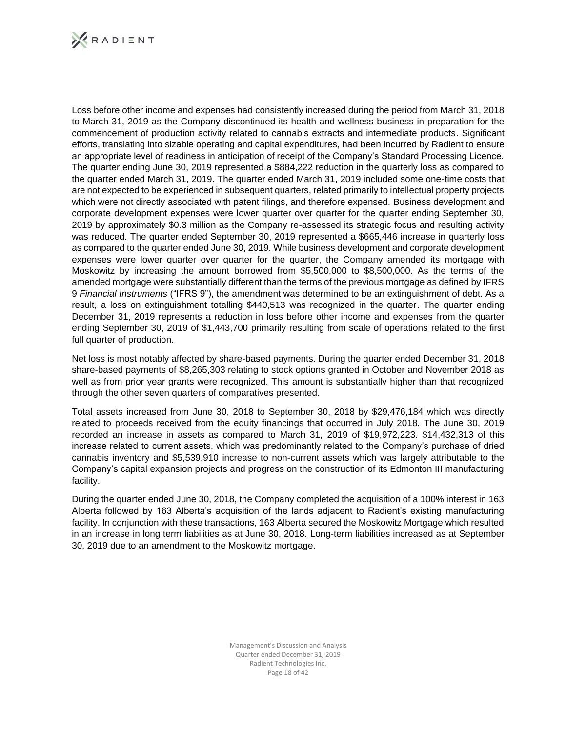Loss before other income and expenses had consistently increased during the period from March 31, 2018 to March 31, 2019 as the Company discontinued its health and wellness business in preparation for the commencement of production activity related to cannabis extracts and intermediate products. Significant efforts, translating into sizable operating and capital expenditures, had been incurred by Radient to ensure an appropriate level of readiness in anticipation of receipt of the Company's Standard Processing Licence. The quarter ending June 30, 2019 represented a $884,222 reduction in the quarterly loss as compared to the quarter ended March 31, 2019. The quarter ended March 31, 2019 included some one-time costs that are not expected to be experienced in subsequent quarters, related primarily to intellectual property projects which were not directly associated with patent filings, and therefore expensed. Business development and corporate development expenses were lower quarter over quarter for the quarter ending September 30, 2019 by approximately $0.3 million as the Company re-assessed its strategic focus and resulting activity was reduced. The quarter ended September 30, 2019 represented a $665,446 increase in quarterly loss as compared to the quarter ended June 30, 2019. While business development and corporate development expenses were lower quarter over quarter for the quarter, the Company amended its mortgage with Moskowitz by increasing the amount borrowed from $5,500,000 to $8,500,000. As the terms of the amended mortgage were substantially different than the terms of the previous mortgage as defined by IFRS 9 *Financial Instruments* ("IFRS 9"), the amendment was determined to be an extinguishment of debt. As a result, a loss on extinguishment totalling $440,513 was recognized in the quarter. The quarter ending December 31, 2019 represents a reduction in loss before other income and expenses from the quarter ending September 30, 2019 of $1,443,700 primarily resulting from scale of operations related to the first full quarter of production.

Net loss is most notably affected by share-based payments. During the quarter ended December 31, 2018 share-based payments of $8,265,303 relating to stock options granted in October and November 2018 as well as from prior year grants were recognized. This amount is substantially higher than that recognized through the other seven quarters of comparatives presented.

Total assets increased from June 30, 2018 to September 30, 2018 by $29,476,184 which was directly related to proceeds received from the equity financings that occurred in July 2018. The June 30, 2019 recorded an increase in assets as compared to March 31, 2019 of $19,972,223. $14,432,313 of this increase related to current assets, which was predominantly related to the Company's purchase of dried cannabis inventory and $5,539,910 increase to non-current assets which was largely attributable to the Company's capital expansion projects and progress on the construction of its Edmonton III manufacturing facility.

During the quarter ended June 30, 2018, the Company completed the acquisition of a 100% interest in 163 Alberta followed by 163 Alberta's acquisition of the lands adjacent to Radient's existing manufacturing facility. In conjunction with these transactions, 163 Alberta secured the Moskowitz Mortgage which resulted in an increase in long term liabilities as at June 30, 2018. Long-term liabilities increased as at September 30, 2019 due to an amendment to the Moskowitz mortgage.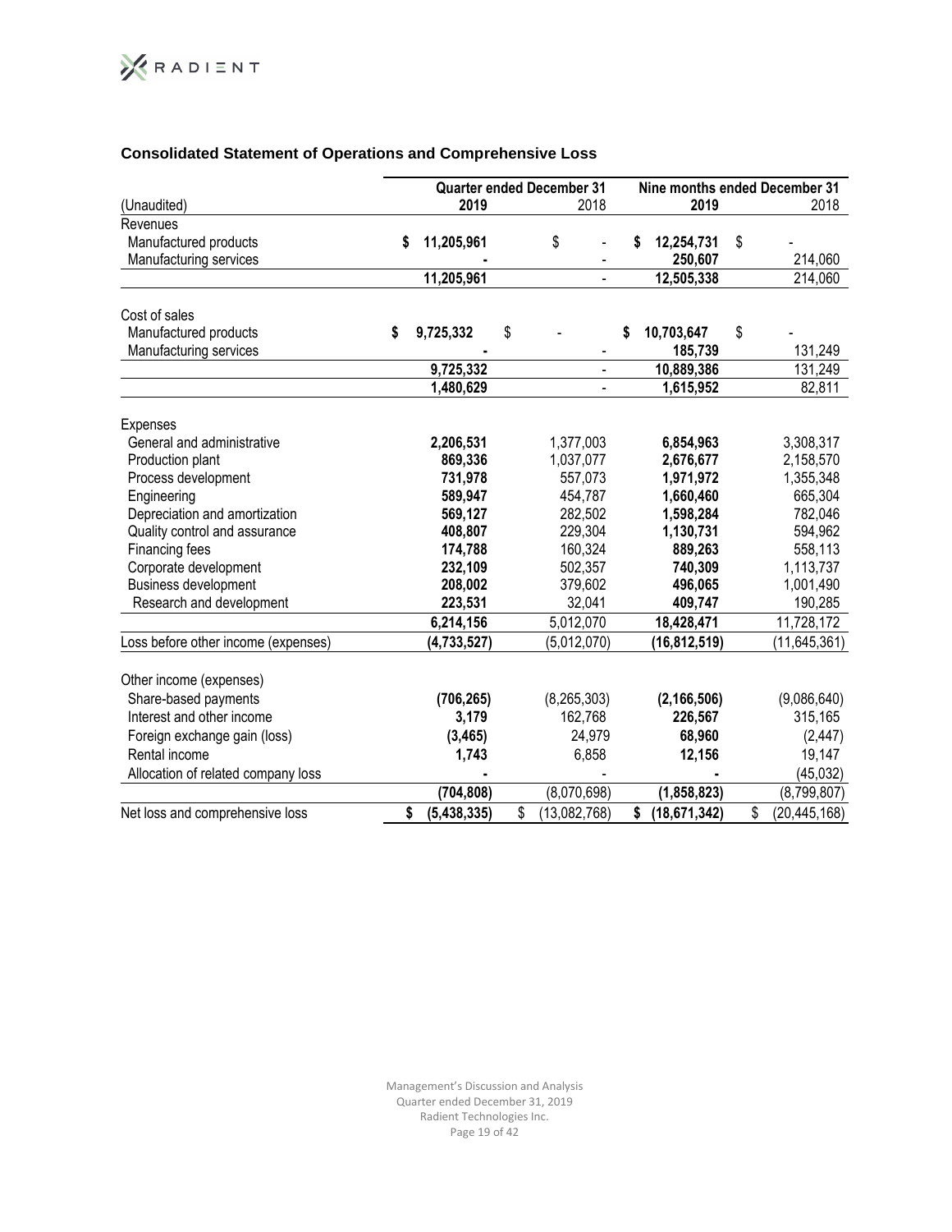## Consolidated Statement of Operations and Comprehensive Loss

| (Unaudited) | Quarter ended December 31 2019 | 2018 | Nine months ended December 31 2019 | 2018 |
|---|---|---|---|---|
| **Revenues** | | | | |
| Manufactured products | **$ 11,205,961** | $ - | **$ 12,254,731** | $ - |
| Manufacturing services | **-** | - | **250,607** | 214,060 |
| | **11,205,961** | - | **12,505,338** | 214,060 |
| **Cost of sales** | | | | |
| Manufactured products | **$ 9,725,332** | $ - | **$ 10,703,647** | $ - |
| Manufacturing services | **-** | - | **185,739** | 131,249 |
| | **9,725,332** | - | **10,889,386** | 131,249 |
| | **1,480,629** | - | **1,615,952** | 82,811 |
| **Expenses** | | | | |
| General and administrative | **2,206,531** | 1,377,003 | **6,854,963** | 3,308,317 |
| Production plant | **869,336** | 1,037,077 | **2,676,677** | 2,158,570 |
| Process development | **731,978** | 557,073 | **1,971,972** | 1,355,348 |
| Engineering | **589,947** | 454,787 | **1,660,460** | 665,304 |
| Depreciation and amortization | **569,127** | 282,502 | **1,598,284** | 782,046 |
| Quality control and assurance | **408,807** | 229,304 | **1,130,731** | 594,962 |
| Financing fees | **174,788** | 160,324 | **889,263** | 558,113 |
| Corporate development | **232,109** | 502,357 | **740,309** | 1,113,737 |
| Business development | **208,002** | 379,602 | **496,065** | 1,001,490 |
| Research and development | **223,531** | 32,041 | **409,747** | 190,285 |
| | **6,214,156** | 5,012,070 | **18,428,471** | 11,728,172 |
| Loss before other income (expenses) | **(4,733,527)** | (5,012,070) | **(16,812,519)** | (11,645,361) |
| **Other income (expenses)** | | | | |
| Share-based payments | **(706,265)** | (8,265,303) | **(2,166,506)** | (9,086,640) |
| Interest and other income | **3,179** | 162,768 | **226,567** | 315,165 |
| Foreign exchange gain (loss) | **(3,465)** | 24,979 | **68,960** | (2,447) |
| Rental income | **1,743** | 6,858 | **12,156** | 19,147 |
| Allocation of related company loss | **-** | - | **-** | (45,032) |
| | **(704,808)** | (8,070,698) | **(1,858,823)** | (8,799,807) |
| Net loss and comprehensive loss | **$ (5,438,335)** | $ (13,082,768) | **$ (18,671,342)** | $ (20,445,168) |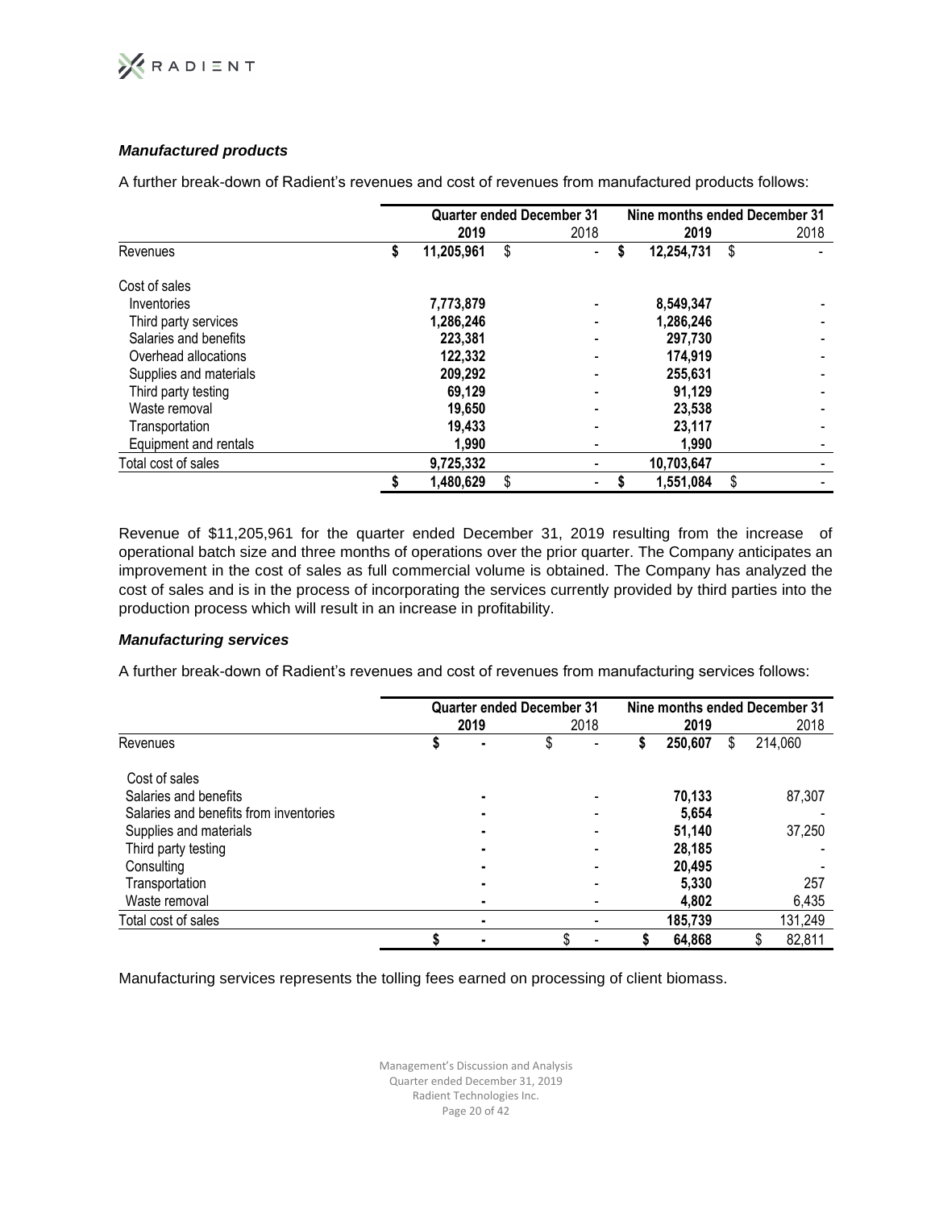### *Manufactured products*

A further break-down of Radient's revenues and cost of revenues from manufactured products follows:

| | Quarter ended December 31 | | Nine months ended December 31 | |
|---|---|---|---|---|
| | **2019** | 2018 | **2019** | 2018 |
| Revenues | **$ 11,205,961** | $ - | **$ 12,254,731** | $ - |
| Cost of sales | | | | |
| Inventories | **7,773,879** | - | **8,549,347** | - |
| Third party services | **1,286,246** | - | **1,286,246** | - |
| Salaries and benefits | **223,381** | - | **297,730** | - |
| Overhead allocations | **122,332** | - | **174,919** | - |
| Supplies and materials | **209,292** | - | **255,631** | - |
| Third party testing | **69,129** | - | **91,129** | - |
| Waste removal | **19,650** | - | **23,538** | - |
| Transportation | **19,433** | - | **23,117** | - |
| Equipment and rentals | **1,990** | - | **1,990** | - |
| Total cost of sales | **9,725,332** | - | **10,703,647** | - |
| | **$ 1,480,629** | $ - | **$ 1,551,084** | $ - |

Revenue of $11,205,961 for the quarter ended December 31, 2019 resulting from the increase of operational batch size and three months of operations over the prior quarter. The Company anticipates an improvement in the cost of sales as full commercial volume is obtained. The Company has analyzed the cost of sales and is in the process of incorporating the services currently provided by third parties into the production process which will result in an increase in profitability.

### *Manufacturing services*

A further break-down of Radient's revenues and cost of revenues from manufacturing services follows:

| | Quarter ended December 31 | | Nine months ended December 31 | |
|---|---|---|---|---|
| | **2019** | 2018 | **2019** | 2018 |
| Revenues | **$ -** | $ - | **$ 250,607** | $ 214,060 |
| Cost of sales | | | | |
| Salaries and benefits | **-** | - | **70,133** | 87,307 |
| Salaries and benefits from inventories | **-** | - | **5,654** | - |
| Supplies and materials | **-** | - | **51,140** | 37,250 |
| Third party testing | **-** | - | **28,185** | - |
| Consulting | **-** | - | **20,495** | - |
| Transportation | **-** | - | **5,330** | 257 |
| Waste removal | **-** | - | **4,802** | 6,435 |
| Total cost of sales | **-** | - | **185,739** | 131,249 |
| | **$ -** | $ - | **$ 64,868** | $ 82,811 |

Manufacturing services represents the tolling fees earned on processing of client biomass.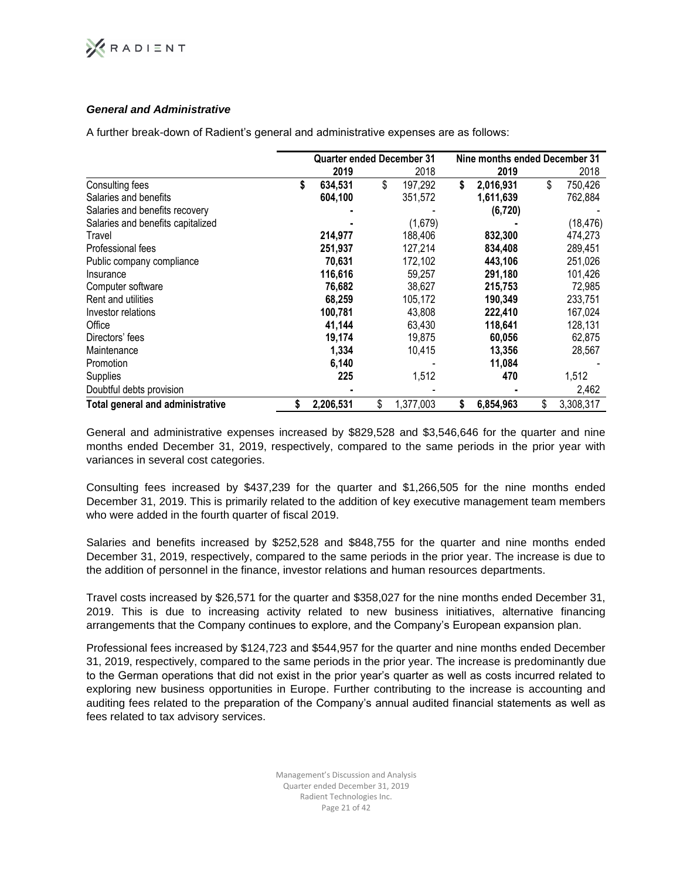### *General and Administrative*

A further break-down of Radient's general and administrative expenses are as follows:

| | Quarter ended December 31 | | Nine months ended December 31 | |
|---|---|---|---|---|
| | **2019** | 2018 | **2019** | 2018 |
| Consulting fees | **$ 634,531** | $ 197,292 | **$ 2,016,931** | $ 750,426 |
| Salaries and benefits | **604,100** | 351,572 | **1,611,639** | 762,884 |
| Salaries and benefits recovery | **-** | - | **(6,720)** | - |
| Salaries and benefits capitalized | **-** | (1,679) | **-** | (18,476) |
| Travel | **214,977** | 188,406 | **832,300** | 474,273 |
| Professional fees | **251,937** | 127,214 | **834,408** | 289,451 |
| Public company compliance | **70,631** | 172,102 | **443,106** | 251,026 |
| Insurance | **116,616** | 59,257 | **291,180** | 101,426 |
| Computer software | **76,682** | 38,627 | **215,753** | 72,985 |
| Rent and utilities | **68,259** | 105,172 | **190,349** | 233,751 |
| Investor relations | **100,781** | 43,808 | **222,410** | 167,024 |
| Office | **41,144** | 63,430 | **118,641** | 128,131 |
| Directors' fees | **19,174** | 19,875 | **60,056** | 62,875 |
| Maintenance | **1,334** | 10,415 | **13,356** | 28,567 |
| Promotion | **6,140** | - | **11,084** | - |
| Supplies | **225** | 1,512 | **470** | 1,512 |
| Doubtful debts provision | **-** | - | **-** | 2,462 |
| **Total general and administrative** | **$ 2,206,531** | $ 1,377,003 | **$ 6,854,963** | $ 3,308,317 |

General and administrative expenses increased by $829,528 and $3,546,646 for the quarter and nine months ended December 31, 2019, respectively, compared to the same periods in the prior year with variances in several cost categories.

Consulting fees increased by $437,239 for the quarter and $1,266,505 for the nine months ended December 31, 2019. This is primarily related to the addition of key executive management team members who were added in the fourth quarter of fiscal 2019.

Salaries and benefits increased by $252,528 and $848,755 for the quarter and nine months ended December 31, 2019, respectively, compared to the same periods in the prior year. The increase is due to the addition of personnel in the finance, investor relations and human resources departments.

Travel costs increased by $26,571 for the quarter and $358,027 for the nine months ended December 31, 2019. This is due to increasing activity related to new business initiatives, alternative financing arrangements that the Company continues to explore, and the Company's European expansion plan.

Professional fees increased by $124,723 and $544,957 for the quarter and nine months ended December 31, 2019, respectively, compared to the same periods in the prior year. The increase is predominantly due to the German operations that did not exist in the prior year's quarter as well as costs incurred related to exploring new business opportunities in Europe. Further contributing to the increase is accounting and auditing fees related to the preparation of the Company's annual audited financial statements as well as fees related to tax advisory services.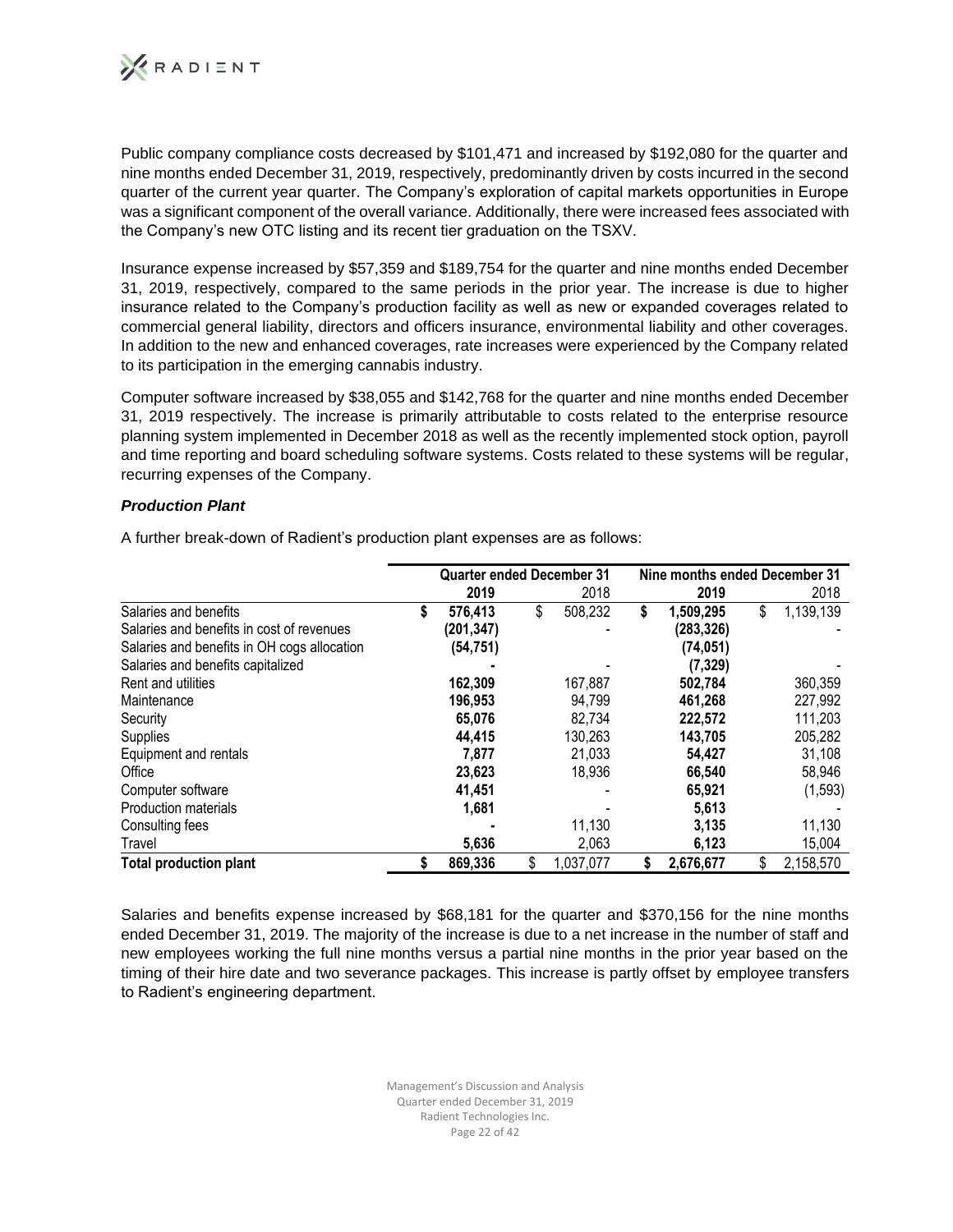Public company compliance costs decreased by $101,471 and increased by $192,080 for the quarter and nine months ended December 31, 2019, respectively, predominantly driven by costs incurred in the second quarter of the current year quarter. The Company's exploration of capital markets opportunities in Europe was a significant component of the overall variance. Additionally, there were increased fees associated with the Company's new OTC listing and its recent tier graduation on the TSXV.

Insurance expense increased by $57,359 and $189,754 for the quarter and nine months ended December 31, 2019, respectively, compared to the same periods in the prior year. The increase is due to higher insurance related to the Company's production facility as well as new or expanded coverages related to commercial general liability, directors and officers insurance, environmental liability and other coverages. In addition to the new and enhanced coverages, rate increases were experienced by the Company related to its participation in the emerging cannabis industry.

Computer software increased by $38,055 and $142,768 for the quarter and nine months ended December 31, 2019 respectively. The increase is primarily attributable to costs related to the enterprise resource planning system implemented in December 2018 as well as the recently implemented stock option, payroll and time reporting and board scheduling software systems. Costs related to these systems will be regular, recurring expenses of the Company.

***Production Plant***

A further break-down of Radient's production plant expenses are as follows:

| | Quarter ended December 31 | | Nine months ended December 31 | |
|---|---|---|---|---|
| | **2019** | 2018 | **2019** | 2018 |
| Salaries and benefits | **$ 576,413** | $ 508,232 | **$ 1,509,295** | $ 1,139,139 |
| Salaries and benefits in cost of revenues | **(201,347)** | - | **(283,326)** | - |
| Salaries and benefits in OH cogs allocation | **(54,751)** | | **(74,051)** | |
| Salaries and benefits capitalized | **-** | - | **(7,329)** | - |
| Rent and utilities | **162,309** | 167,887 | **502,784** | 360,359 |
| Maintenance | **196,953** | 94,799 | **461,268** | 227,992 |
| Security | **65,076** | 82,734 | **222,572** | 111,203 |
| Supplies | **44,415** | 130,263 | **143,705** | 205,282 |
| Equipment and rentals | **7,877** | 21,033 | **54,427** | 31,108 |
| Office | **23,623** | 18,936 | **66,540** | 58,946 |
| Computer software | **41,451** | - | **65,921** | (1,593) |
| Production materials | **1,681** | - | **5,613** | - |
| Consulting fees | **-** | 11,130 | **3,135** | 11,130 |
| Travel | **5,636** | 2,063 | **6,123** | 15,004 |
| **Total production plant** | **$ 869,336** | $ 1,037,077 | **$ 2,676,677** | $ 2,158,570 |

Salaries and benefits expense increased by $68,181 for the quarter and $370,156 for the nine months ended December 31, 2019. The majority of the increase is due to a net increase in the number of staff and new employees working the full nine months versus a partial nine months in the prior year based on the timing of their hire date and two severance packages. This increase is partly offset by employee transfers to Radient's engineering department.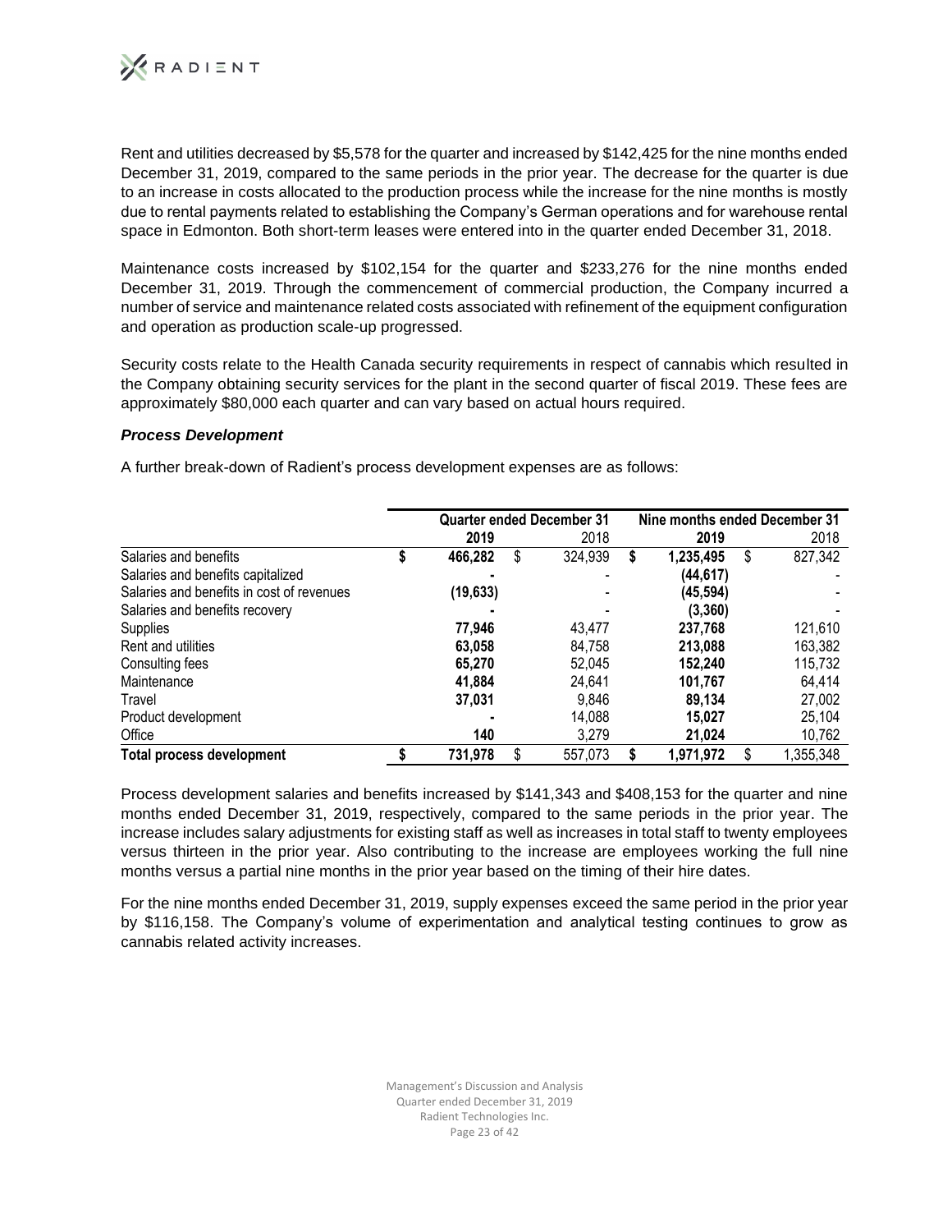Rent and utilities decreased by $5,578 for the quarter and increased by $142,425 for the nine months ended December 31, 2019, compared to the same periods in the prior year. The decrease for the quarter is due to an increase in costs allocated to the production process while the increase for the nine months is mostly due to rental payments related to establishing the Company's German operations and for warehouse rental space in Edmonton. Both short-term leases were entered into in the quarter ended December 31, 2018.

Maintenance costs increased by $102,154 for the quarter and $233,276 for the nine months ended December 31, 2019. Through the commencement of commercial production, the Company incurred a number of service and maintenance related costs associated with refinement of the equipment configuration and operation as production scale-up progressed.

Security costs relate to the Health Canada security requirements in respect of cannabis which resulted in the Company obtaining security services for the plant in the second quarter of fiscal 2019. These fees are approximately $80,000 each quarter and can vary based on actual hours required.

***Process Development***

A further break-down of Radient's process development expenses are as follows:

| | Quarter ended December 31 | | Nine months ended December 31 | |
|---|---|---|---|---|
| | **2019** | 2018 | **2019** | 2018 |
| Salaries and benefits | **$ 466,282** | $ 324,939 | **$ 1,235,495** | $ 827,342 |
| Salaries and benefits capitalized | **-** | - | **(44,617)** | - |
| Salaries and benefits in cost of revenues | **(19,633)** | - | **(45,594)** | - |
| Salaries and benefits recovery | **-** | - | **(3,360)** | - |
| Supplies | **77,946** | 43,477 | **237,768** | 121,610 |
| Rent and utilities | **63,058** | 84,758 | **213,088** | 163,382 |
| Consulting fees | **65,270** | 52,045 | **152,240** | 115,732 |
| Maintenance | **41,884** | 24,641 | **101,767** | 64,414 |
| Travel | **37,031** | 9,846 | **89,134** | 27,002 |
| Product development | **-** | 14,088 | **15,027** | 25,104 |
| Office | **140** | 3,279 | **21,024** | 10,762 |
| **Total process development** | **$ 731,978** | $ 557,073 | **$ 1,971,972** | $ 1,355,348 |

Process development salaries and benefits increased by $141,343 and $408,153 for the quarter and nine months ended December 31, 2019, respectively, compared to the same periods in the prior year. The increase includes salary adjustments for existing staff as well as increases in total staff to twenty employees versus thirteen in the prior year. Also contributing to the increase are employees working the full nine months versus a partial nine months in the prior year based on the timing of their hire dates.

For the nine months ended December 31, 2019, supply expenses exceed the same period in the prior year by $116,158. The Company's volume of experimentation and analytical testing continues to grow as cannabis related activity increases.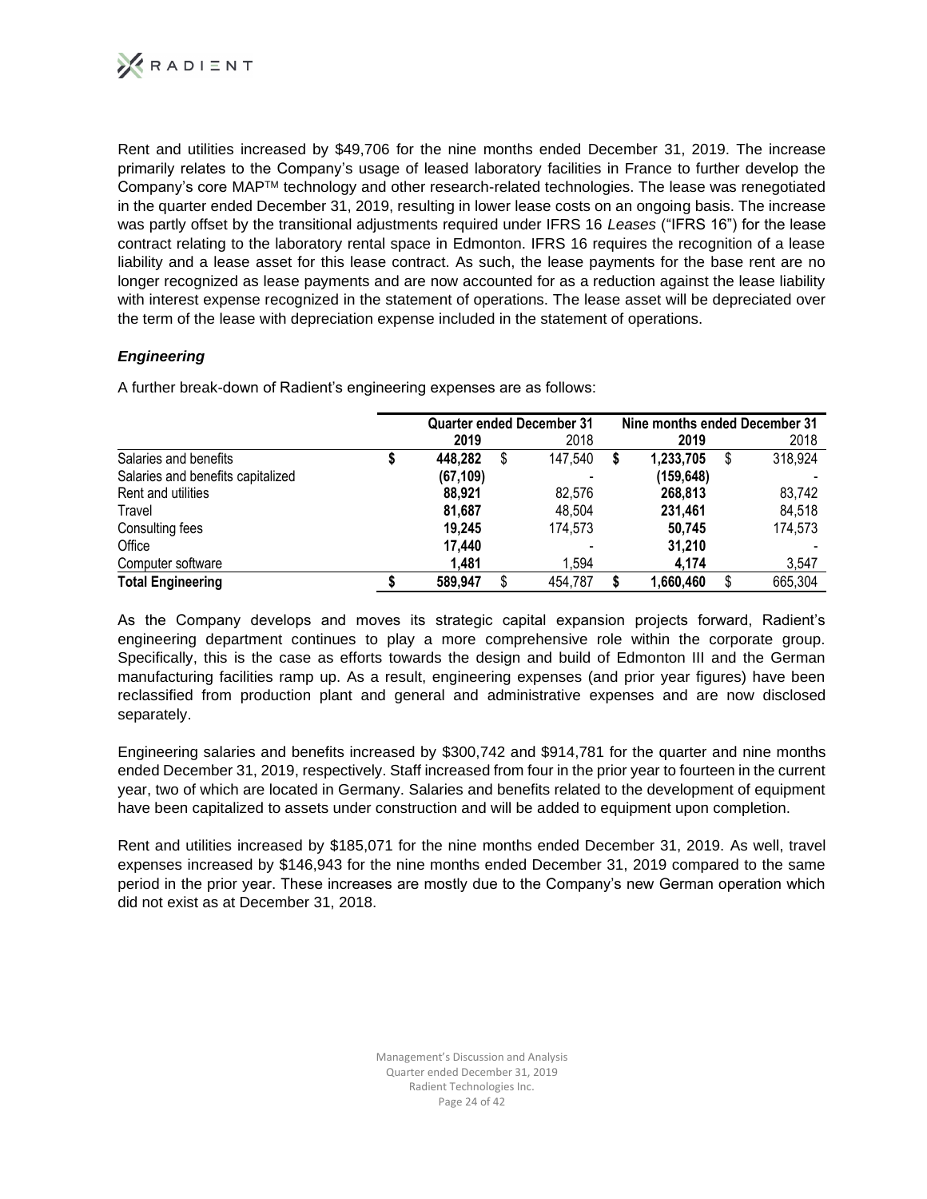Rent and utilities increased by $49,706 for the nine months ended December 31, 2019. The increase primarily relates to the Company's usage of leased laboratory facilities in France to further develop the Company's core MAP™ technology and other research-related technologies. The lease was renegotiated in the quarter ended December 31, 2019, resulting in lower lease costs on an ongoing basis. The increase was partly offset by the transitional adjustments required under IFRS 16 *Leases* ("IFRS 16") for the lease contract relating to the laboratory rental space in Edmonton. IFRS 16 requires the recognition of a lease liability and a lease asset for this lease contract. As such, the lease payments for the base rent are no longer recognized as lease payments and are now accounted for as a reduction against the lease liability with interest expense recognized in the statement of operations. The lease asset will be depreciated over the term of the lease with depreciation expense included in the statement of operations.

### *Engineering*

A further break-down of Radient's engineering expenses are as follows:

| | Quarter ended December 31 | | Nine months ended December 31 | |
|---|---|---|---|---|
| | **2019** | 2018 | **2019** | 2018 |
| Salaries and benefits | **$ 448,282** | $ 147,540 | **$ 1,233,705** | $ 318,924 |
| Salaries and benefits capitalized | **(67,109)** | - | **(159,648)** | - |
| Rent and utilities | **88,921** | 82,576 | **268,813** | 83,742 |
| Travel | **81,687** | 48,504 | **231,461** | 84,518 |
| Consulting fees | **19,245** | 174,573 | **50,745** | 174,573 |
| Office | **17,440** | - | **31,210** | - |
| Computer software | **1,481** | 1,594 | **4,174** | 3,547 |
| **Total Engineering** | **$ 589,947** | $ 454,787 | **$ 1,660,460** | $ 665,304 |

As the Company develops and moves its strategic capital expansion projects forward, Radient's engineering department continues to play a more comprehensive role within the corporate group. Specifically, this is the case as efforts towards the design and build of Edmonton III and the German manufacturing facilities ramp up. As a result, engineering expenses (and prior year figures) have been reclassified from production plant and general and administrative expenses and are now disclosed separately.

Engineering salaries and benefits increased by $300,742 and $914,781 for the quarter and nine months ended December 31, 2019, respectively. Staff increased from four in the prior year to fourteen in the current year, two of which are located in Germany. Salaries and benefits related to the development of equipment have been capitalized to assets under construction and will be added to equipment upon completion.

Rent and utilities increased by $185,071 for the nine months ended December 31, 2019. As well, travel expenses increased by $146,943 for the nine months ended December 31, 2019 compared to the same period in the prior year. These increases are mostly due to the Company's new German operation which did not exist as at December 31, 2018.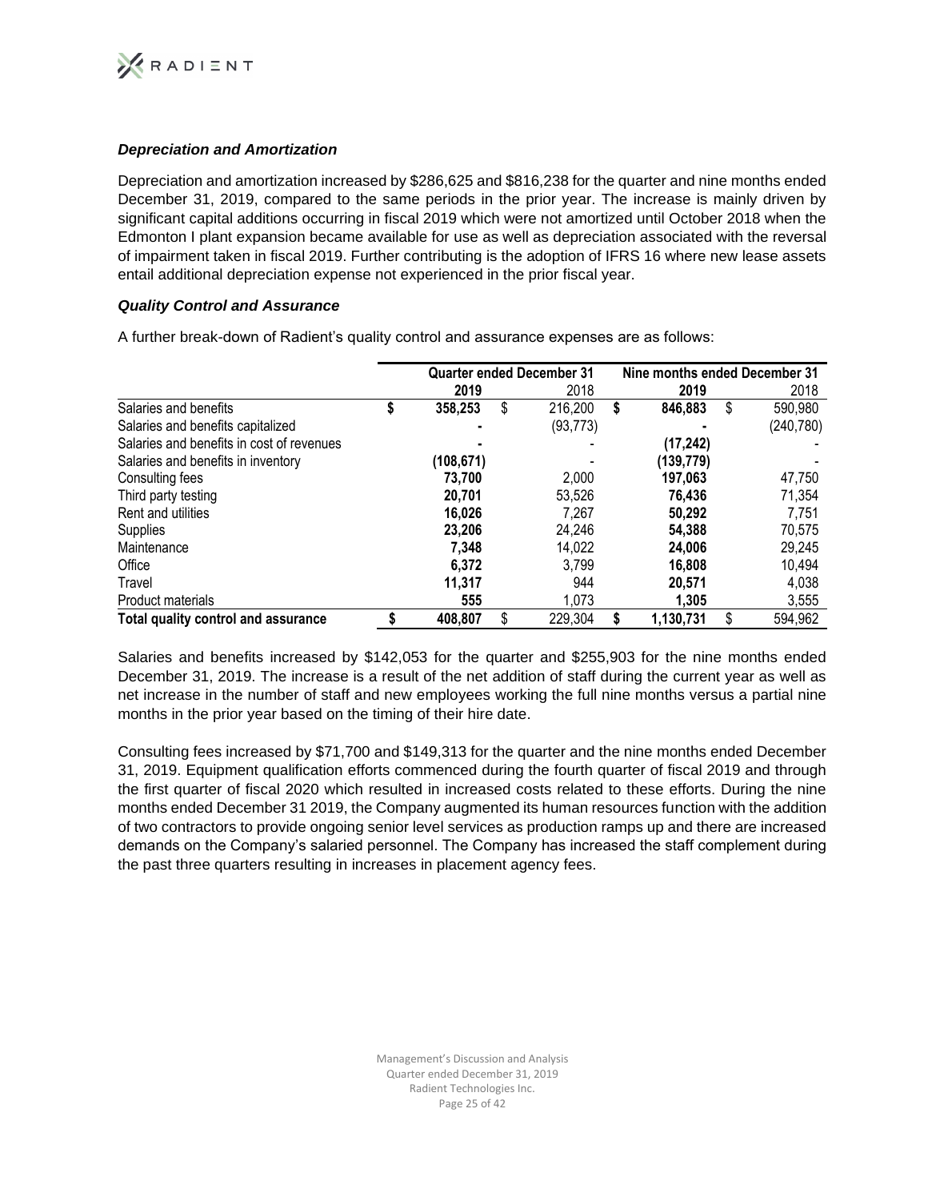### *Depreciation and Amortization*

Depreciation and amortization increased by $286,625 and $816,238 for the quarter and nine months ended December 31, 2019, compared to the same periods in the prior year. The increase is mainly driven by significant capital additions occurring in fiscal 2019 which were not amortized until October 2018 when the Edmonton I plant expansion became available for use as well as depreciation associated with the reversal of impairment taken in fiscal 2019. Further contributing is the adoption of IFRS 16 where new lease assets entail additional depreciation expense not experienced in the prior fiscal year.

### *Quality Control and Assurance*

A further break-down of Radient's quality control and assurance expenses are as follows:

| | Quarter ended December 31 | | Nine months ended December 31 | |
|---|---|---|---|---|
| | **2019** | 2018 | **2019** | 2018 |
| Salaries and benefits | **$ 358,253** | $ 216,200 | **$ 846,883** | $ 590,980 |
| Salaries and benefits capitalized | **-** | (93,773) | **-** | (240,780) |
| Salaries and benefits in cost of revenues | **-** | - | **(17,242)** | - |
| Salaries and benefits in inventory | **(108,671)** | - | **(139,779)** | - |
| Consulting fees | **73,700** | 2,000 | **197,063** | 47,750 |
| Third party testing | **20,701** | 53,526 | **76,436** | 71,354 |
| Rent and utilities | **16,026** | 7,267 | **50,292** | 7,751 |
| Supplies | **23,206** | 24,246 | **54,388** | 70,575 |
| Maintenance | **7,348** | 14,022 | **24,006** | 29,245 |
| Office | **6,372** | 3,799 | **16,808** | 10,494 |
| Travel | **11,317** | 944 | **20,571** | 4,038 |
| Product materials | **555** | 1,073 | **1,305** | 3,555 |
| **Total quality control and assurance** | **$ 408,807** | $ 229,304 | **$ 1,130,731** | $ 594,962 |

Salaries and benefits increased by $142,053 for the quarter and $255,903 for the nine months ended December 31, 2019. The increase is a result of the net addition of staff during the current year as well as net increase in the number of staff and new employees working the full nine months versus a partial nine months in the prior year based on the timing of their hire date.

Consulting fees increased by $71,700 and $149,313 for the quarter and the nine months ended December 31, 2019. Equipment qualification efforts commenced during the fourth quarter of fiscal 2019 and through the first quarter of fiscal 2020 which resulted in increased costs related to these efforts. During the nine months ended December 31 2019, the Company augmented its human resources function with the addition of two contractors to provide ongoing senior level services as production ramps up and there are increased demands on the Company's salaried personnel. The Company has increased the staff complement during the past three quarters resulting in increases in placement agency fees.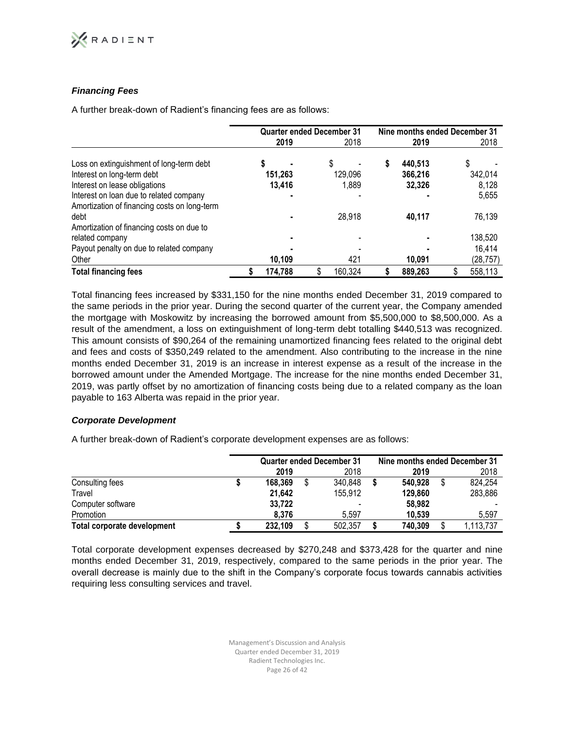### *Financing Fees*

A further break-down of Radient's financing fees are as follows:

| | Quarter ended December 31 | | Nine months ended December 31 | |
|---|---|---|---|---|
| | **2019** | 2018 | **2019** | 2018 |
| Loss on extinguishment of long-term debt | **$ -** | $ - | **$ 440,513** | $ - |
| Interest on long-term debt | **151,263** | 129,096 | **366,216** | 342,014 |
| Interest on lease obligations | **13,416** | 1,889 | **32,326** | 8,128 |
| Interest on loan due to related company | **-** | - | **-** | 5,655 |
| Amortization of financing costs on long-term debt | **-** | 28,918 | **40,117** | 76,139 |
| Amortization of financing costs on due to related company | **-** | - | **-** | 138,520 |
| Payout penalty on due to related company | **-** | - | **-** | 16,414 |
| Other | **10,109** | 421 | **10,091** | (28,757) |
| **Total financing fees** | **$ 174,788** | $ 160,324 | **$ 889,263** | $ 558,113 |

Total financing fees increased by $331,150 for the nine months ended December 31, 2019 compared to the same periods in the prior year. During the second quarter of the current year, the Company amended the mortgage with Moskowitz by increasing the borrowed amount from $5,500,000 to $8,500,000. As a result of the amendment, a loss on extinguishment of long-term debt totalling $440,513 was recognized. This amount consists of $90,264 of the remaining unamortized financing fees related to the original debt and fees and costs of $350,249 related to the amendment. Also contributing to the increase in the nine months ended December 31, 2019 is an increase in interest expense as a result of the increase in the borrowed amount under the Amended Mortgage. The increase for the nine months ended December 31, 2019, was partly offset by no amortization of financing costs being due to a related company as the loan payable to 163 Alberta was repaid in the prior year.

### *Corporate Development*

A further break-down of Radient's corporate development expenses are as follows:

| | Quarter ended December 31 | | Nine months ended December 31 | |
|---|---|---|---|---|
| | **2019** | 2018 | **2019** | 2018 |
| Consulting fees | **$ 168,369** | $ 340,848 | **$ 540,928** | $ 824,254 |
| Travel | **21,642** | 155,912 | **129,860** | 283,886 |
| Computer software | **33,722** | - | **58,982** | - |
| Promotion | **8,376** | 5,597 | **10,539** | 5,597 |
| **Total corporate development** | **$ 232,109** | $ 502,357 | **$ 740,309** | $ 1,113,737 |

Total corporate development expenses decreased by $270,248 and $373,428 for the quarter and nine months ended December 31, 2019, respectively, compared to the same periods in the prior year. The overall decrease is mainly due to the shift in the Company's corporate focus towards cannabis activities requiring less consulting services and travel.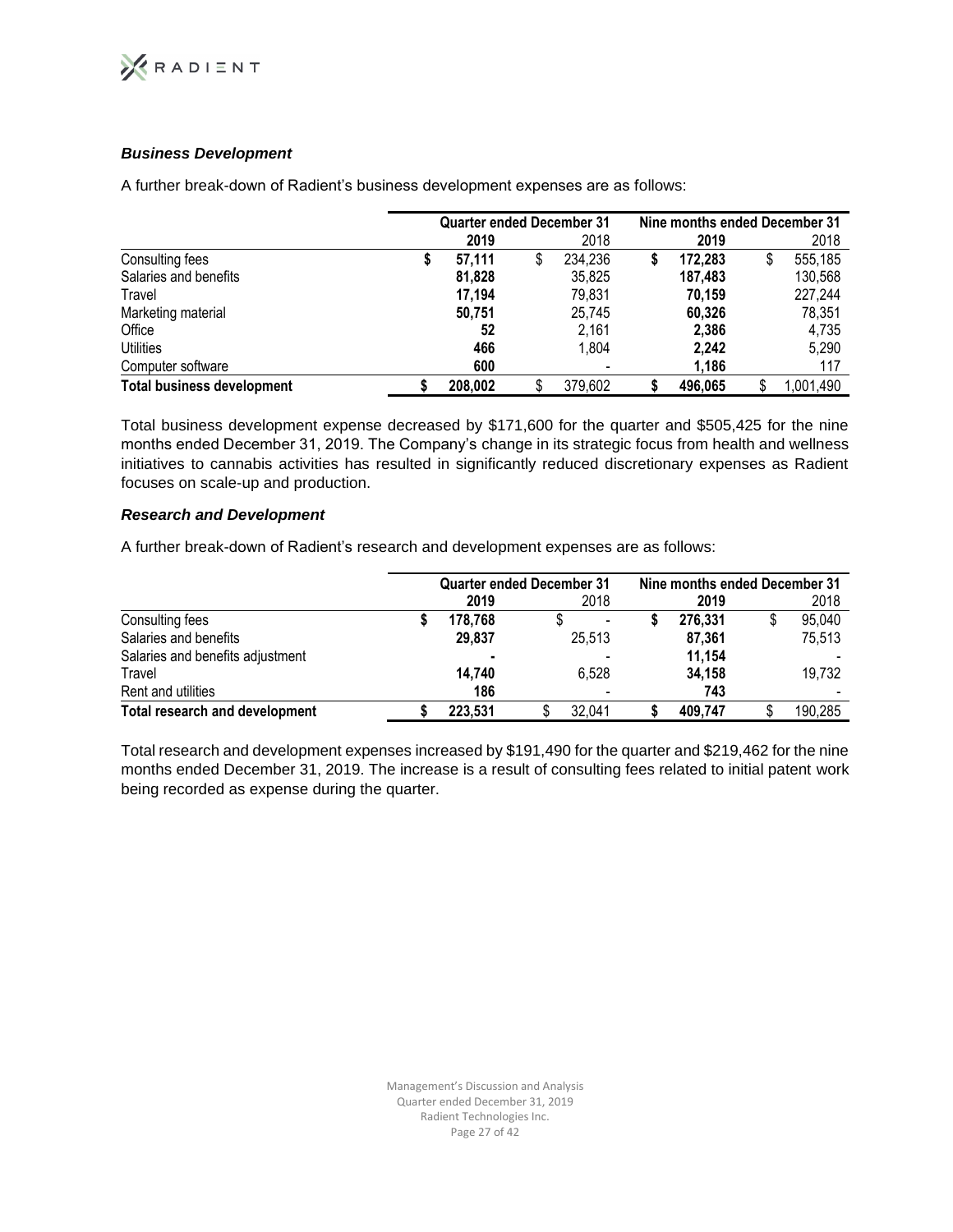### *Business Development*

A further break-down of Radient's business development expenses are as follows:

| | Quarter ended December 31 | | Nine months ended December 31 | |
|---|---|---|---|---|
| | **2019** | 2018 | **2019** | 2018 |
| Consulting fees | **$ 57,111** | $ 234,236 | **$ 172,283** | $ 555,185 |
| Salaries and benefits | **81,828** | 35,825 | **187,483** | 130,568 |
| Travel | **17,194** | 79,831 | **70,159** | 227,244 |
| Marketing material | **50,751** | 25,745 | **60,326** | 78,351 |
| Office | **52** | 2,161 | **2,386** | 4,735 |
| Utilities | **466** | 1,804 | **2,242** | 5,290 |
| Computer software | **600** | - | **1,186** | 117 |
| **Total business development** | **$ 208,002** | $ 379,602 | **$ 496,065** | $ 1,001,490 |

Total business development expense decreased by $171,600 for the quarter and $505,425 for the nine months ended December 31, 2019. The Company's change in its strategic focus from health and wellness initiatives to cannabis activities has resulted in significantly reduced discretionary expenses as Radient focuses on scale-up and production.

### *Research and Development*

A further break-down of Radient's research and development expenses are as follows:

| | Quarter ended December 31 | | Nine months ended December 31 | |
|---|---|---|---|---|
| | **2019** | 2018 | **2019** | 2018 |
| Consulting fees | **$ 178,768** | $ - | **$ 276,331** | $ 95,040 |
| Salaries and benefits | **29,837** | 25,513 | **87,361** | 75,513 |
| Salaries and benefits adjustment | **-** | - | **11,154** | - |
| Travel | **14,740** | 6,528 | **34,158** | 19,732 |
| Rent and utilities | **186** | - | **743** | - |
| **Total research and development** | **$ 223,531** | $ 32,041 | **$ 409,747** | $ 190,285 |

Total research and development expenses increased by $191,490 for the quarter and $219,462 for the nine months ended December 31, 2019. The increase is a result of consulting fees related to initial patent work being recorded as expense during the quarter.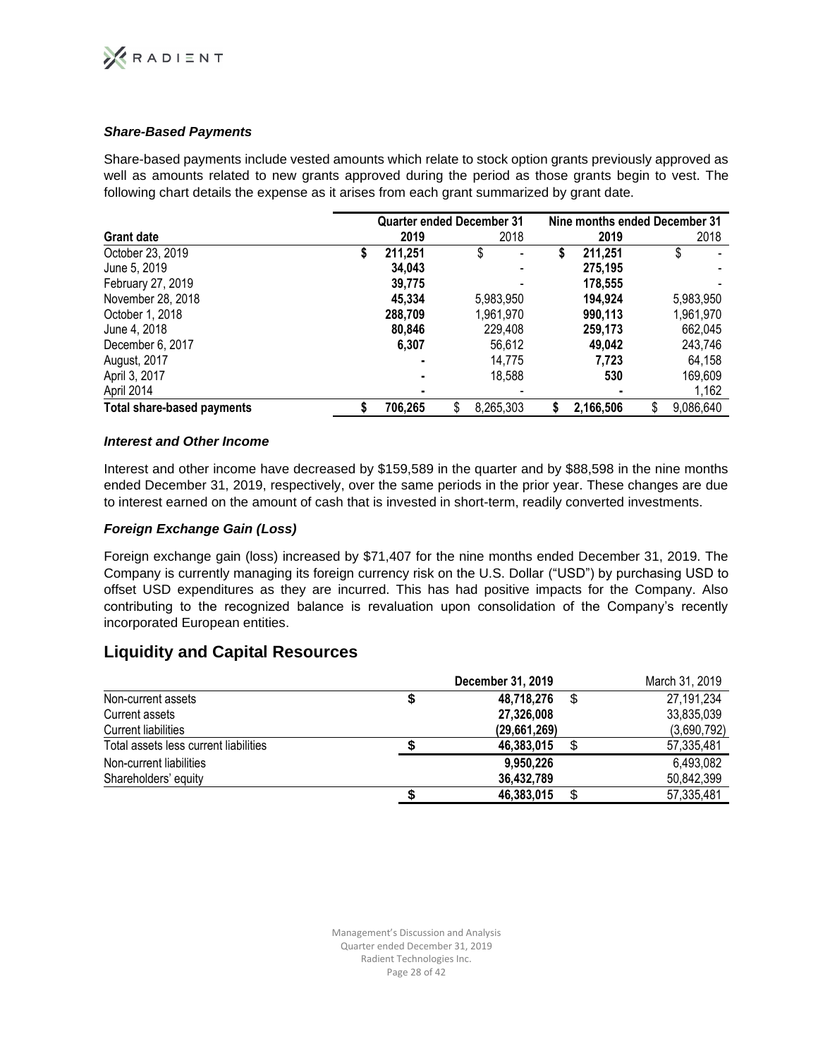### *Share-Based Payments*

Share-based payments include vested amounts which relate to stock option grants previously approved as well as amounts related to new grants approved during the period as those grants begin to vest. The following chart details the expense as it arises from each grant summarized by grant date.

| | Quarter ended December 31 | | Nine months ended December 31 | |
|---|---|---|---|---|
| **Grant date** | **2019** | 2018 | **2019** | 2018 |
| October 23, 2019 | **$ 211,251** | $ - | **$ 211,251** | $ - |
| June 5, 2019 | **34,043** | - | **275,195** | - |
| February 27, 2019 | **39,775** | - | **178,555** | - |
| November 28, 2018 | **45,334** | 5,983,950 | **194,924** | 5,983,950 |
| October 1, 2018 | **288,709** | 1,961,970 | **990,113** | 1,961,970 |
| June 4, 2018 | **80,846** | 229,408 | **259,173** | 662,045 |
| December 6, 2017 | **6,307** | 56,612 | **49,042** | 243,746 |
| August, 2017 | **-** | 14,775 | **7,723** | 64,158 |
| April 3, 2017 | **-** | 18,588 | **530** | 169,609 |
| April 2014 | **-** | - | **-** | 1,162 |
| **Total share-based payments** | **$ 706,265** | $ 8,265,303 | **$ 2,166,506** | $ 9,086,640 |

### *Interest and Other Income*

Interest and other income have decreased by $159,589 in the quarter and by $88,598 in the nine months ended December 31, 2019, respectively, over the same periods in the prior year. These changes are due to interest earned on the amount of cash that is invested in short-term, readily converted investments.

### *Foreign Exchange Gain (Loss)*

Foreign exchange gain (loss) increased by $71,407 for the nine months ended December 31, 2019. The Company is currently managing its foreign currency risk on the U.S. Dollar ("USD") by purchasing USD to offset USD expenditures as they are incurred. This has had positive impacts for the Company. Also contributing to the recognized balance is revaluation upon consolidation of the Company's recently incorporated European entities.

## Liquidity and Capital Resources

| | **December 31, 2019** | March 31, 2019 |
|---|---|---|
| Non-current assets | **$ 48,718,276** | $ 27,191,234 |
| Current assets | **27,326,008** | 33,835,039 |
| Current liabilities | **(29,661,269)** | (3,690,792) |
| Total assets less current liabilities | **$ 46,383,015** | $ 57,335,481 |
| Non-current liabilities | **9,950,226** | 6,493,082 |
| Shareholders' equity | **36,432,789** | 50,842,399 |
| | **$ 46,383,015** | $ 57,335,481 |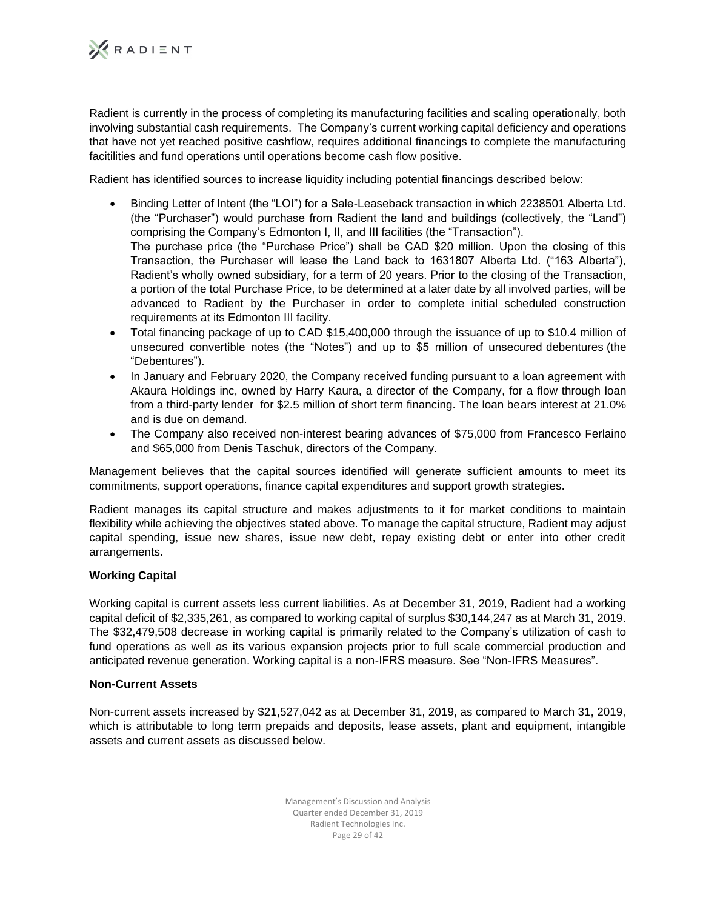Radient is currently in the process of completing its manufacturing facilities and scaling operationally, both involving substantial cash requirements. The Company's current working capital deficiency and operations that have not yet reached positive cashflow, requires additional financings to complete the manufacturing factilities and fund operations until operations become cash flow positive.

Radient has identified sources to increase liquidity including potential financings described below:

- Binding Letter of Intent (the "LOI") for a Sale-Leaseback transaction in which 2238501 Alberta Ltd. (the "Purchaser") would purchase from Radient the land and buildings (collectively, the "Land") comprising the Company's Edmonton I, II, and III facilities (the "Transaction").
  The purchase price (the "Purchase Price") shall be CAD $20 million. Upon the closing of this Transaction, the Purchaser will lease the Land back to 1631807 Alberta Ltd. ("163 Alberta"), Radient's wholly owned subsidiary, for a term of 20 years. Prior to the closing of the Transaction, a portion of the total Purchase Price, to be determined at a later date by all involved parties, will be advanced to Radient by the Purchaser in order to complete initial scheduled construction requirements at its Edmonton III facility.
- Total financing package of up to CAD $15,400,000 through the issuance of up to $10.4 million of unsecured convertible notes (the "Notes") and up to $5 million of unsecured debentures (the "Debentures").
- In January and February 2020, the Company received funding pursuant to a loan agreement with Akaura Holdings inc, owned by Harry Kaura, a director of the Company, for a flow through loan from a third-party lender for $2.5 million of short term financing. The loan bears interest at 21.0% and is due on demand.
- The Company also received non-interest bearing advances of $75,000 from Francesco Ferlaino and $65,000 from Denis Taschuk, directors of the Company.

Management believes that the capital sources identified will generate sufficient amounts to meet its commitments, support operations, finance capital expenditures and support growth strategies.

Radient manages its capital structure and makes adjustments to it for market conditions to maintain flexibility while achieving the objectives stated above. To manage the capital structure, Radient may adjust capital spending, issue new shares, issue new debt, repay existing debt or enter into other credit arrangements.

**Working Capital**

Working capital is current assets less current liabilities. As at December 31, 2019, Radient had a working capital deficit of $2,335,261, as compared to working capital of surplus $30,144,247 as at March 31, 2019. The $32,479,508 decrease in working capital is primarily related to the Company's utilization of cash to fund operations as well as its various expansion projects prior to full scale commercial production and anticipated revenue generation. Working capital is a non-IFRS measure. See "Non-IFRS Measures".

**Non-Current Assets**

Non-current assets increased by $21,527,042 as at December 31, 2019, as compared to March 31, 2019, which is attributable to long term prepaids and deposits, lease assets, plant and equipment, intangible assets and current assets as discussed below.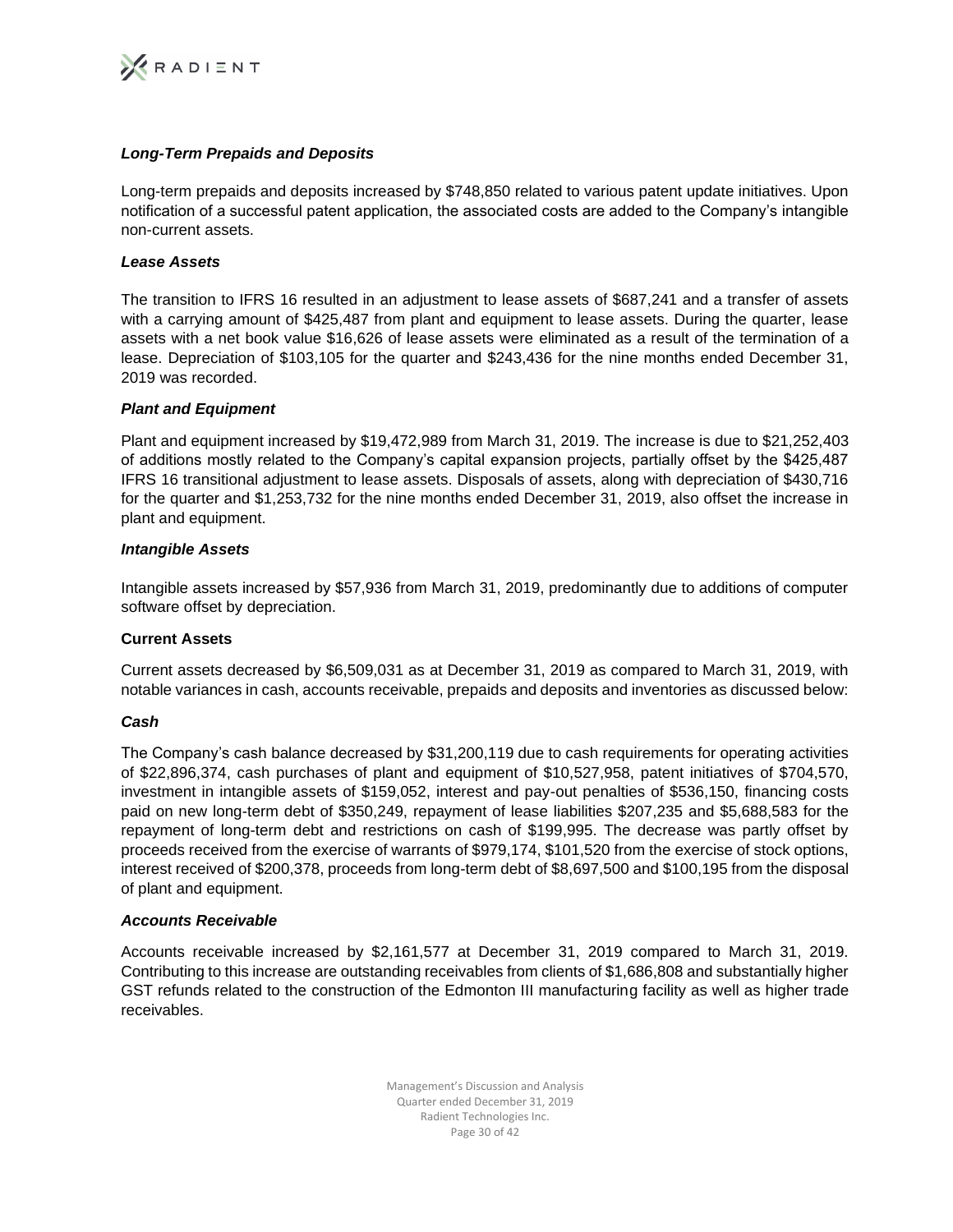### *Long-Term Prepaids and Deposits*

Long-term prepaids and deposits increased by $748,850 related to various patent update initiatives. Upon notification of a successful patent application, the associated costs are added to the Company's intangible non-current assets.

### *Lease Assets*

The transition to IFRS 16 resulted in an adjustment to lease assets of $687,241 and a transfer of assets with a carrying amount of $425,487 from plant and equipment to lease assets. During the quarter, lease assets with a net book value $16,626 of lease assets were eliminated as a result of the termination of a lease. Depreciation of $103,105 for the quarter and $243,436 for the nine months ended December 31, 2019 was recorded.

### *Plant and Equipment*

Plant and equipment increased by $19,472,989 from March 31, 2019. The increase is due to $21,252,403 of additions mostly related to the Company's capital expansion projects, partially offset by the $425,487 IFRS 16 transitional adjustment to lease assets. Disposals of assets, along with depreciation of $430,716 for the quarter and $1,253,732 for the nine months ended December 31, 2019, also offset the increase in plant and equipment.

### *Intangible Assets*

Intangible assets increased by $57,936 from March 31, 2019, predominantly due to additions of computer software offset by depreciation.

### **Current Assets**

Current assets decreased by $6,509,031 as at December 31, 2019 as compared to March 31, 2019, with notable variances in cash, accounts receivable, prepaids and deposits and inventories as discussed below:

### *Cash*

The Company's cash balance decreased by $31,200,119 due to cash requirements for operating activities of $22,896,374, cash purchases of plant and equipment of $10,527,958, patent initiatives of $704,570, investment in intangible assets of $159,052, interest and pay-out penalties of $536,150, financing costs paid on new long-term debt of $350,249, repayment of lease liabilities $207,235 and $5,688,583 for the repayment of long-term debt and restrictions on cash of $199,995. The decrease was partly offset by proceeds received from the exercise of warrants of $979,174, $101,520 from the exercise of stock options, interest received of $200,378, proceeds from long-term debt of $8,697,500 and $100,195 from the disposal of plant and equipment.

### *Accounts Receivable*

Accounts receivable increased by $2,161,577 at December 31, 2019 compared to March 31, 2019. Contributing to this increase are outstanding receivables from clients of $1,686,808 and substantially higher GST refunds related to the construction of the Edmonton III manufacturing facility as well as higher trade receivables.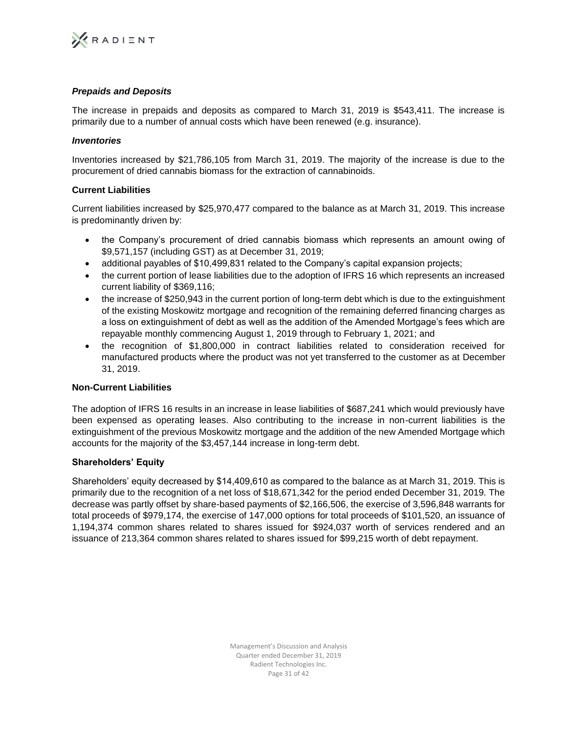### *Prepaids and Deposits*

The increase in prepaids and deposits as compared to March 31, 2019 is $543,411. The increase is primarily due to a number of annual costs which have been renewed (e.g. insurance).

### *Inventories*

Inventories increased by $21,786,105 from March 31, 2019. The majority of the increase is due to the procurement of dried cannabis biomass for the extraction of cannabinoids.

### Current Liabilities

Current liabilities increased by $25,970,477 compared to the balance as at March 31, 2019. This increase is predominantly driven by:

- the Company's procurement of dried cannabis biomass which represents an amount owing of $9,571,157 (including GST) as at December 31, 2019;
- additional payables of $10,499,831 related to the Company's capital expansion projects;
- the current portion of lease liabilities due to the adoption of IFRS 16 which represents an increased current liability of $369,116;
- the increase of $250,943 in the current portion of long-term debt which is due to the extinguishment of the existing Moskowitz mortgage and recognition of the remaining deferred financing charges as a loss on extinguishment of debt as well as the addition of the Amended Mortgage's fees which are repayable monthly commencing August 1, 2019 through to February 1, 2021; and
- the recognition of $1,800,000 in contract liabilities related to consideration received for manufactured products where the product was not yet transferred to the customer as at December 31, 2019.

### Non-Current Liabilities

The adoption of IFRS 16 results in an increase in lease liabilities of $687,241 which would previously have been expensed as operating leases. Also contributing to the increase in non-current liabilities is the extinguishment of the previous Moskowitz mortgage and the addition of the new Amended Mortgage which accounts for the majority of the $3,457,144 increase in long-term debt.

### Shareholders' Equity

Shareholders' equity decreased by $14,409,610 as compared to the balance as at March 31, 2019. This is primarily due to the recognition of a net loss of $18,671,342 for the period ended December 31, 2019. The decrease was partly offset by share-based payments of $2,166,506, the exercise of 3,596,848 warrants for total proceeds of $979,174, the exercise of 147,000 options for total proceeds of $101,520, an issuance of 1,194,374 common shares related to shares issued for $924,037 worth of services rendered and an issuance of 213,364 common shares related to shares issued for $99,215 worth of debt repayment.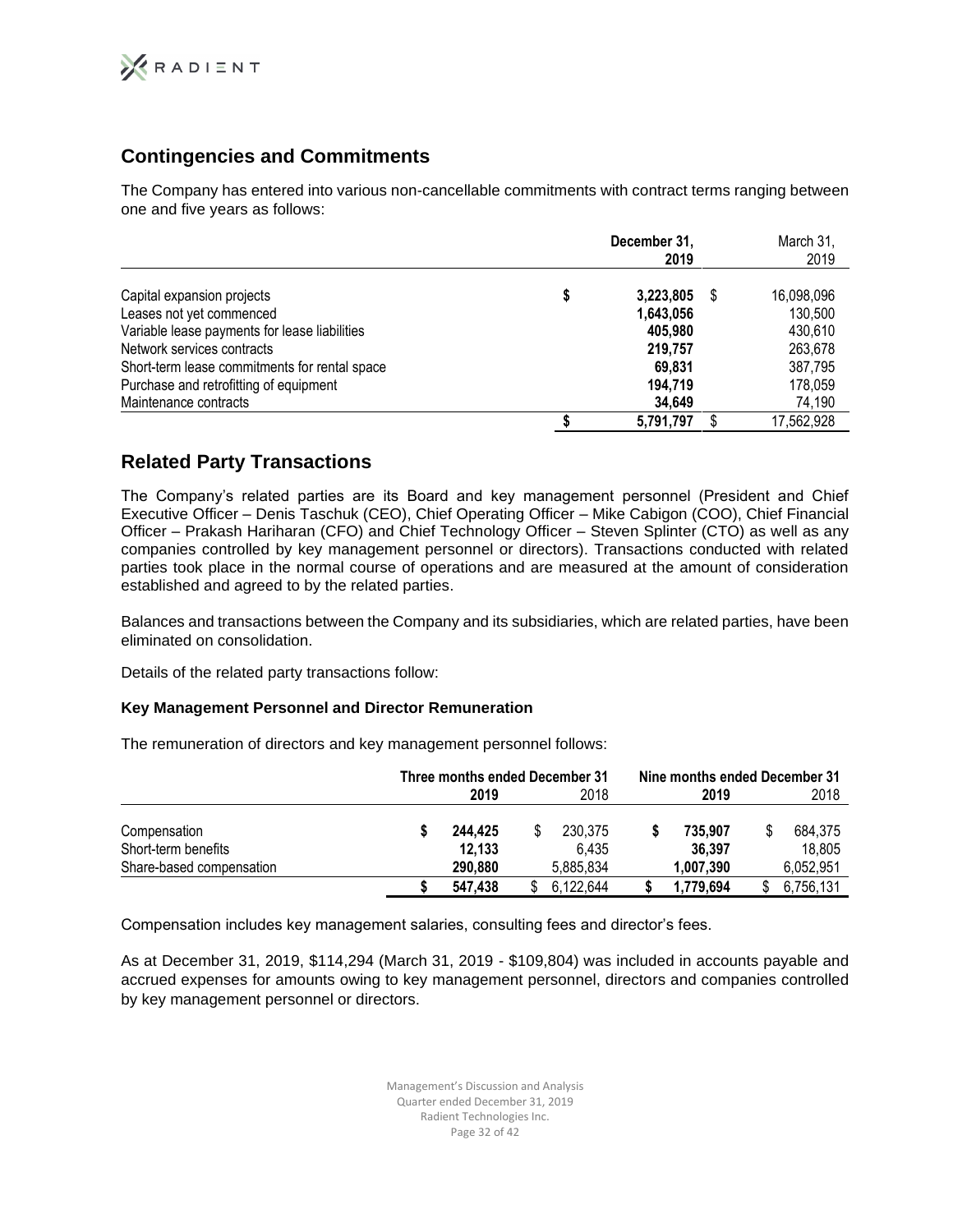## Contingencies and Commitments

The Company has entered into various non-cancellable commitments with contract terms ranging between one and five years as follows:

| | December 31, 2019 | March 31, 2019 |
|---|---|---|
| Capital expansion projects | $ 3,223,805 | $ 16,098,096 |
| Leases not yet commenced | 1,643,056 | 130,500 |
| Variable lease payments for lease liabilities | 405,980 | 430,610 |
| Network services contracts | 219,757 | 263,678 |
| Short-term lease commitments for rental space | 69,831 | 387,795 |
| Purchase and retrofitting of equipment | 194,719 | 178,059 |
| Maintenance contracts | 34,649 | 74,190 |
| | $ 5,791,797 | $ 17,562,928 |

## Related Party Transactions

The Company's related parties are its Board and key management personnel (President and Chief Executive Officer – Denis Taschuk (CEO), Chief Operating Officer – Mike Cabigon (COO), Chief Financial Officer – Prakash Hariharan (CFO) and Chief Technology Officer – Steven Splinter (CTO) as well as any companies controlled by key management personnel or directors). Transactions conducted with related parties took place in the normal course of operations and are measured at the amount of consideration established and agreed to by the related parties.

Balances and transactions between the Company and its subsidiaries, which are related parties, have been eliminated on consolidation.

Details of the related party transactions follow:

### Key Management Personnel and Director Remuneration

The remuneration of directors and key management personnel follows:

| | Three months ended December 31 | | Nine months ended December 31 | |
|---|---|---|---|---|
| | 2019 | 2018 | 2019 | 2018 |
| Compensation | $ 244,425 | $ 230,375 | $ 735,907 | $ 684,375 |
| Short-term benefits | 12,133 | 6,435 | 36,397 | 18,805 |
| Share-based compensation | 290,880 | 5,885,834 | 1,007,390 | 6,052,951 |
| | $ 547,438 | $ 6,122,644 | $ 1,779,694 | $ 6,756,131 |

Compensation includes key management salaries, consulting fees and director's fees.

As at December 31, 2019, $114,294 (March 31, 2019 - $109,804) was included in accounts payable and accrued expenses for amounts owing to key management personnel, directors and companies controlled by key management personnel or directors.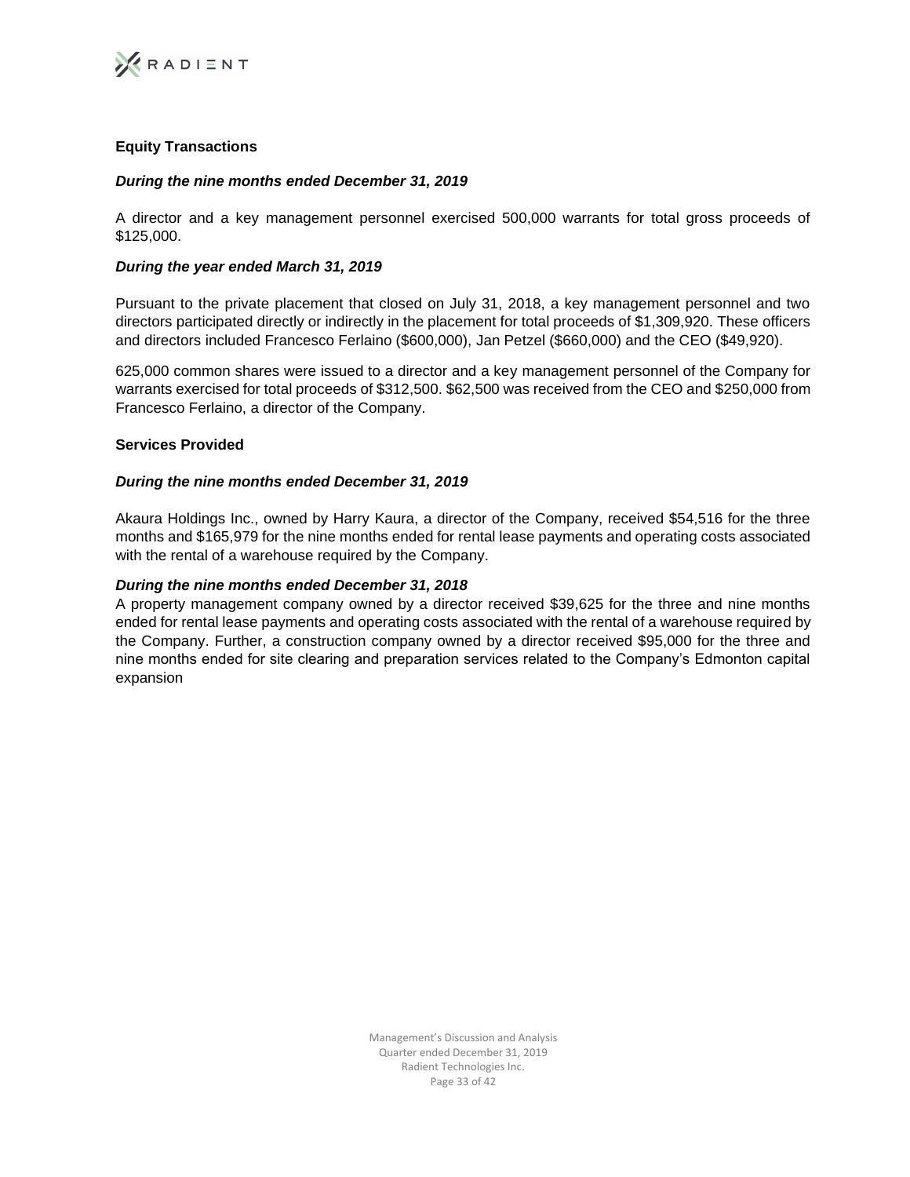### Equity Transactions

***During the nine months ended December 31, 2019***

A director and a key management personnel exercised 500,000 warrants for total gross proceeds of $125,000.

***During the year ended March 31, 2019***

Pursuant to the private placement that closed on July 31, 2018, a key management personnel and two directors participated directly or indirectly in the placement for total proceeds of $1,309,920. These officers and directors included Francesco Ferlaino ($600,000), Jan Petzel ($660,000) and the CEO ($49,920).

625,000 common shares were issued to a director and a key management personnel of the Company for warrants exercised for total proceeds of $312,500. $62,500 was received from the CEO and $250,000 from Francesco Ferlaino, a director of the Company.

### Services Provided

***During the nine months ended December 31, 2019***

Akaura Holdings Inc., owned by Harry Kaura, a director of the Company, received $54,516 for the three months and $165,979 for the nine months ended for rental lease payments and operating costs associated with the rental of a warehouse required by the Company.

***During the nine months ended December 31, 2018***

A property management company owned by a director received $39,625 for the three and nine months ended for rental lease payments and operating costs associated with the rental of a warehouse required by the Company. Further, a construction company owned by a director received $95,000 for the three and nine months ended for site clearing and preparation services related to the Company's Edmonton capital expansion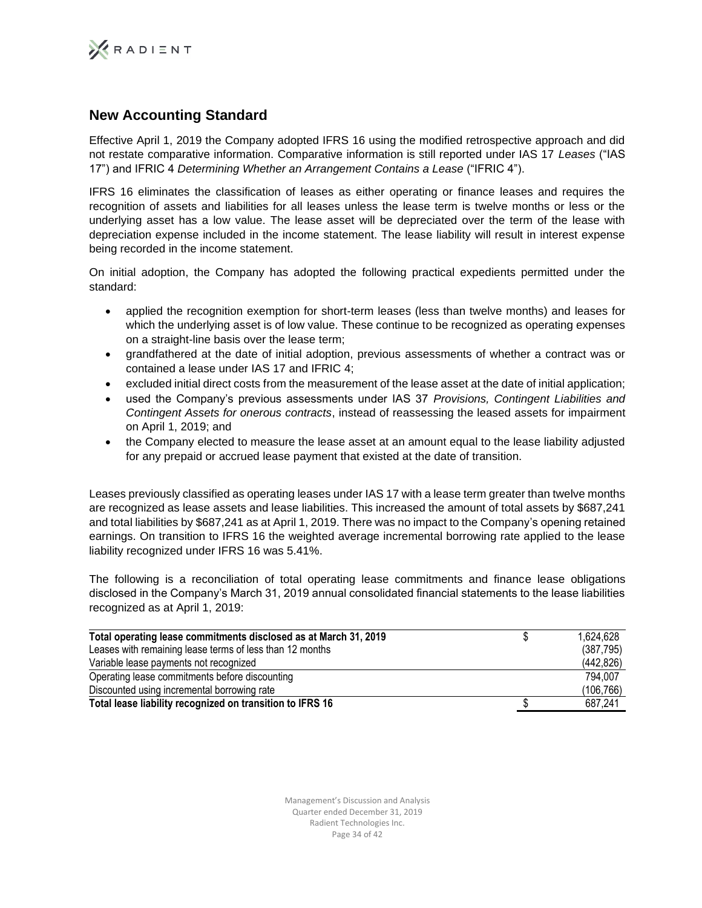## New Accounting Standard

Effective April 1, 2019 the Company adopted IFRS 16 using the modified retrospective approach and did not restate comparative information. Comparative information is still reported under IAS 17 *Leases* ("IAS 17") and IFRIC 4 *Determining Whether an Arrangement Contains a Lease* ("IFRIC 4").

IFRS 16 eliminates the classification of leases as either operating or finance leases and requires the recognition of assets and liabilities for all leases unless the lease term is twelve months or less or the underlying asset has a low value. The lease asset will be depreciated over the term of the lease with depreciation expense included in the income statement. The lease liability will result in interest expense being recorded in the income statement.

On initial adoption, the Company has adopted the following practical expedients permitted under the standard:

- applied the recognition exemption for short-term leases (less than twelve months) and leases for which the underlying asset is of low value. These continue to be recognized as operating expenses on a straight-line basis over the lease term;
- grandfathered at the date of initial adoption, previous assessments of whether a contract was or contained a lease under IAS 17 and IFRIC 4;
- excluded initial direct costs from the measurement of the lease asset at the date of initial application;
- used the Company's previous assessments under IAS 37 *Provisions, Contingent Liabilities and Contingent Assets for onerous contracts*, instead of reassessing the leased assets for impairment on April 1, 2019; and
- the Company elected to measure the lease asset at an amount equal to the lease liability adjusted for any prepaid or accrued lease payment that existed at the date of transition.

Leases previously classified as operating leases under IAS 17 with a lease term greater than twelve months are recognized as lease assets and lease liabilities. This increased the amount of total assets by $687,241 and total liabilities by $687,241 as at April 1, 2019. There was no impact to the Company's opening retained earnings. On transition to IFRS 16 the weighted average incremental borrowing rate applied to the lease liability recognized under IFRS 16 was 5.41%.

The following is a reconciliation of total operating lease commitments and finance lease obligations disclosed in the Company's March 31, 2019 annual consolidated financial statements to the lease liabilities recognized as at April 1, 2019:

| | | |
|---|---|---|
| **Total operating lease commitments disclosed as at March 31, 2019** | $ | 1,624,628 |
| Leases with remaining lease terms of less than 12 months | | (387,795) |
| Variable lease payments not recognized | | (442,826) |
| Operating lease commitments before discounting | | 794,007 |
| Discounted using incremental borrowing rate | | (106,766) |
| **Total lease liability recognized on transition to IFRS 16** | $ | 687,241 |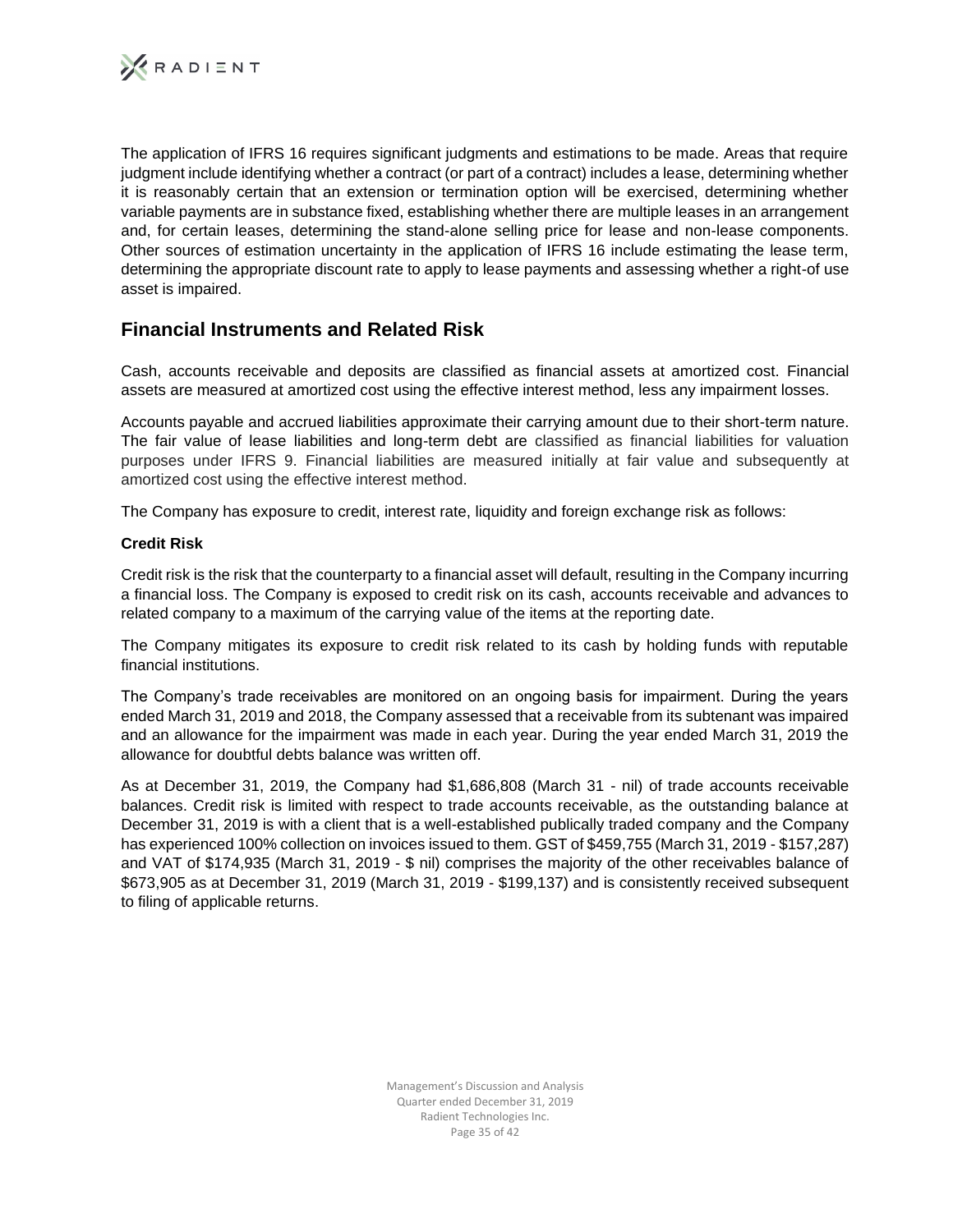The application of IFRS 16 requires significant judgments and estimations to be made. Areas that require judgment include identifying whether a contract (or part of a contract) includes a lease, determining whether it is reasonably certain that an extension or termination option will be exercised, determining whether variable payments are in substance fixed, establishing whether there are multiple leases in an arrangement and, for certain leases, determining the stand-alone selling price for lease and non-lease components. Other sources of estimation uncertainty in the application of IFRS 16 include estimating the lease term, determining the appropriate discount rate to apply to lease payments and assessing whether a right-of use asset is impaired.

## Financial Instruments and Related Risk

Cash, accounts receivable and deposits are classified as financial assets at amortized cost. Financial assets are measured at amortized cost using the effective interest method, less any impairment losses.

Accounts payable and accrued liabilities approximate their carrying amount due to their short-term nature. The fair value of lease liabilities and long-term debt are classified as financial liabilities for valuation purposes under IFRS 9. Financial liabilities are measured initially at fair value and subsequently at amortized cost using the effective interest method.

The Company has exposure to credit, interest rate, liquidity and foreign exchange risk as follows:

**Credit Risk**

Credit risk is the risk that the counterparty to a financial asset will default, resulting in the Company incurring a financial loss. The Company is exposed to credit risk on its cash, accounts receivable and advances to related company to a maximum of the carrying value of the items at the reporting date.

The Company mitigates its exposure to credit risk related to its cash by holding funds with reputable financial institutions.

The Company's trade receivables are monitored on an ongoing basis for impairment. During the years ended March 31, 2019 and 2018, the Company assessed that a receivable from its subtenant was impaired and an allowance for the impairment was made in each year. During the year ended March 31, 2019 the allowance for doubtful debts balance was written off.

As at December 31, 2019, the Company had $1,686,808 (March 31 - nil) of trade accounts receivable balances. Credit risk is limited with respect to trade accounts receivable, as the outstanding balance at December 31, 2019 is with a client that is a well-established publically traded company and the Company has experienced 100% collection on invoices issued to them. GST of $459,755 (March 31, 2019 - $157,287) and VAT of $174,935 (March 31, 2019 - $ nil) comprises the majority of the other receivables balance of $673,905 as at December 31, 2019 (March 31, 2019 - $199,137) and is consistently received subsequent to filing of applicable returns.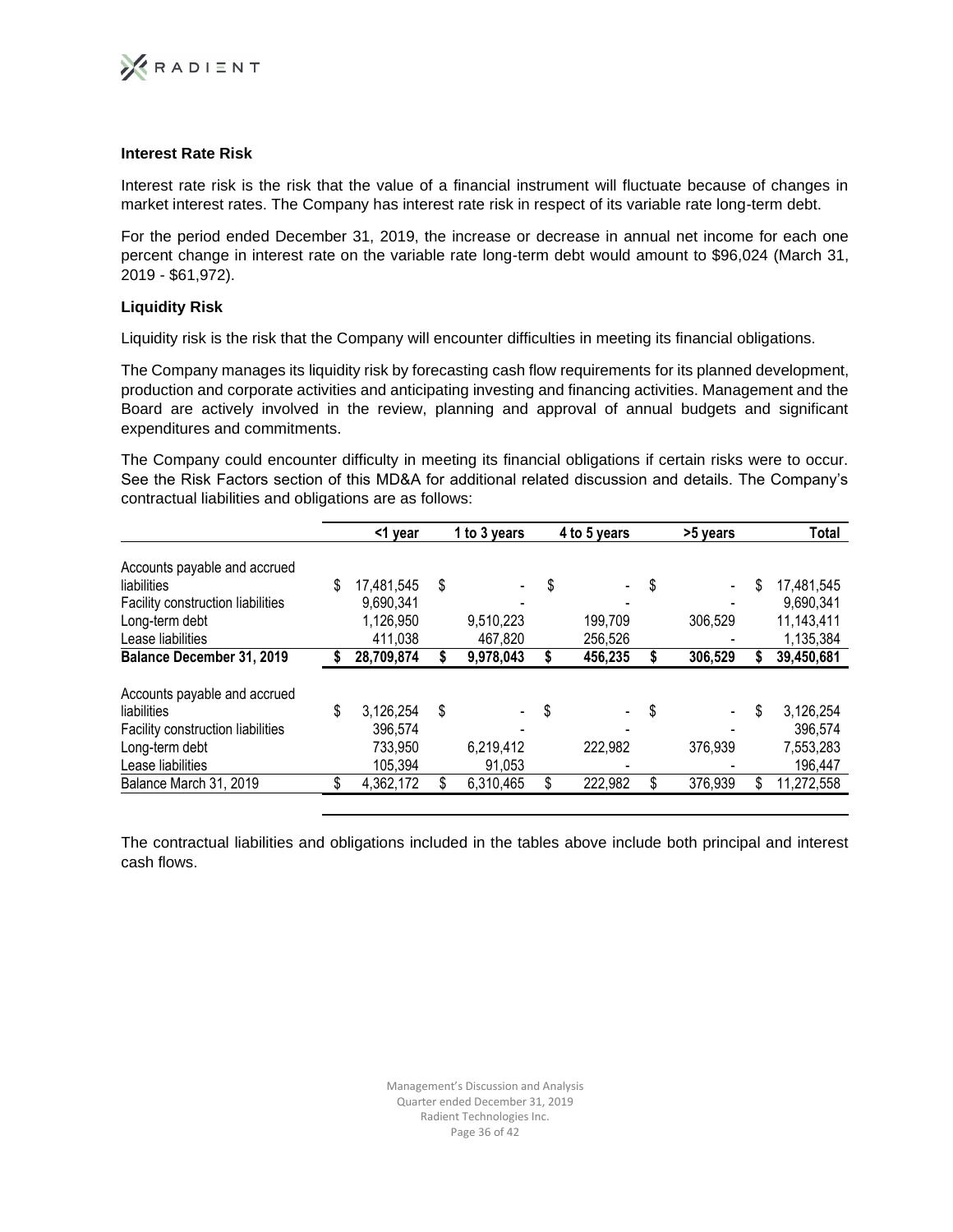### Interest Rate Risk

Interest rate risk is the risk that the value of a financial instrument will fluctuate because of changes in market interest rates. The Company has interest rate risk in respect of its variable rate long-term debt.

For the period ended December 31, 2019, the increase or decrease in annual net income for each one percent change in interest rate on the variable rate long-term debt would amount to $96,024 (March 31, 2019 - $61,972).

### Liquidity Risk

Liquidity risk is the risk that the Company will encounter difficulties in meeting its financial obligations.

The Company manages its liquidity risk by forecasting cash flow requirements for its planned development, production and corporate activities and anticipating investing and financing activities. Management and the Board are actively involved in the review, planning and approval of annual budgets and significant expenditures and commitments.

The Company could encounter difficulty in meeting its financial obligations if certain risks were to occur. See the Risk Factors section of this MD&A for additional related discussion and details. The Company's contractual liabilities and obligations are as follows:

| | <1 year | 1 to 3 years | 4 to 5 years | >5 years | Total |
|---|---|---|---|---|---|
| Accounts payable and accrued liabilities | $ 17,481,545 | $ - | $ - | $ - | $ 17,481,545 |
| Facility construction liabilities | 9,690,341 | - | - | - | 9,690,341 |
| Long-term debt | 1,126,950 | 9,510,223 | 199,709 | 306,529 | 11,143,411 |
| Lease liabilities | 411,038 | 467,820 | 256,526 | - | 1,135,384 |
| **Balance December 31, 2019** | **$ 28,709,874** | **$ 9,978,043** | **$ 456,235** | **$ 306,529** | **$ 39,450,681** |
| Accounts payable and accrued liabilities | $ 3,126,254 | $ - | $ - | $ - | $ 3,126,254 |
| Facility construction liabilities | 396,574 | - | - | - | 396,574 |
| Long-term debt | 733,950 | 6,219,412 | 222,982 | 376,939 | 7,553,283 |
| Lease liabilities | 105,394 | 91,053 | - | - | 196,447 |
| Balance March 31, 2019 | $ 4,362,172 | $ 6,310,465 | $ 222,982 | $ 376,939 | $ 11,272,558 |

The contractual liabilities and obligations included in the tables above include both principal and interest cash flows.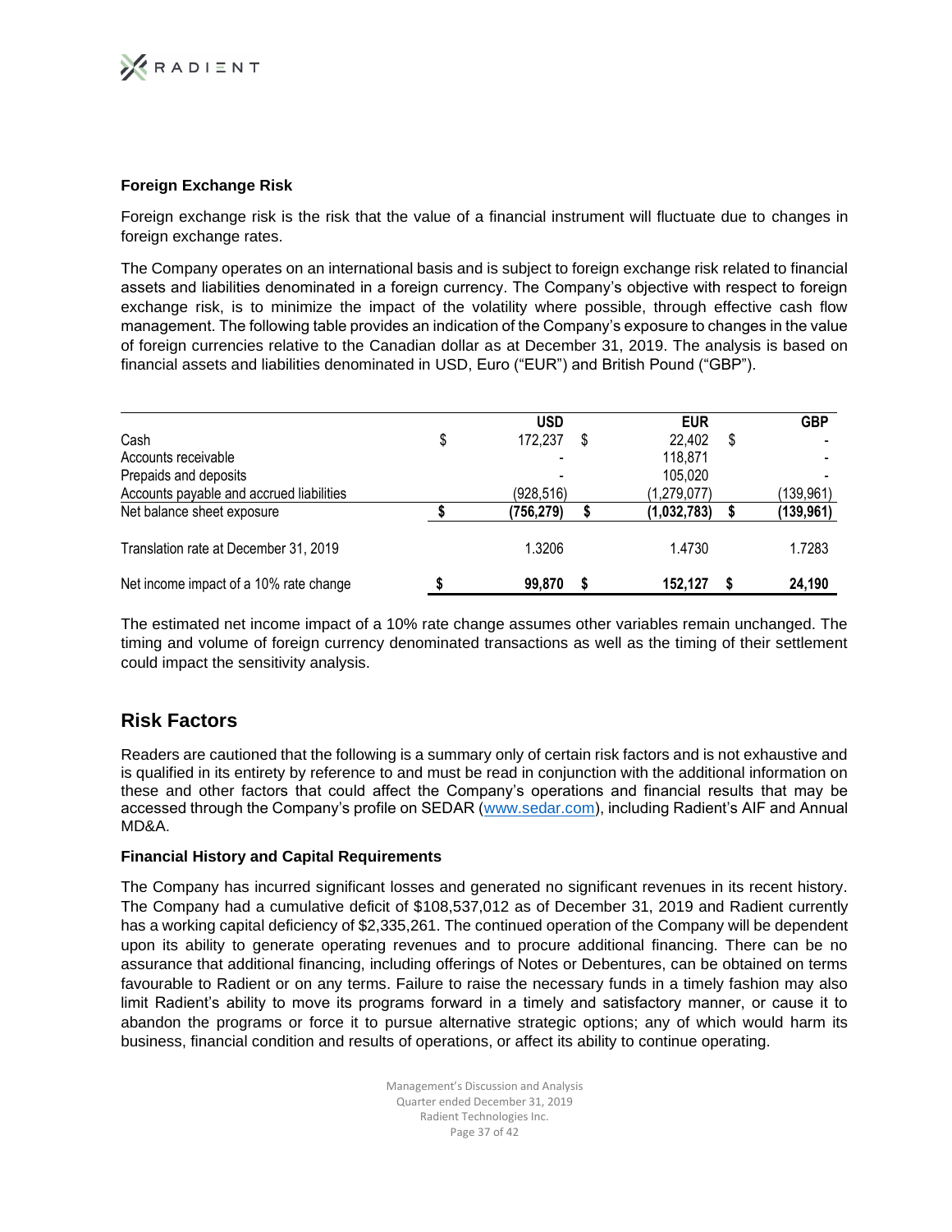#### Foreign Exchange Risk

Foreign exchange risk is the risk that the value of a financial instrument will fluctuate due to changes in foreign exchange rates.

The Company operates on an international basis and is subject to foreign exchange risk related to financial assets and liabilities denominated in a foreign currency. The Company's objective with respect to foreign exchange risk, is to minimize the impact of the volatility where possible, through effective cash flow management. The following table provides an indication of the Company's exposure to changes in the value of foreign currencies relative to the Canadian dollar as at December 31, 2019. The analysis is based on financial assets and liabilities denominated in USD, Euro ("EUR") and British Pound ("GBP").

| | USD | EUR | GBP |
|---|---|---|---|
| Cash | $ 172,237 | $ 22,402 | $ - |
| Accounts receivable | - | 118,871 | - |
| Prepaids and deposits | - | 105,020 | - |
| Accounts payable and accrued liabilities | (928,516) | (1,279,077) | (139,961) |
| **Net balance sheet exposure** | **$ (756,279)** | **$ (1,032,783)** | **$ (139,961)** |
| Translation rate at December 31, 2019 | 1.3206 | 1.4730 | 1.7283 |
| **Net income impact of a 10% rate change** | **$ 99,870** | **$ 152,127** | **$ 24,190** |

The estimated net income impact of a 10% rate change assumes other variables remain unchanged. The timing and volume of foreign currency denominated transactions as well as the timing of their settlement could impact the sensitivity analysis.

## Risk Factors

Readers are cautioned that the following is a summary only of certain risk factors and is not exhaustive and is qualified in its entirety by reference to and must be read in conjunction with the additional information on these and other factors that could affect the Company's operations and financial results that may be accessed through the Company's profile on SEDAR (www.sedar.com), including Radient's AIF and Annual MD&A.

#### Financial History and Capital Requirements

The Company has incurred significant losses and generated no significant revenues in its recent history. The Company had a cumulative deficit of $108,537,012 as of December 31, 2019 and Radient currently has a working capital deficiency of $2,335,261. The continued operation of the Company will be dependent upon its ability to generate operating revenues and to procure additional financing. There can be no assurance that additional financing, including offerings of Notes or Debentures, can be obtained on terms favourable to Radient or on any terms. Failure to raise the necessary funds in a timely fashion may also limit Radient's ability to move its programs forward in a timely and satisfactory manner, or cause it to abandon the programs or force it to pursue alternative strategic options; any of which would harm its business, financial condition and results of operations, or affect its ability to continue operating.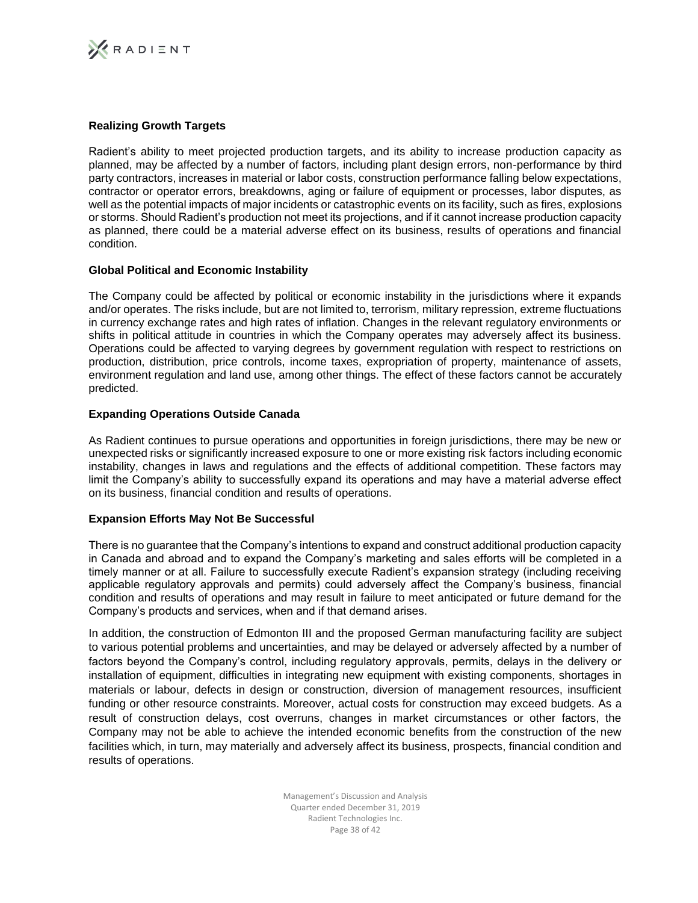**Realizing Growth Targets**

Radient's ability to meet projected production targets, and its ability to increase production capacity as planned, may be affected by a number of factors, including plant design errors, non-performance by third party contractors, increases in material or labor costs, construction performance falling below expectations, contractor or operator errors, breakdowns, aging or failure of equipment or processes, labor disputes, as well as the potential impacts of major incidents or catastrophic events on its facility, such as fires, explosions or storms. Should Radient's production not meet its projections, and if it cannot increase production capacity as planned, there could be a material adverse effect on its business, results of operations and financial condition.

**Global Political and Economic Instability**

The Company could be affected by political or economic instability in the jurisdictions where it expands and/or operates. The risks include, but are not limited to, terrorism, military repression, extreme fluctuations in currency exchange rates and high rates of inflation. Changes in the relevant regulatory environments or shifts in political attitude in countries in which the Company operates may adversely affect its business. Operations could be affected to varying degrees by government regulation with respect to restrictions on production, distribution, price controls, income taxes, expropriation of property, maintenance of assets, environment regulation and land use, among other things. The effect of these factors cannot be accurately predicted.

**Expanding Operations Outside Canada**

As Radient continues to pursue operations and opportunities in foreign jurisdictions, there may be new or unexpected risks or significantly increased exposure to one or more existing risk factors including economic instability, changes in laws and regulations and the effects of additional competition. These factors may limit the Company's ability to successfully expand its operations and may have a material adverse effect on its business, financial condition and results of operations.

**Expansion Efforts May Not Be Successful**

There is no guarantee that the Company's intentions to expand and construct additional production capacity in Canada and abroad and to expand the Company's marketing and sales efforts will be completed in a timely manner or at all. Failure to successfully execute Radient's expansion strategy (including receiving applicable regulatory approvals and permits) could adversely affect the Company's business, financial condition and results of operations and may result in failure to meet anticipated or future demand for the Company's products and services, when and if that demand arises.

In addition, the construction of Edmonton III and the proposed German manufacturing facility are subject to various potential problems and uncertainties, and may be delayed or adversely affected by a number of factors beyond the Company's control, including regulatory approvals, permits, delays in the delivery or installation of equipment, difficulties in integrating new equipment with existing components, shortages in materials or labour, defects in design or construction, diversion of management resources, insufficient funding or other resource constraints. Moreover, actual costs for construction may exceed budgets. As a result of construction delays, cost overruns, changes in market circumstances or other factors, the Company may not be able to achieve the intended economic benefits from the construction of the new facilities which, in turn, may materially and adversely affect its business, prospects, financial condition and results of operations.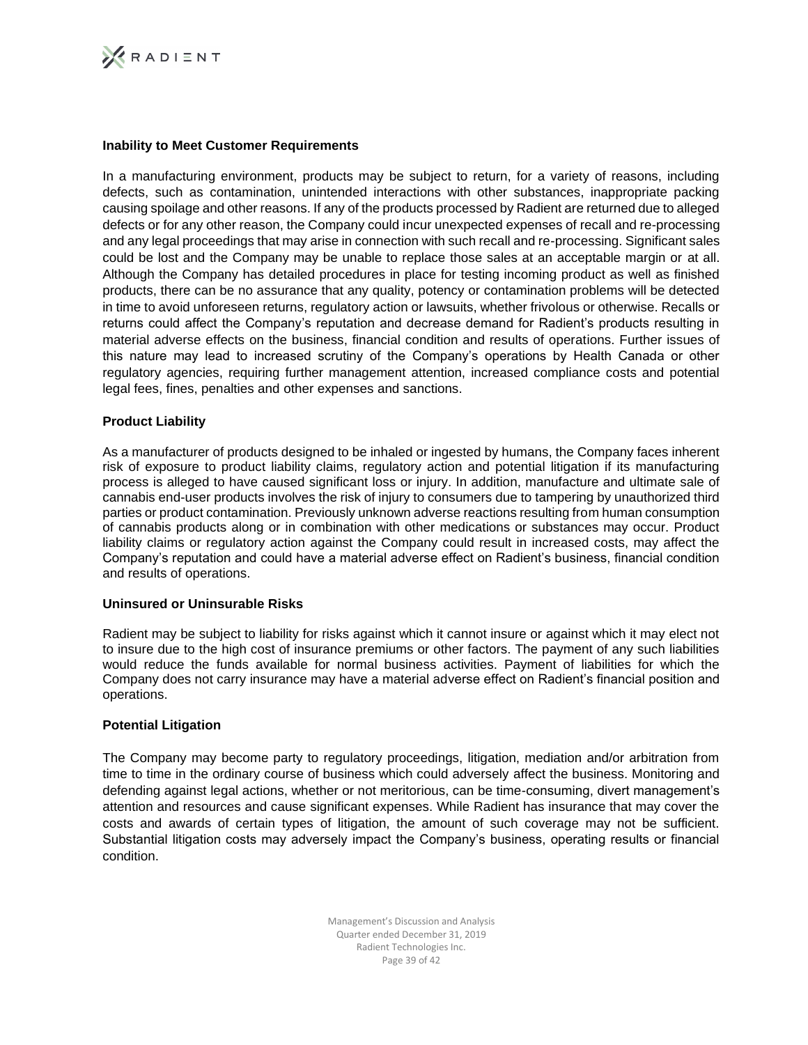### Inability to Meet Customer Requirements

In a manufacturing environment, products may be subject to return, for a variety of reasons, including defects, such as contamination, unintended interactions with other substances, inappropriate packing causing spoilage and other reasons. If any of the products processed by Radient are returned due to alleged defects or for any other reason, the Company could incur unexpected expenses of recall and re-processing and any legal proceedings that may arise in connection with such recall and re-processing. Significant sales could be lost and the Company may be unable to replace those sales at an acceptable margin or at all. Although the Company has detailed procedures in place for testing incoming product as well as finished products, there can be no assurance that any quality, potency or contamination problems will be detected in time to avoid unforeseen returns, regulatory action or lawsuits, whether frivolous or otherwise. Recalls or returns could affect the Company's reputation and decrease demand for Radient's products resulting in material adverse effects on the business, financial condition and results of operations. Further issues of this nature may lead to increased scrutiny of the Company's operations by Health Canada or other regulatory agencies, requiring further management attention, increased compliance costs and potential legal fees, fines, penalties and other expenses and sanctions.

### Product Liability

As a manufacturer of products designed to be inhaled or ingested by humans, the Company faces inherent risk of exposure to product liability claims, regulatory action and potential litigation if its manufacturing process is alleged to have caused significant loss or injury. In addition, manufacture and ultimate sale of cannabis end-user products involves the risk of injury to consumers due to tampering by unauthorized third parties or product contamination. Previously unknown adverse reactions resulting from human consumption of cannabis products along or in combination with other medications or substances may occur. Product liability claims or regulatory action against the Company could result in increased costs, may affect the Company's reputation and could have a material adverse effect on Radient's business, financial condition and results of operations.

### Uninsured or Uninsurable Risks

Radient may be subject to liability for risks against which it cannot insure or against which it may elect not to insure due to the high cost of insurance premiums or other factors. The payment of any such liabilities would reduce the funds available for normal business activities. Payment of liabilities for which the Company does not carry insurance may have a material adverse effect on Radient's financial position and operations.

### Potential Litigation

The Company may become party to regulatory proceedings, litigation, mediation and/or arbitration from time to time in the ordinary course of business which could adversely affect the business. Monitoring and defending against legal actions, whether or not meritorious, can be time-consuming, divert management's attention and resources and cause significant expenses. While Radient has insurance that may cover the costs and awards of certain types of litigation, the amount of such coverage may not be sufficient. Substantial litigation costs may adversely impact the Company's business, operating results or financial condition.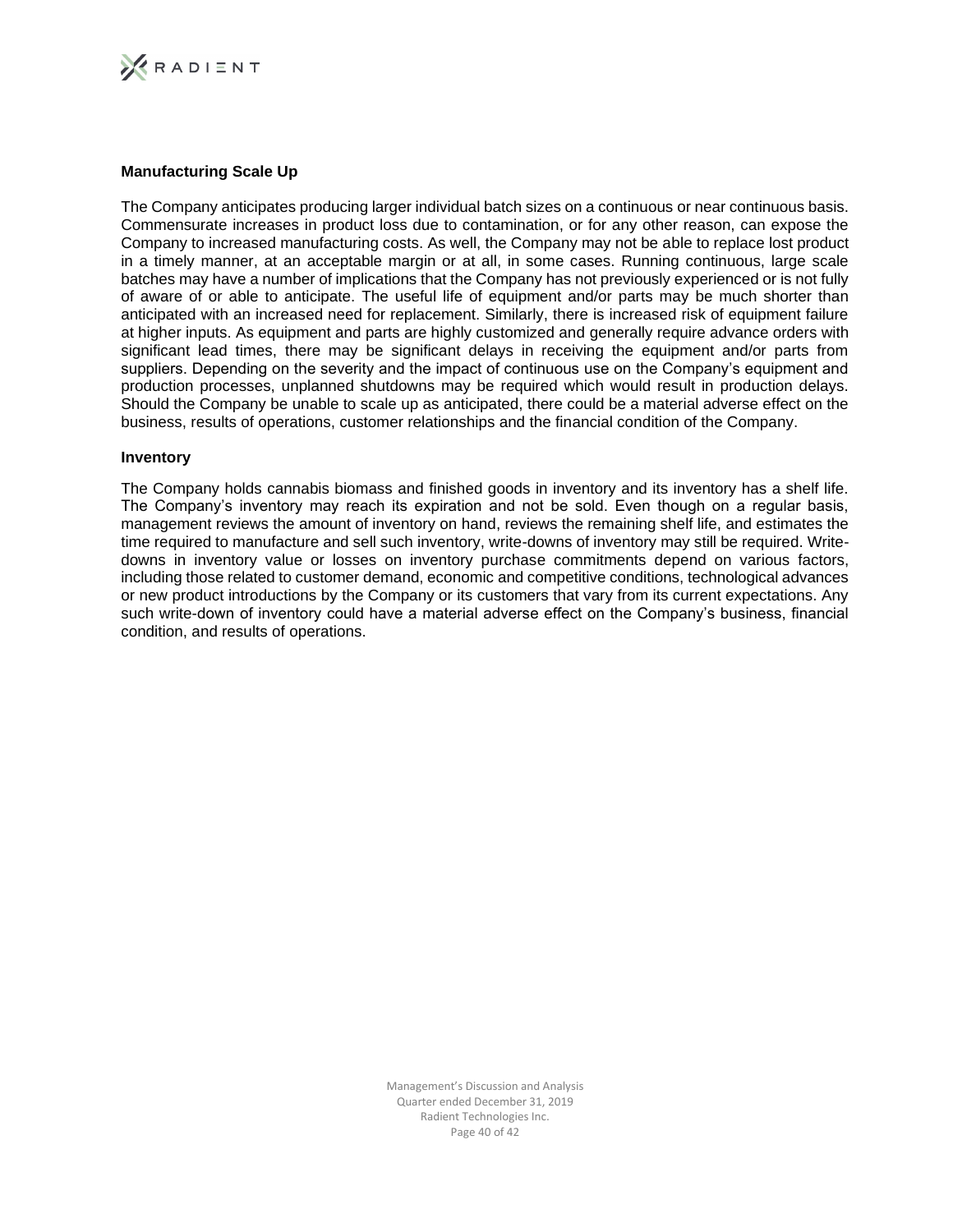### Manufacturing Scale Up

The Company anticipates producing larger individual batch sizes on a continuous or near continuous basis. Commensurate increases in product loss due to contamination, or for any other reason, can expose the Company to increased manufacturing costs. As well, the Company may not be able to replace lost product in a timely manner, at an acceptable margin or at all, in some cases. Running continuous, large scale batches may have a number of implications that the Company has not previously experienced or is not fully of aware of or able to anticipate. The useful life of equipment and/or parts may be much shorter than anticipated with an increased need for replacement. Similarly, there is increased risk of equipment failure at higher inputs. As equipment and parts are highly customized and generally require advance orders with significant lead times, there may be significant delays in receiving the equipment and/or parts from suppliers. Depending on the severity and the impact of continuous use on the Company's equipment and production processes, unplanned shutdowns may be required which would result in production delays. Should the Company be unable to scale up as anticipated, there could be a material adverse effect on the business, results of operations, customer relationships and the financial condition of the Company.

### Inventory

The Company holds cannabis biomass and finished goods in inventory and its inventory has a shelf life. The Company's inventory may reach its expiration and not be sold. Even though on a regular basis, management reviews the amount of inventory on hand, reviews the remaining shelf life, and estimates the time required to manufacture and sell such inventory, write-downs of inventory may still be required. Write-downs in inventory value or losses on inventory purchase commitments depend on various factors, including those related to customer demand, economic and competitive conditions, technological advances or new product introductions by the Company or its customers that vary from its current expectations. Any such write-down of inventory could have a material adverse effect on the Company's business, financial condition, and results of operations.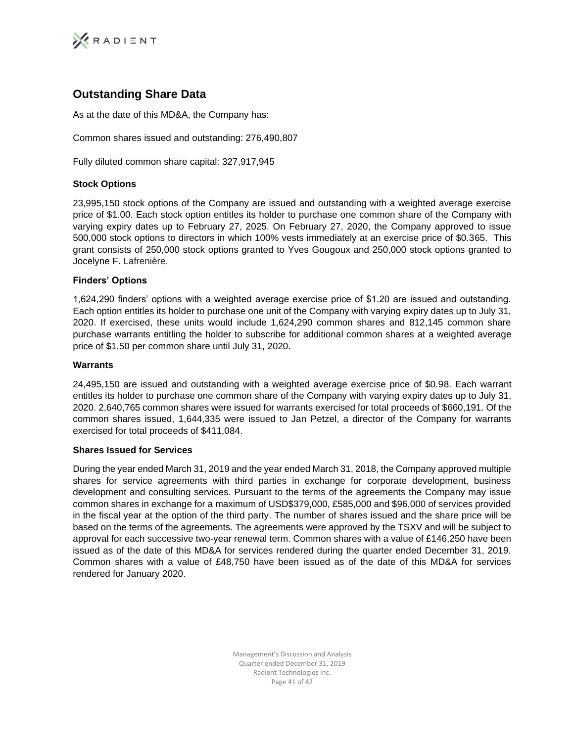## Outstanding Share Data

As at the date of this MD&A, the Company has:

Common shares issued and outstanding: 276,490,807

Fully diluted common share capital: 327,917,945

### Stock Options

23,995,150 stock options of the Company are issued and outstanding with a weighted average exercise price of $1.00. Each stock option entitles its holder to purchase one common share of the Company with varying expiry dates up to February 27, 2025. On February 27, 2020, the Company approved to issue 500,000 stock options to directors in which 100% vests immediately at an exercise price of $0.365. This grant consists of 250,000 stock options granted to Yves Gougoux and 250,000 stock options granted to Jocelyne F. Lafrenière.

### Finders' Options

1,624,290 finders' options with a weighted average exercise price of $1.20 are issued and outstanding. Each option entitles its holder to purchase one unit of the Company with varying expiry dates up to July 31, 2020. If exercised, these units would include 1,624,290 common shares and 812,145 common share purchase warrants entitling the holder to subscribe for additional common shares at a weighted average price of $1.50 per common share until July 31, 2020.

### Warrants

24,495,150 are issued and outstanding with a weighted average exercise price of $0.98. Each warrant entitles its holder to purchase one common share of the Company with varying expiry dates up to July 31, 2020. 2,640,765 common shares were issued for warrants exercised for total proceeds of $660,191. Of the common shares issued, 1,644,335 were issued to Jan Petzel, a director of the Company for warrants exercised for total proceeds of $411,084.

### Shares Issued for Services

During the year ended March 31, 2019 and the year ended March 31, 2018, the Company approved multiple shares for service agreements with third parties in exchange for corporate development, business development and consulting services. Pursuant to the terms of the agreements the Company may issue common shares in exchange for a maximum of USD$379,000, £585,000 and $96,000 of services provided in the fiscal year at the option of the third party. The number of shares issued and the share price will be based on the terms of the agreements. The agreements were approved by the TSXV and will be subject to approval for each successive two-year renewal term. Common shares with a value of £146,250 have been issued as of the date of this MD&A for services rendered during the quarter ended December 31, 2019. Common shares with a value of £48,750 have been issued as of the date of this MD&A for services rendered for January 2020.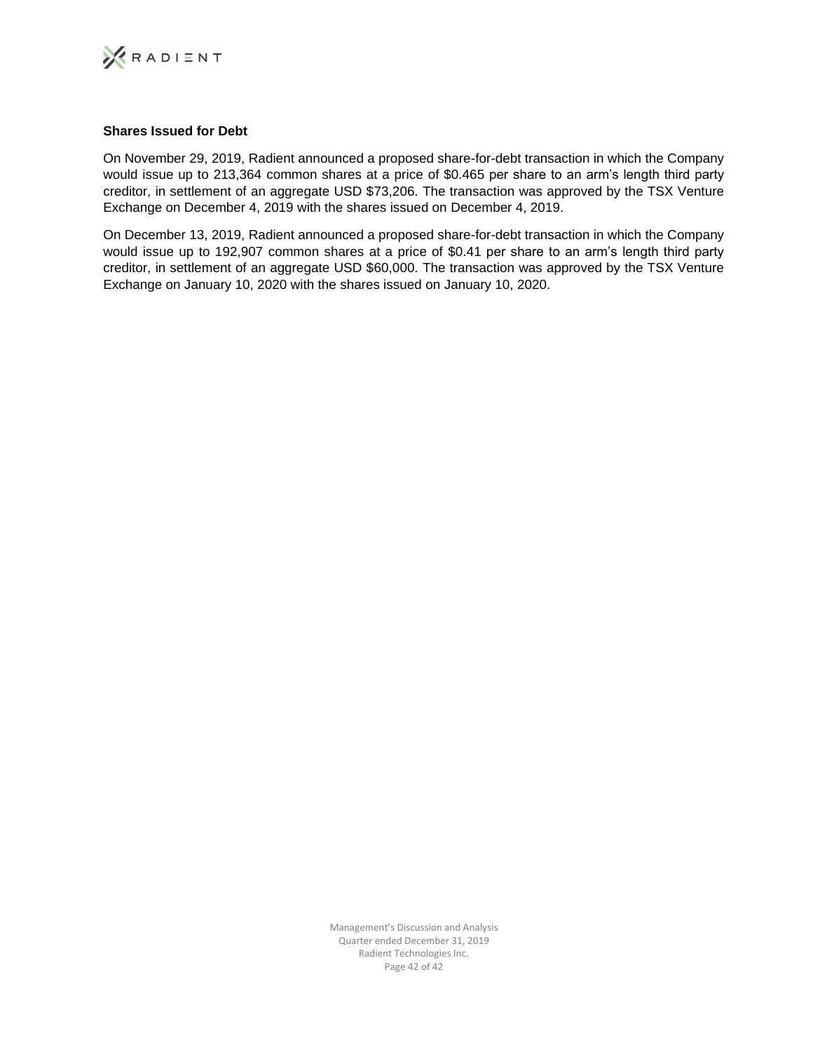### Shares Issued for Debt

On November 29, 2019, Radient announced a proposed share-for-debt transaction in which the Company would issue up to 213,364 common shares at a price of $0.465 per share to an arm's length third party creditor, in settlement of an aggregate USD $73,206. The transaction was approved by the TSX Venture Exchange on December 4, 2019 with the shares issued on December 4, 2019.

On December 13, 2019, Radient announced a proposed share-for-debt transaction in which the Company would issue up to 192,907 common shares at a price of $0.41 per share to an arm's length third party creditor, in settlement of an aggregate USD $60,000. The transaction was approved by the TSX Venture Exchange on January 10, 2020 with the shares issued on January 10, 2020.